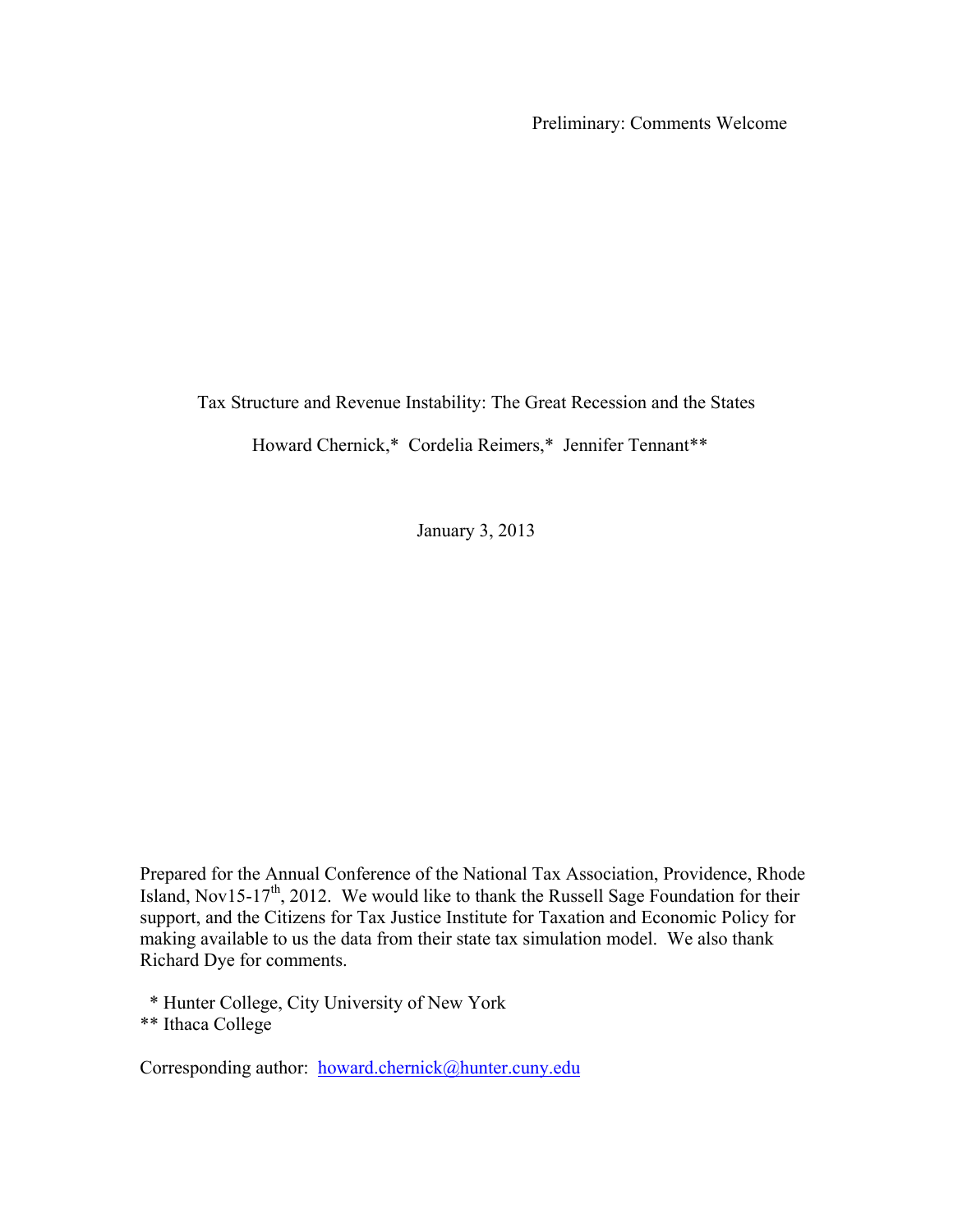Preliminary: Comments Welcome

# Tax Structure and Revenue Instability: The Great Recession and the States

Howard Chernick,* Cordelia Reimers,* Jennifer Tennant**

January 3, 2013

Prepared for the Annual Conference of the National Tax Association, Providence, Rhode Island, Nov15-17th, 2012. We would like to thank the Russell Sage Foundation for their support, and the Citizens for Tax Justice Institute for Taxation and Economic Policy for making available to us the data from their state tax simulation model. We also thank Richard Dye for comments.

\* Hunter College, City University of New York

** Ithaca College

Corresponding author: howard.chernick@hunter.cuny.edu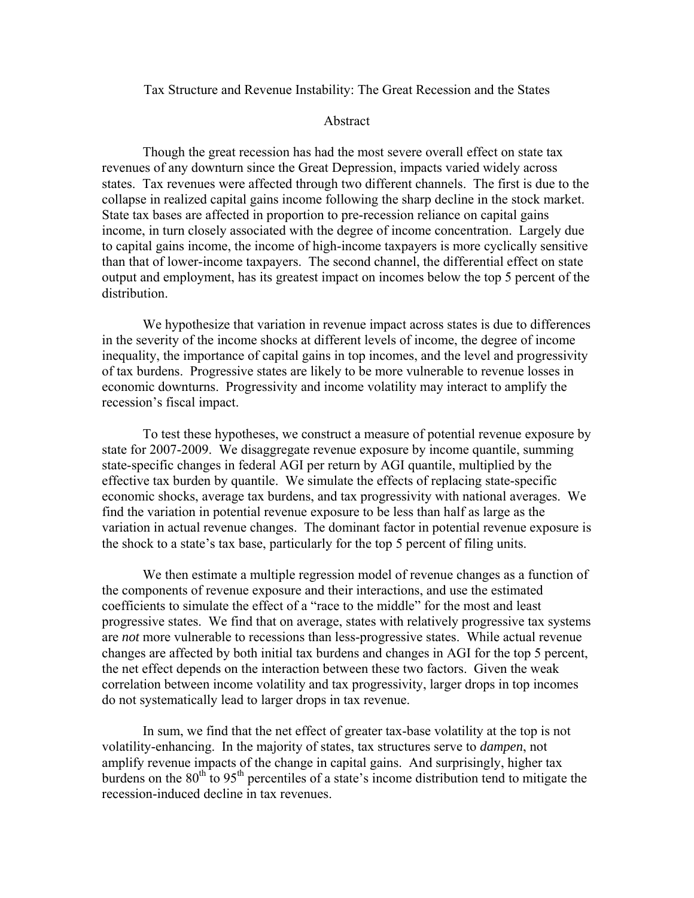# Tax Structure and Revenue Instability: The Great Recession and the States

## Abstract

Though the great recession has had the most severe overall effect on state tax revenues of any downturn since the Great Depression, impacts varied widely across states. Tax revenues were affected through two different channels. The first is due to the collapse in realized capital gains income following the sharp decline in the stock market. State tax bases are affected in proportion to pre-recession reliance on capital gains income, in turn closely associated with the degree of income concentration. Largely due to capital gains income, the income of high-income taxpayers is more cyclically sensitive than that of lower-income taxpayers. The second channel, the differential effect on state output and employment, has its greatest impact on incomes below the top 5 percent of the distribution.

We hypothesize that variation in revenue impact across states is due to differences in the severity of the income shocks at different levels of income, the degree of income inequality, the importance of capital gains in top incomes, and the level and progressivity of tax burdens. Progressive states are likely to be more vulnerable to revenue losses in economic downturns. Progressivity and income volatility may interact to amplify the recession's fiscal impact.

To test these hypotheses, we construct a measure of potential revenue exposure by state for 2007-2009. We disaggregate revenue exposure by income quantile, summing state-specific changes in federal AGI per return by AGI quantile, multiplied by the effective tax burden by quantile. We simulate the effects of replacing state-specific economic shocks, average tax burdens, and tax progressivity with national averages. We find the variation in potential revenue exposure to be less than half as large as the variation in actual revenue changes. The dominant factor in potential revenue exposure is the shock to a state's tax base, particularly for the top 5 percent of filing units.

We then estimate a multiple regression model of revenue changes as a function of the components of revenue exposure and their interactions, and use the estimated coefficients to simulate the effect of a "race to the middle" for the most and least progressive states. We find that on average, states with relatively progressive tax systems are *not* more vulnerable to recessions than less-progressive states. While actual revenue changes are affected by both initial tax burdens and changes in AGI for the top 5 percent, the net effect depends on the interaction between these two factors. Given the weak correlation between income volatility and tax progressivity, larger drops in top incomes do not systematically lead to larger drops in tax revenue.

In sum, we find that the net effect of greater tax-base volatility at the top is not volatility-enhancing. In the majority of states, tax structures serve to *dampen*, not amplify revenue impacts of the change in capital gains. And surprisingly, higher tax burdens on the $80^{th}$ to $95^{th}$ percentiles of a state's income distribution tend to mitigate the recession-induced decline in tax revenues.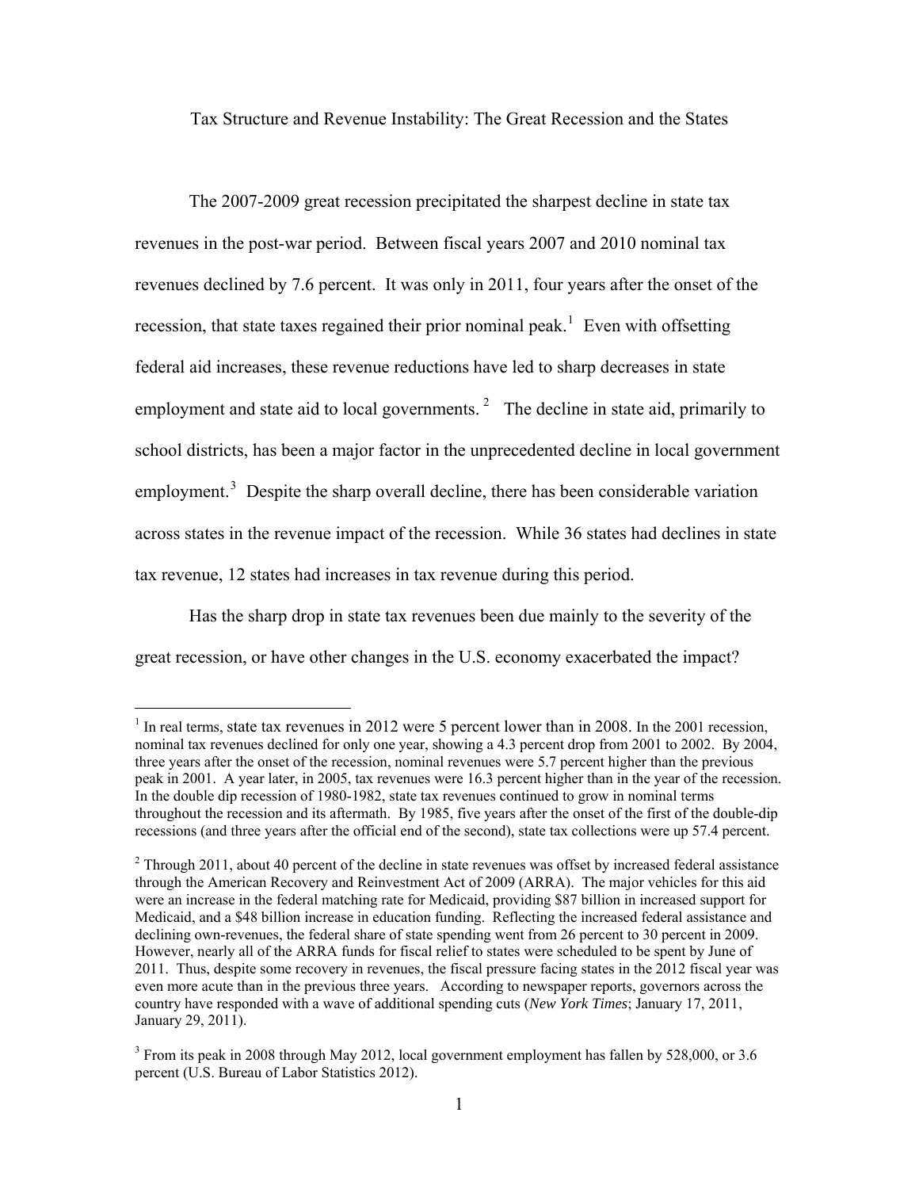# Tax Structure and Revenue Instability: The Great Recession and the States

The 2007-2009 great recession precipitated the sharpest decline in state tax revenues in the post-war period. Between fiscal years 2007 and 2010 nominal tax revenues declined by 7.6 percent. It was only in 2011, four years after the onset of the recession, that state taxes regained their prior nominal peak.[1] Even with offsetting federal aid increases, these revenue reductions have led to sharp decreases in state employment and state aid to local governments.[2] The decline in state aid, primarily to school districts, has been a major factor in the unprecedented decline in local government employment.[3] Despite the sharp overall decline, there has been considerable variation across states in the revenue impact of the recession. While 36 states had declines in state tax revenue, 12 states had increases in tax revenue during this period.

Has the sharp drop in state tax revenues been due mainly to the severity of the great recession, or have other changes in the U.S. economy exacerbated the impact?

---

[1] In real terms, state tax revenues in 2012 were 5 percent lower than in 2008. In the 2001 recession, nominal tax revenues declined for only one year, showing a 4.3 percent drop from 2001 to 2002. By 2004, three years after the onset of the recession, nominal revenues were 5.7 percent higher than the previous peak in 2001. A year later, in 2005, tax revenues were 16.3 percent higher than in the year of the recession. In the double dip recession of 1980-1982, state tax revenues continued to grow in nominal terms throughout the recession and its aftermath. By 1985, five years after the onset of the first of the double-dip recessions (and three years after the official end of the second), state tax collections were up 57.4 percent.

[2] Through 2011, about 40 percent of the decline in state revenues was offset by increased federal assistance through the American Recovery and Reinvestment Act of 2009 (ARRA). The major vehicles for this aid were an increase in the federal matching rate for Medicaid, providing $87 billion in increased support for Medicaid, and a $48 billion increase in education funding. Reflecting the increased federal assistance and declining own-revenues, the federal share of state spending went from 26 percent to 30 percent in 2009. However, nearly all of the ARRA funds for fiscal relief to states were scheduled to be spent by June of 2011. Thus, despite some recovery in revenues, the fiscal pressure facing states in the 2012 fiscal year was even more acute than in the previous three years. According to newspaper reports, governors across the country have responded with a wave of additional spending cuts (*New York Times*; January 17, 2011, January 29, 2011).

[3] From its peak in 2008 through May 2012, local government employment has fallen by 528,000, or 3.6 percent (U.S. Bureau of Labor Statistics 2012).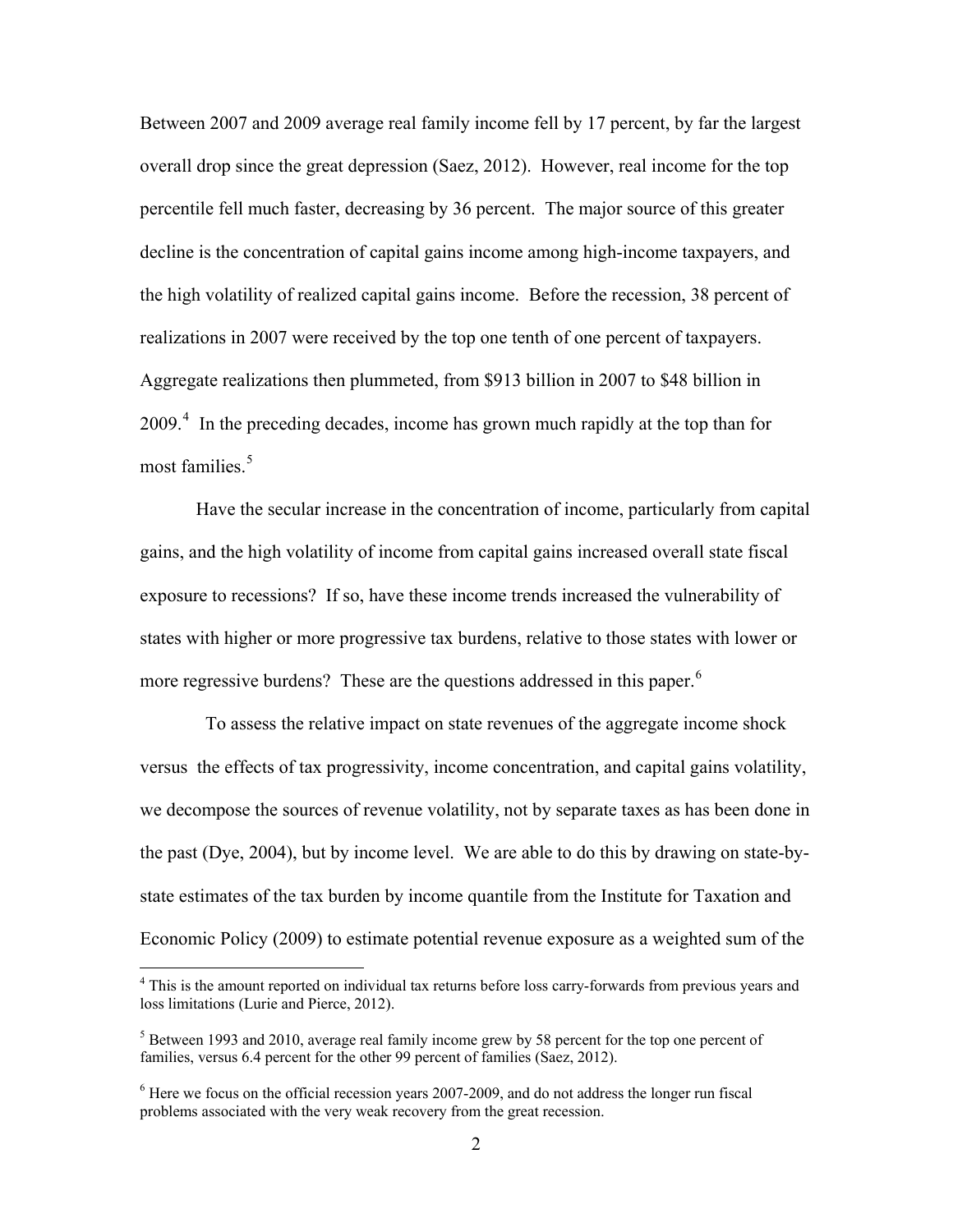Between 2007 and 2009 average real family income fell by 17 percent, by far the largest overall drop since the great depression (Saez, 2012). However, real income for the top percentile fell much faster, decreasing by 36 percent. The major source of this greater decline is the concentration of capital gains income among high-income taxpayers, and the high volatility of realized capital gains income. Before the recession, 38 percent of realizations in 2007 were received by the top one tenth of one percent of taxpayers. Aggregate realizations then plummeted, from \$913 billion in 2007 to \$48 billion in 2009.[4] In the preceding decades, income has grown much rapidly at the top than for most families.[5]

Have the secular increase in the concentration of income, particularly from capital gains, and the high volatility of income from capital gains increased overall state fiscal exposure to recessions? If so, have these income trends increased the vulnerability of states with higher or more progressive tax burdens, relative to those states with lower or more regressive burdens? These are the questions addressed in this paper.[6]

To assess the relative impact on state revenues of the aggregate income shock versus the effects of tax progressivity, income concentration, and capital gains volatility, we decompose the sources of revenue volatility, not by separate taxes as has been done in the past (Dye, 2004), but by income level. We are able to do this by drawing on state-by-state estimates of the tax burden by income quantile from the Institute for Taxation and Economic Policy (2009) to estimate potential revenue exposure as a weighted sum of the

[4] This is the amount reported on individual tax returns before loss carry-forwards from previous years and loss limitations (Lurie and Pierce, 2012).

[5] Between 1993 and 2010, average real family income grew by 58 percent for the top one percent of families, versus 6.4 percent for the other 99 percent of families (Saez, 2012).

[6] Here we focus on the official recession years 2007-2009, and do not address the longer run fiscal problems associated with the very weak recovery from the great recession.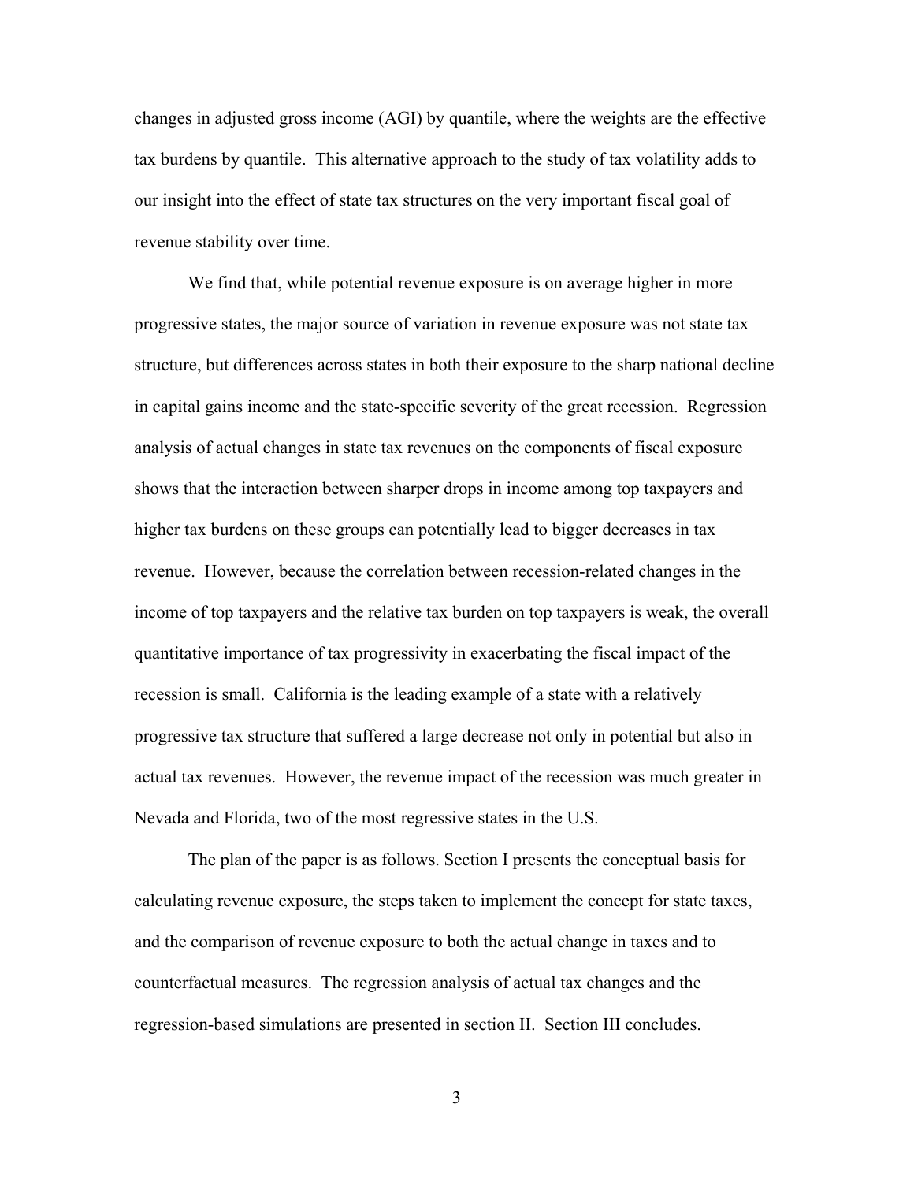changes in adjusted gross income (AGI) by quantile, where the weights are the effective tax burdens by quantile. This alternative approach to the study of tax volatility adds to our insight into the effect of state tax structures on the very important fiscal goal of revenue stability over time.

We find that, while potential revenue exposure is on average higher in more progressive states, the major source of variation in revenue exposure was not state tax structure, but differences across states in both their exposure to the sharp national decline in capital gains income and the state-specific severity of the great recession. Regression analysis of actual changes in state tax revenues on the components of fiscal exposure shows that the interaction between sharper drops in income among top taxpayers and higher tax burdens on these groups can potentially lead to bigger decreases in tax revenue. However, because the correlation between recession-related changes in the income of top taxpayers and the relative tax burden on top taxpayers is weak, the overall quantitative importance of tax progressivity in exacerbating the fiscal impact of the recession is small. California is the leading example of a state with a relatively progressive tax structure that suffered a large decrease not only in potential but also in actual tax revenues. However, the revenue impact of the recession was much greater in Nevada and Florida, two of the most regressive states in the U.S.

The plan of the paper is as follows. Section I presents the conceptual basis for calculating revenue exposure, the steps taken to implement the concept for state taxes, and the comparison of revenue exposure to both the actual change in taxes and to counterfactual measures. The regression analysis of actual tax changes and the regression-based simulations are presented in section II. Section III concludes.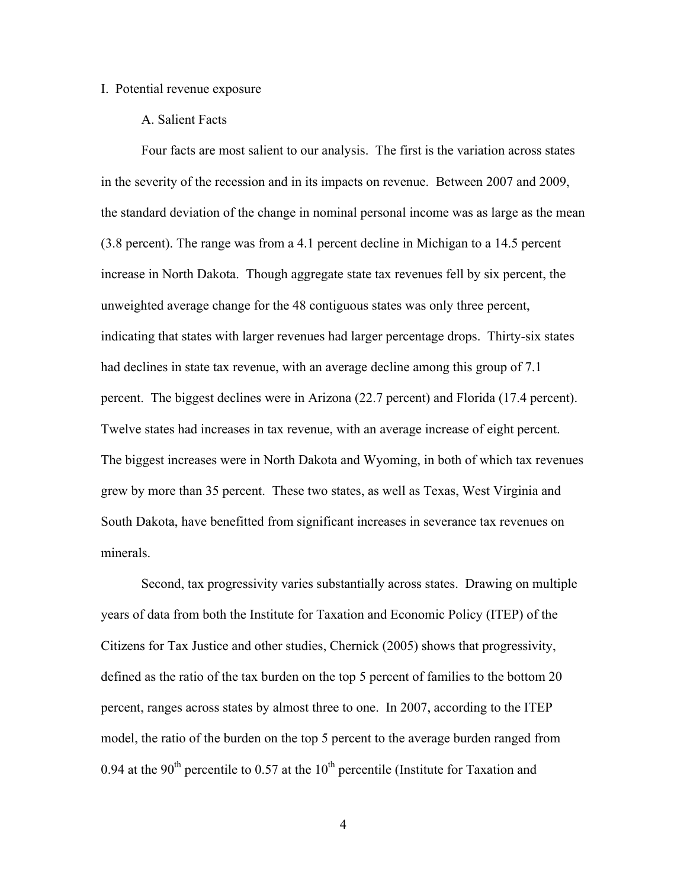I. Potential revenue exposure

A. Salient Facts

Four facts are most salient to our analysis. The first is the variation across states in the severity of the recession and in its impacts on revenue. Between 2007 and 2009, the standard deviation of the change in nominal personal income was as large as the mean (3.8 percent). The range was from a 4.1 percent decline in Michigan to a 14.5 percent increase in North Dakota. Though aggregate state tax revenues fell by six percent, the unweighted average change for the 48 contiguous states was only three percent, indicating that states with larger revenues had larger percentage drops. Thirty-six states had declines in state tax revenue, with an average decline among this group of 7.1 percent. The biggest declines were in Arizona (22.7 percent) and Florida (17.4 percent). Twelve states had increases in tax revenue, with an average increase of eight percent. The biggest increases were in North Dakota and Wyoming, in both of which tax revenues grew by more than 35 percent. These two states, as well as Texas, West Virginia and South Dakota, have benefitted from significant increases in severance tax revenues on minerals.

Second, tax progressivity varies substantially across states. Drawing on multiple years of data from both the Institute for Taxation and Economic Policy (ITEP) of the Citizens for Tax Justice and other studies, Chernick (2005) shows that progressivity, defined as the ratio of the tax burden on the top 5 percent of families to the bottom 20 percent, ranges across states by almost three to one. In 2007, according to the ITEP model, the ratio of the burden on the top 5 percent to the average burden ranged from 0.94 at the 90th percentile to 0.57 at the 10th percentile (Institute for Taxation and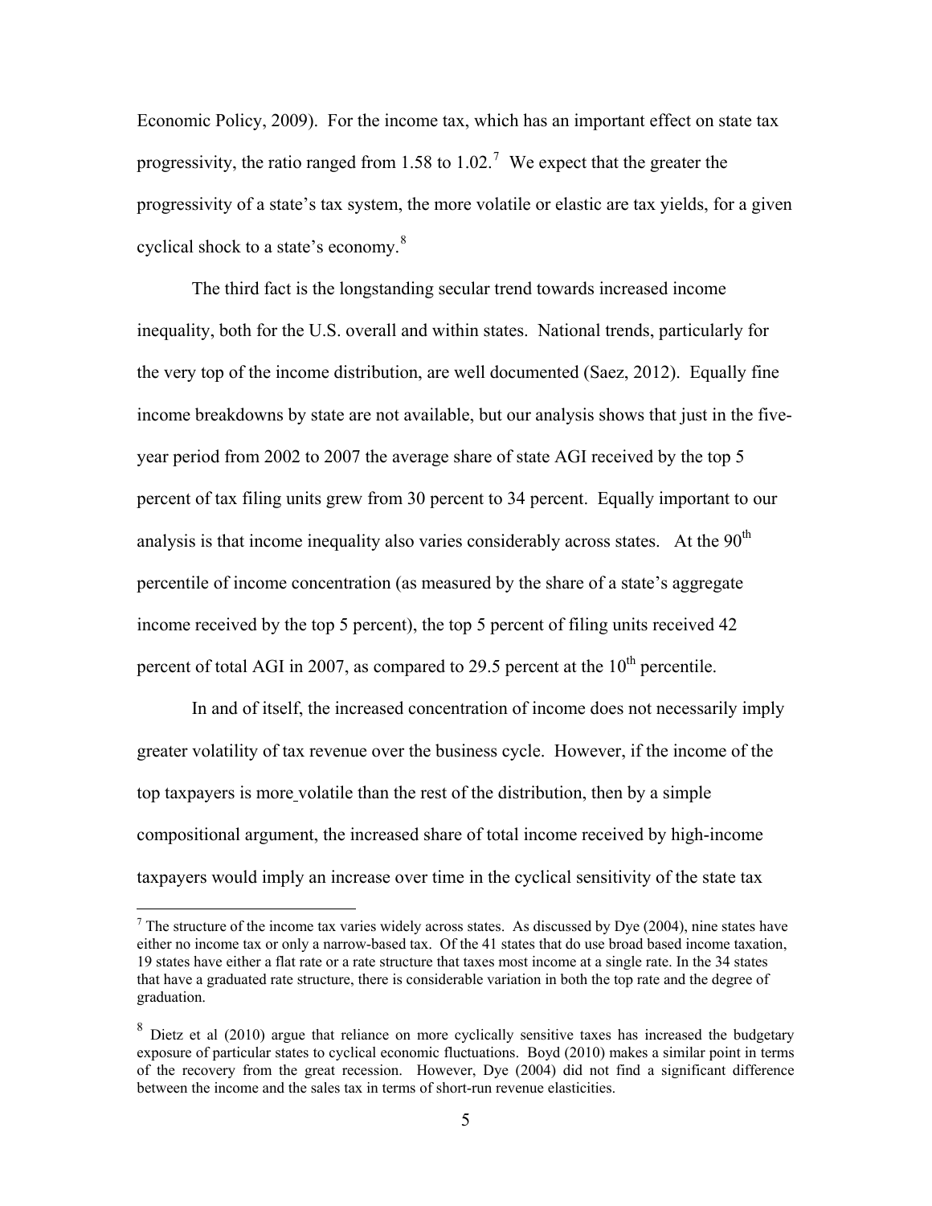Economic Policy, 2009). For the income tax, which has an important effect on state tax progressivity, the ratio ranged from 1.58 to 1.02.[7] We expect that the greater the progressivity of a state's tax system, the more volatile or elastic are tax yields, for a given cyclical shock to a state's economy.[8]

The third fact is the longstanding secular trend towards increased income inequality, both for the U.S. overall and within states. National trends, particularly for the very top of the income distribution, are well documented (Saez, 2012). Equally fine income breakdowns by state are not available, but our analysis shows that just in the five-year period from 2002 to 2007 the average share of state AGI received by the top 5 percent of tax filing units grew from 30 percent to 34 percent. Equally important to our analysis is that income inequality also varies considerably across states. At the 90th percentile of income concentration (as measured by the share of a state's aggregate income received by the top 5 percent), the top 5 percent of filing units received 42 percent of total AGI in 2007, as compared to 29.5 percent at the 10th percentile.

In and of itself, the increased concentration of income does not necessarily imply greater volatility of tax revenue over the business cycle. However, if the income of the top taxpayers is more volatile than the rest of the distribution, then by a simple compositional argument, the increased share of total income received by high-income taxpayers would imply an increase over time in the cyclical sensitivity of the state tax

[7] The structure of the income tax varies widely across states. As discussed by Dye (2004), nine states have either no income tax or only a narrow-based tax. Of the 41 states that do use broad based income taxation, 19 states have either a flat rate or a rate structure that taxes most income at a single rate. In the 34 states that have a graduated rate structure, there is considerable variation in both the top rate and the degree of graduation.

[8] Dietz et al (2010) argue that reliance on more cyclically sensitive taxes has increased the budgetary exposure of particular states to cyclical economic fluctuations. Boyd (2010) makes a similar point in terms of the recovery from the great recession. However, Dye (2004) did not find a significant difference between the income and the sales tax in terms of short-run revenue elasticities.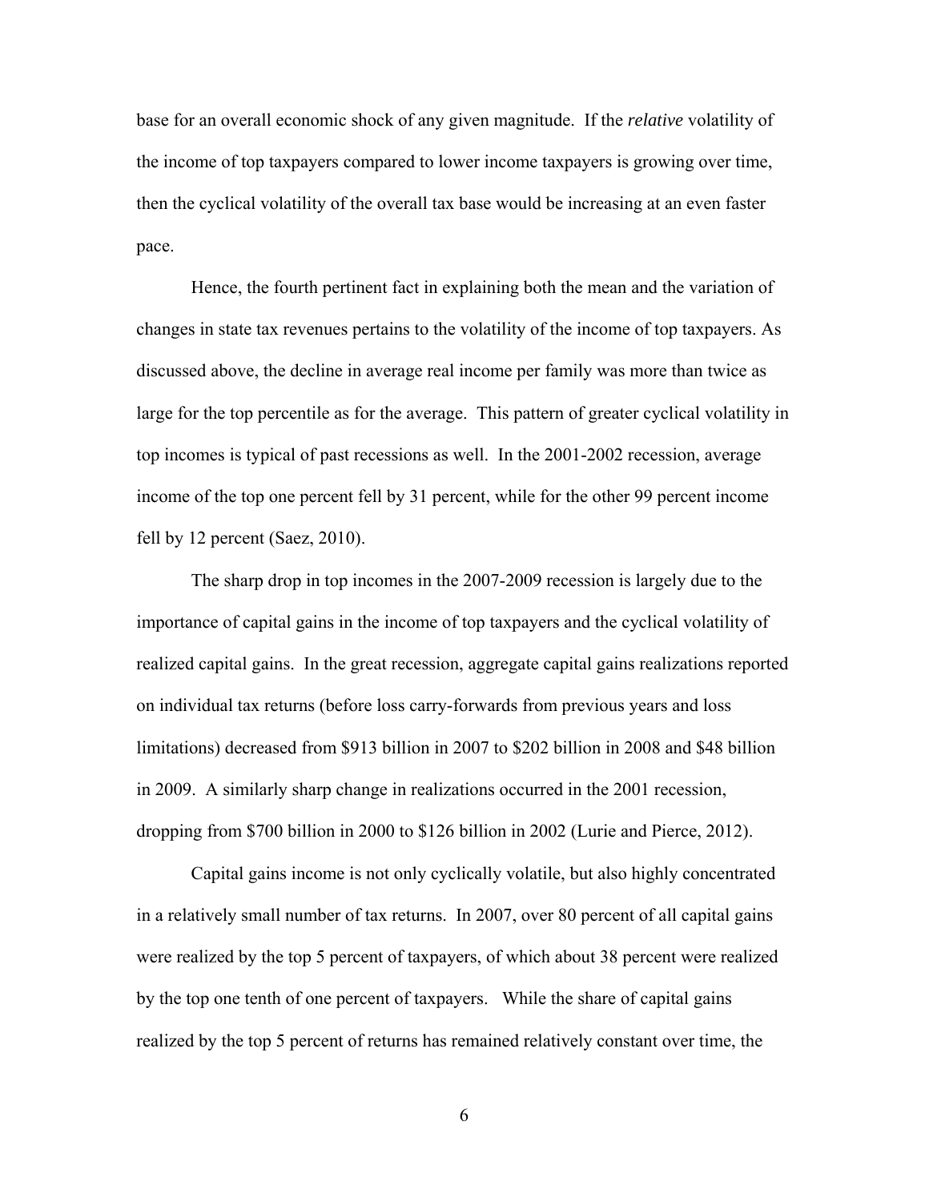base for an overall economic shock of any given magnitude. If the *relative* volatility of the income of top taxpayers compared to lower income taxpayers is growing over time, then the cyclical volatility of the overall tax base would be increasing at an even faster pace.

Hence, the fourth pertinent fact in explaining both the mean and the variation of changes in state tax revenues pertains to the volatility of the income of top taxpayers. As discussed above, the decline in average real income per family was more than twice as large for the top percentile as for the average. This pattern of greater cyclical volatility in top incomes is typical of past recessions as well. In the 2001-2002 recession, average income of the top one percent fell by 31 percent, while for the other 99 percent income fell by 12 percent (Saez, 2010).

The sharp drop in top incomes in the 2007-2009 recession is largely due to the importance of capital gains in the income of top taxpayers and the cyclical volatility of realized capital gains. In the great recession, aggregate capital gains realizations reported on individual tax returns (before loss carry-forwards from previous years and loss limitations) decreased from $913 billion in 2007 to $202 billion in 2008 and $48 billion in 2009. A similarly sharp change in realizations occurred in the 2001 recession, dropping from $700 billion in 2000 to $126 billion in 2002 (Lurie and Pierce, 2012).

Capital gains income is not only cyclically volatile, but also highly concentrated in a relatively small number of tax returns. In 2007, over 80 percent of all capital gains were realized by the top 5 percent of taxpayers, of which about 38 percent were realized by the top one tenth of one percent of taxpayers. While the share of capital gains realized by the top 5 percent of returns has remained relatively constant over time, the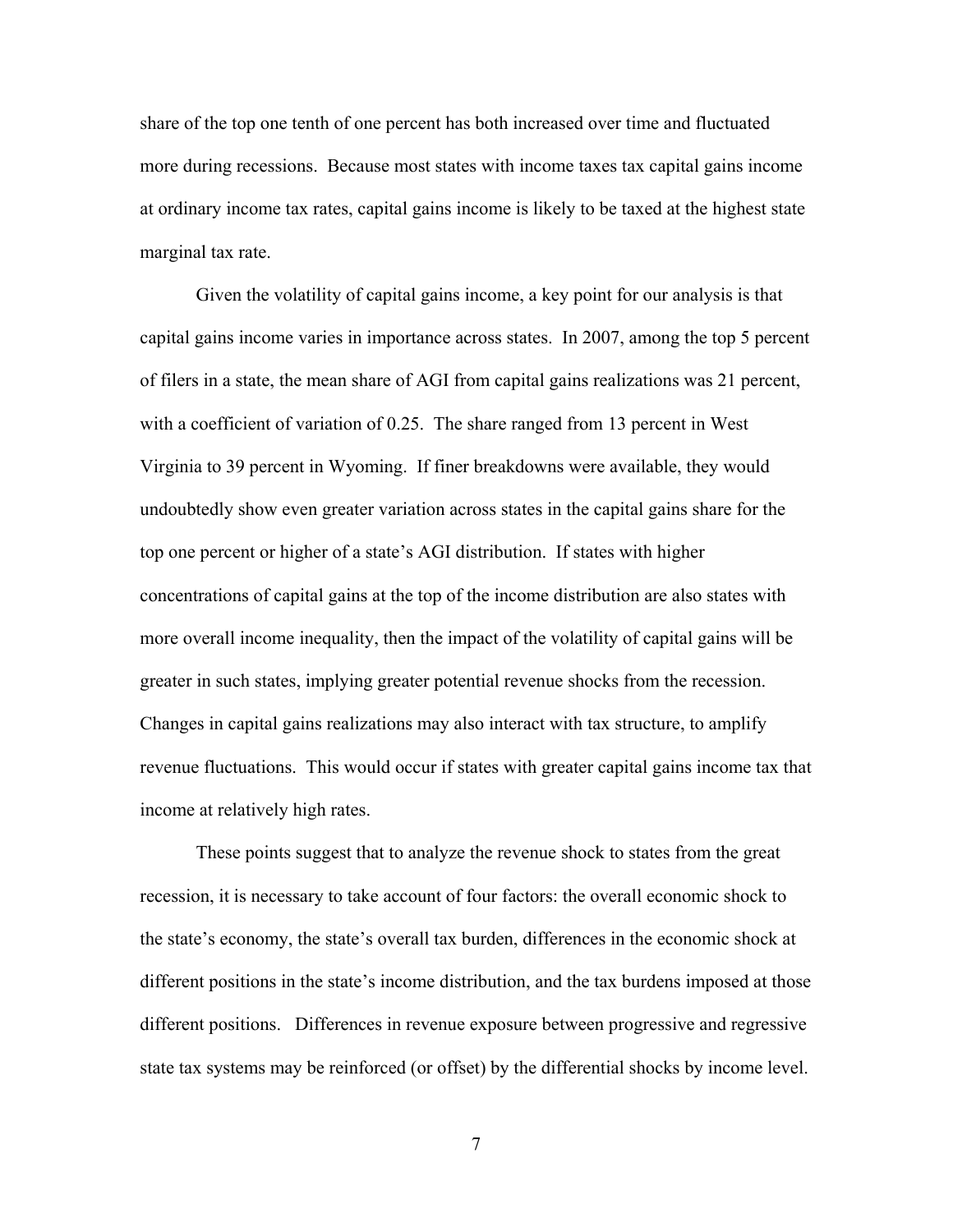share of the top one tenth of one percent has both increased over time and fluctuated more during recessions. Because most states with income taxes tax capital gains income at ordinary income tax rates, capital gains income is likely to be taxed at the highest state marginal tax rate.

Given the volatility of capital gains income, a key point for our analysis is that capital gains income varies in importance across states. In 2007, among the top 5 percent of filers in a state, the mean share of AGI from capital gains realizations was 21 percent, with a coefficient of variation of 0.25. The share ranged from 13 percent in West Virginia to 39 percent in Wyoming. If finer breakdowns were available, they would undoubtedly show even greater variation across states in the capital gains share for the top one percent or higher of a state's AGI distribution. If states with higher concentrations of capital gains at the top of the income distribution are also states with more overall income inequality, then the impact of the volatility of capital gains will be greater in such states, implying greater potential revenue shocks from the recession. Changes in capital gains realizations may also interact with tax structure, to amplify revenue fluctuations. This would occur if states with greater capital gains income tax that income at relatively high rates.

These points suggest that to analyze the revenue shock to states from the great recession, it is necessary to take account of four factors: the overall economic shock to the state's economy, the state's overall tax burden, differences in the economic shock at different positions in the state's income distribution, and the tax burdens imposed at those different positions. Differences in revenue exposure between progressive and regressive state tax systems may be reinforced (or offset) by the differential shocks by income level.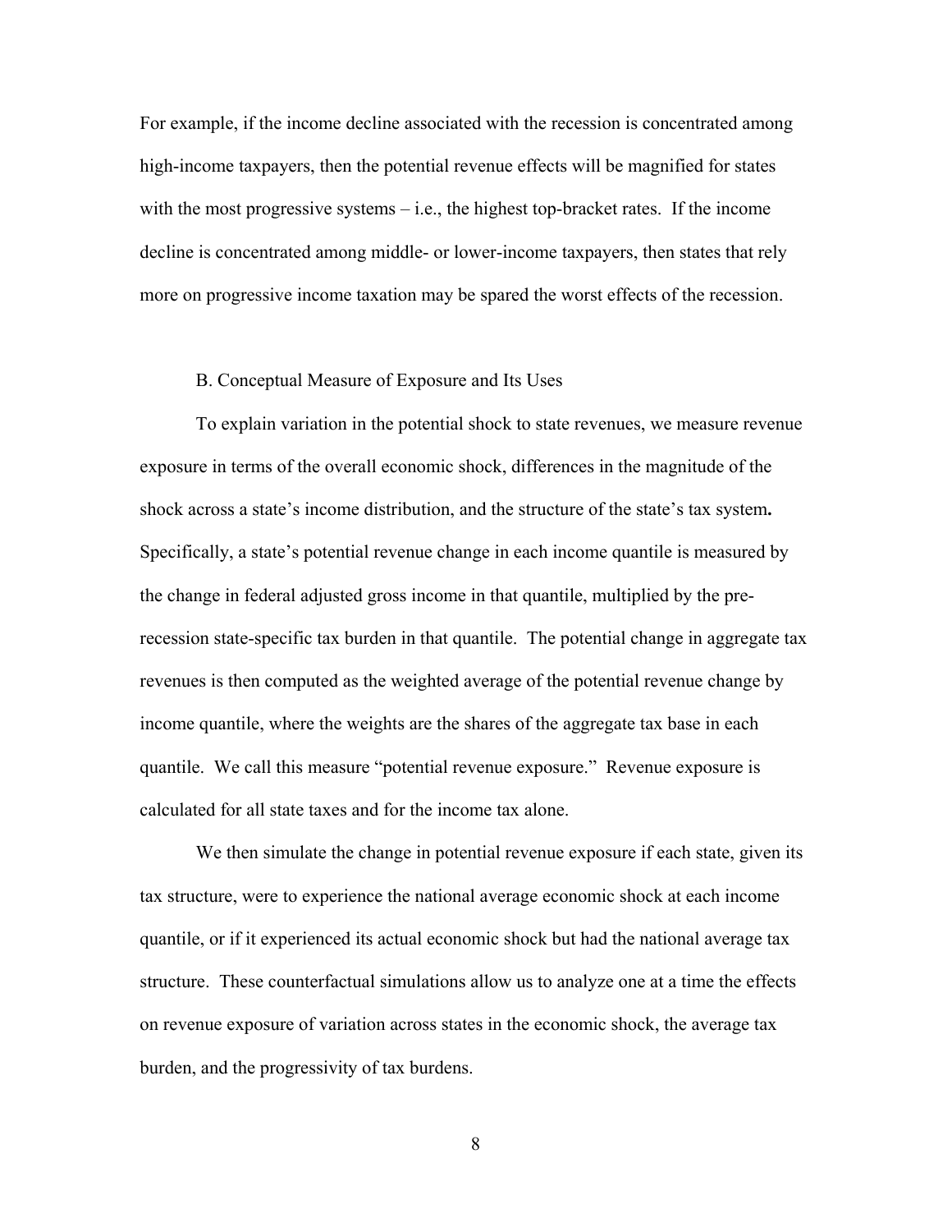For example, if the income decline associated with the recession is concentrated among high-income taxpayers, then the potential revenue effects will be magnified for states with the most progressive systems – i.e., the highest top-bracket rates. If the income decline is concentrated among middle- or lower-income taxpayers, then states that rely more on progressive income taxation may be spared the worst effects of the recession.

### B. Conceptual Measure of Exposure and Its Uses

To explain variation in the potential shock to state revenues, we measure revenue exposure in terms of the overall economic shock, differences in the magnitude of the shock across a state's income distribution, and the structure of the state's tax system**.** Specifically, a state's potential revenue change in each income quantile is measured by the change in federal adjusted gross income in that quantile, multiplied by the pre-recession state-specific tax burden in that quantile. The potential change in aggregate tax revenues is then computed as the weighted average of the potential revenue change by income quantile, where the weights are the shares of the aggregate tax base in each quantile. We call this measure "potential revenue exposure." Revenue exposure is calculated for all state taxes and for the income tax alone.

We then simulate the change in potential revenue exposure if each state, given its tax structure, were to experience the national average economic shock at each income quantile, or if it experienced its actual economic shock but had the national average tax structure. These counterfactual simulations allow us to analyze one at a time the effects on revenue exposure of variation across states in the economic shock, the average tax burden, and the progressivity of tax burdens.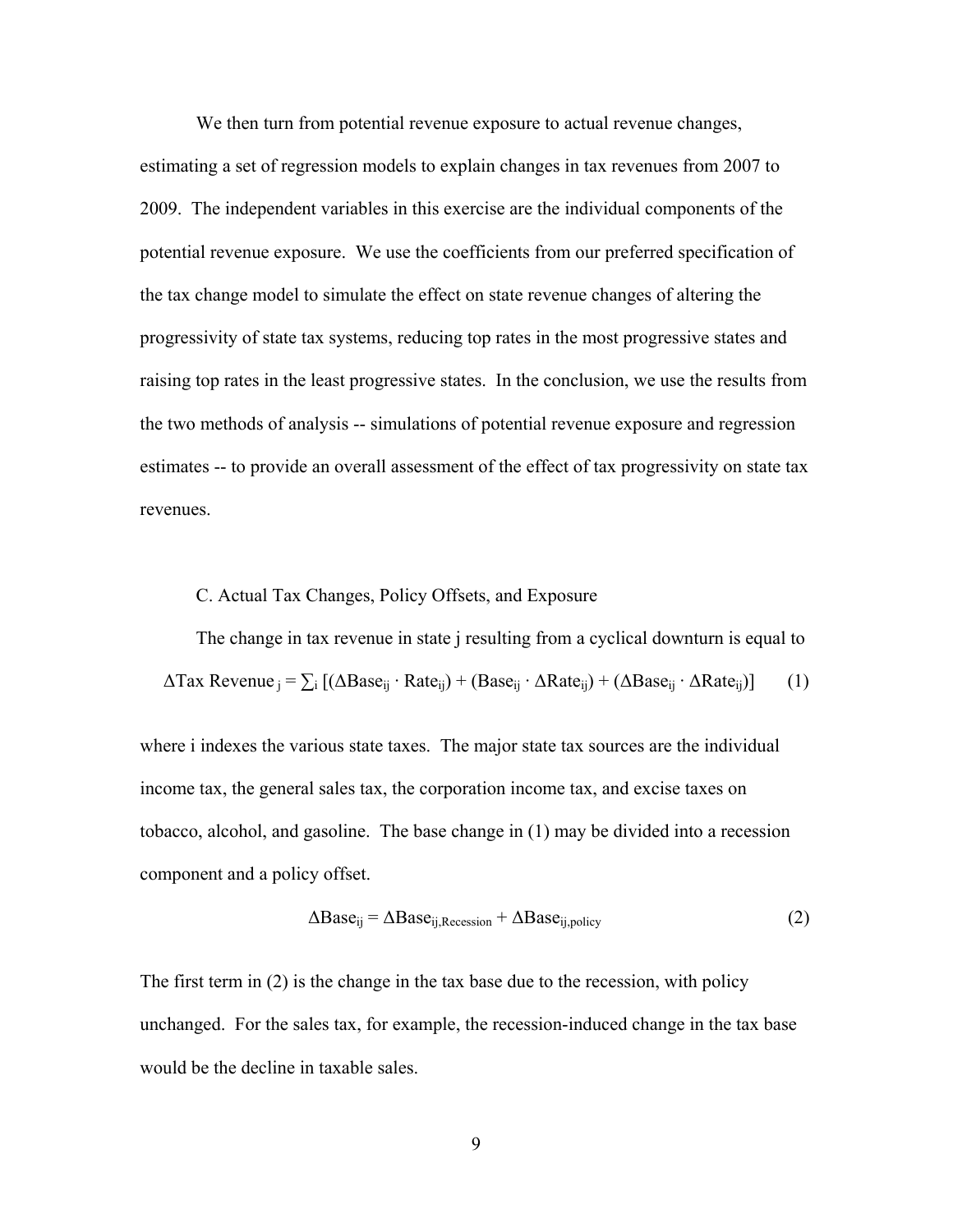We then turn from potential revenue exposure to actual revenue changes, estimating a set of regression models to explain changes in tax revenues from 2007 to 2009. The independent variables in this exercise are the individual components of the potential revenue exposure. We use the coefficients from our preferred specification of the tax change model to simulate the effect on state revenue changes of altering the progressivity of state tax systems, reducing top rates in the most progressive states and raising top rates in the least progressive states. In the conclusion, we use the results from the two methods of analysis -- simulations of potential revenue exposure and regression estimates -- to provide an overall assessment of the effect of tax progressivity on state tax revenues.

### C. Actual Tax Changes, Policy Offsets, and Exposure

The change in tax revenue in state j resulting from a cyclical downturn is equal to

$$\Delta \text{Tax Revenue}_j = \sum_i [(\Delta \text{Base}_{ij} \cdot \text{Rate}_{ij}) + (\text{Base}_{ij} \cdot \Delta \text{Rate}_{ij}) + (\Delta \text{Base}_{ij} \cdot \Delta \text{Rate}_{ij})] \qquad (1)$$

where i indexes the various state taxes. The major state tax sources are the individual income tax, the general sales tax, the corporation income tax, and excise taxes on tobacco, alcohol, and gasoline. The base change in (1) may be divided into a recession component and a policy offset.

$$\Delta \text{Base}_{ij} = \Delta \text{Base}_{ij,\text{Recession}} + \Delta \text{Base}_{ij,\text{policy}} \qquad (2)$$

The first term in (2) is the change in the tax base due to the recession, with policy unchanged. For the sales tax, for example, the recession-induced change in the tax base would be the decline in taxable sales.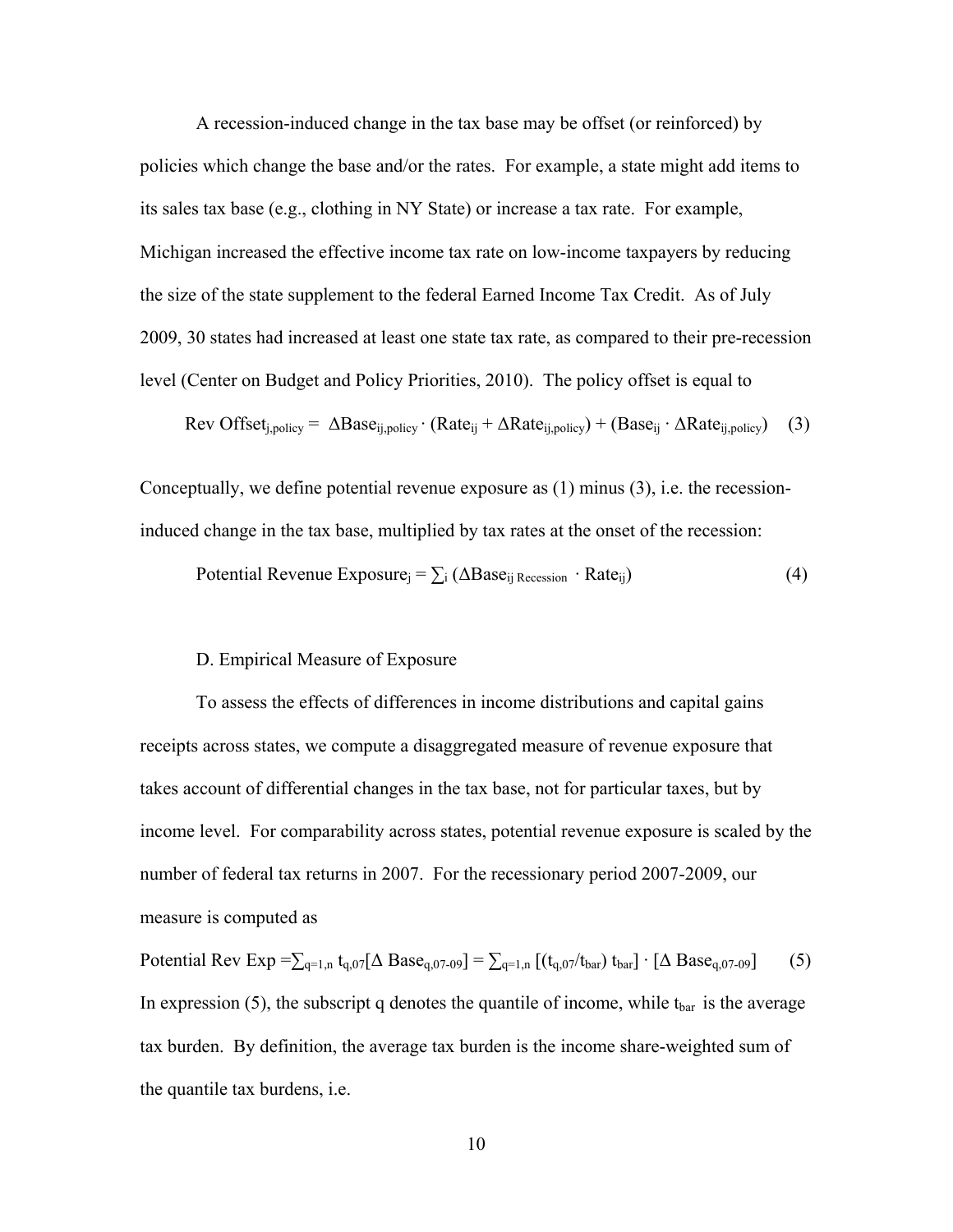A recession-induced change in the tax base may be offset (or reinforced) by policies which change the base and/or the rates. For example, a state might add items to its sales tax base (e.g., clothing in NY State) or increase a tax rate. For example, Michigan increased the effective income tax rate on low-income taxpayers by reducing the size of the state supplement to the federal Earned Income Tax Credit. As of July 2009, 30 states had increased at least one state tax rate, as compared to their pre-recession level (Center on Budget and Policy Priorities, 2010). The policy offset is equal to

$$\text{Rev Offset}_{j,policy} = \Delta\text{Base}_{ij,policy} \cdot (\text{Rate}_{ij} + \Delta\text{Rate}_{ij,policy}) + (\text{Base}_{ij} \cdot \Delta\text{Rate}_{ij,policy}) \quad (3)$$

Conceptually, we define potential revenue exposure as (1) minus (3), i.e. the recession-induced change in the tax base, multiplied by tax rates at the onset of the recession:

$$\text{Potential Revenue Exposure}_j = \sum_i (\Delta\text{Base}_{ij\ Recession} \cdot \text{Rate}_{ij}) \quad (4)$$

D. Empirical Measure of Exposure

To assess the effects of differences in income distributions and capital gains receipts across states, we compute a disaggregated measure of revenue exposure that takes account of differential changes in the tax base, not for particular taxes, but by income level. For comparability across states, potential revenue exposure is scaled by the number of federal tax returns in 2007. For the recessionary period 2007-2009, our measure is computed as

$$\text{Potential Rev Exp} = \sum_{q=1,n} t_{q,07}[\Delta\ \text{Base}_{q,07\text{-}09}] = \sum_{q=1,n} [(t_{q,07}/t_{bar})\ t_{bar}] \cdot [\Delta\ \text{Base}_{q,07\text{-}09}] \quad (5)$$

In expression (5), the subscript q denotes the quantile of income, while $t_{bar}$ is the average tax burden. By definition, the average tax burden is the income share-weighted sum of the quantile tax burdens, i.e.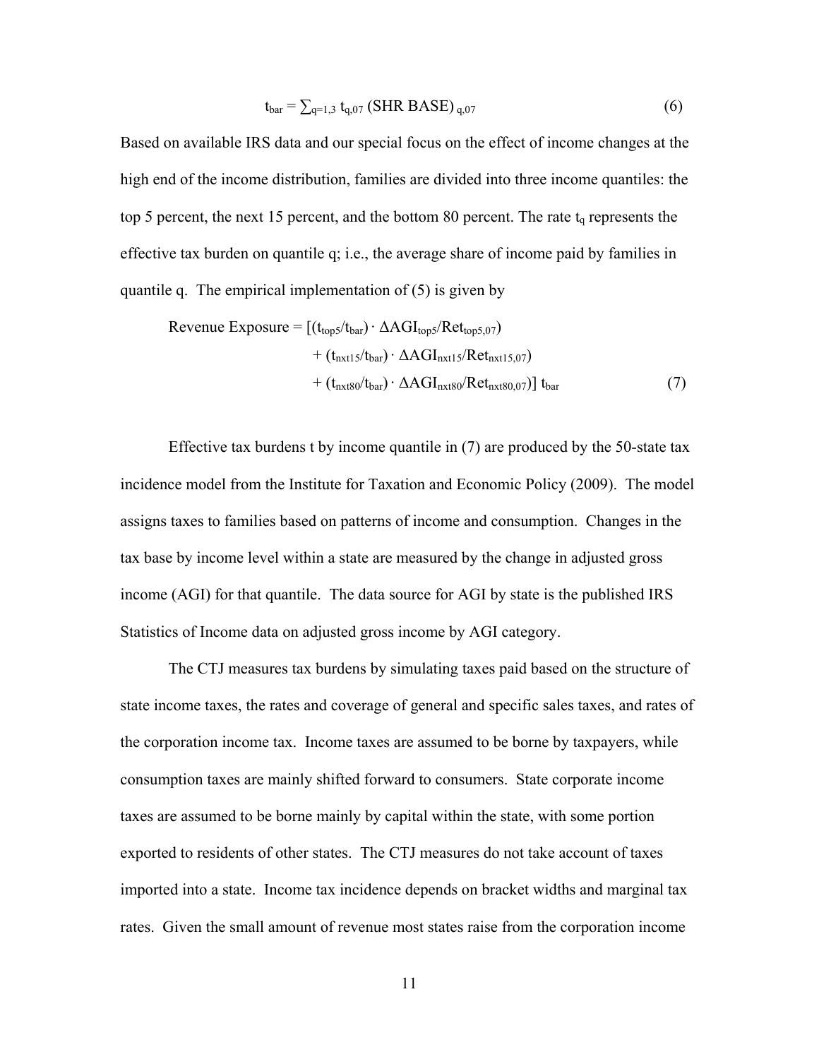$$t_{bar} = \sum_{q=1,3} t_{q,07} \,(\text{SHR BASE})_{q,07} \tag{6}$$

Based on available IRS data and our special focus on the effect of income changes at the high end of the income distribution, families are divided into three income quantiles: the top 5 percent, the next 15 percent, and the bottom 80 percent. The rate $t_q$ represents the effective tax burden on quantile q; i.e., the average share of income paid by families in quantile q. The empirical implementation of (5) is given by

$$\begin{aligned}\text{Revenue Exposure} = [&(t_{top5}/t_{bar}) \cdot \Delta AGI_{top5}/Ret_{top5,07}) \\ &+ (t_{nxt15}/t_{bar}) \cdot \Delta AGI_{nxt15}/Ret_{nxt15,07}) \\ &+ (t_{nxt80}/t_{bar}) \cdot \Delta AGI_{nxt80}/Ret_{nxt80,07})]\; t_{bar}\end{aligned} \tag{7}$$

Effective tax burdens t by income quantile in (7) are produced by the 50-state tax incidence model from the Institute for Taxation and Economic Policy (2009). The model assigns taxes to families based on patterns of income and consumption. Changes in the tax base by income level within a state are measured by the change in adjusted gross income (AGI) for that quantile. The data source for AGI by state is the published IRS Statistics of Income data on adjusted gross income by AGI category.

The CTJ measures tax burdens by simulating taxes paid based on the structure of state income taxes, the rates and coverage of general and specific sales taxes, and rates of the corporation income tax. Income taxes are assumed to be borne by taxpayers, while consumption taxes are mainly shifted forward to consumers. State corporate income taxes are assumed to be borne mainly by capital within the state, with some portion exported to residents of other states. The CTJ measures do not take account of taxes imported into a state. Income tax incidence depends on bracket widths and marginal tax rates. Given the small amount of revenue most states raise from the corporation income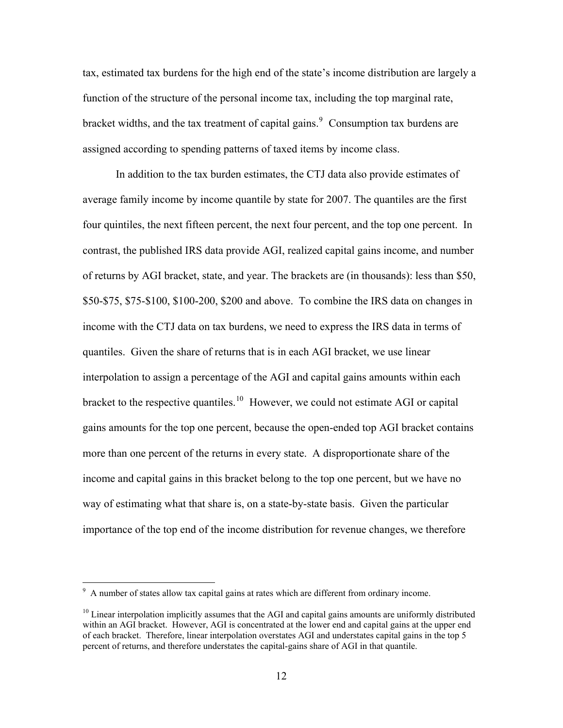tax, estimated tax burdens for the high end of the state's income distribution are largely a function of the structure of the personal income tax, including the top marginal rate, bracket widths, and the tax treatment of capital gains.[9] Consumption tax burdens are assigned according to spending patterns of taxed items by income class.

In addition to the tax burden estimates, the CTJ data also provide estimates of average family income by income quantile by state for 2007. The quantiles are the first four quintiles, the next fifteen percent, the next four percent, and the top one percent. In contrast, the published IRS data provide AGI, realized capital gains income, and number of returns by AGI bracket, state, and year. The brackets are (in thousands): less than \$50, \$50-\$75, \$75-\$100, \$100-200, \$200 and above. To combine the IRS data on changes in income with the CTJ data on tax burdens, we need to express the IRS data in terms of quantiles. Given the share of returns that is in each AGI bracket, we use linear interpolation to assign a percentage of the AGI and capital gains amounts within each bracket to the respective quantiles.[10] However, we could not estimate AGI or capital gains amounts for the top one percent, because the open-ended top AGI bracket contains more than one percent of the returns in every state. A disproportionate share of the income and capital gains in this bracket belong to the top one percent, but we have no way of estimating what that share is, on a state-by-state basis. Given the particular importance of the top end of the income distribution for revenue changes, we therefore

---

[9] A number of states allow tax capital gains at rates which are different from ordinary income.

[10] Linear interpolation implicitly assumes that the AGI and capital gains amounts are uniformly distributed within an AGI bracket. However, AGI is concentrated at the lower end and capital gains at the upper end of each bracket. Therefore, linear interpolation overstates AGI and understates capital gains in the top 5 percent of returns, and therefore understates the capital-gains share of AGI in that quantile.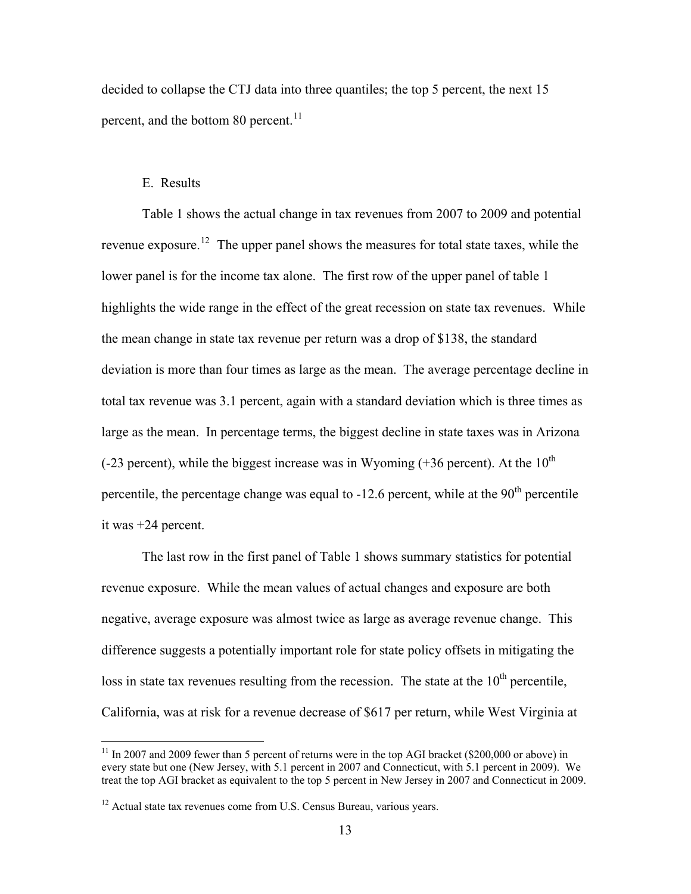decided to collapse the CTJ data into three quantiles; the top 5 percent, the next 15 percent, and the bottom 80 percent.[11]

E. Results

Table 1 shows the actual change in tax revenues from 2007 to 2009 and potential revenue exposure.[12] The upper panel shows the measures for total state taxes, while the lower panel is for the income tax alone. The first row of the upper panel of table 1 highlights the wide range in the effect of the great recession on state tax revenues. While the mean change in state tax revenue per return was a drop of $138, the standard deviation is more than four times as large as the mean. The average percentage decline in total tax revenue was 3.1 percent, again with a standard deviation which is three times as large as the mean. In percentage terms, the biggest decline in state taxes was in Arizona (-23 percent), while the biggest increase was in Wyoming (+36 percent). At the 10[th] percentile, the percentage change was equal to -12.6 percent, while at the 90[th] percentile it was +24 percent.

The last row in the first panel of Table 1 shows summary statistics for potential revenue exposure. While the mean values of actual changes and exposure are both negative, average exposure was almost twice as large as average revenue change. This difference suggests a potentially important role for state policy offsets in mitigating the loss in state tax revenues resulting from the recession. The state at the 10[th] percentile, California, was at risk for a revenue decrease of $617 per return, while West Virginia at

[11] In 2007 and 2009 fewer than 5 percent of returns were in the top AGI bracket ($200,000 or above) in every state but one (New Jersey, with 5.1 percent in 2007 and Connecticut, with 5.1 percent in 2009). We treat the top AGI bracket as equivalent to the top 5 percent in New Jersey in 2007 and Connecticut in 2009.

[12] Actual state tax revenues come from U.S. Census Bureau, various years.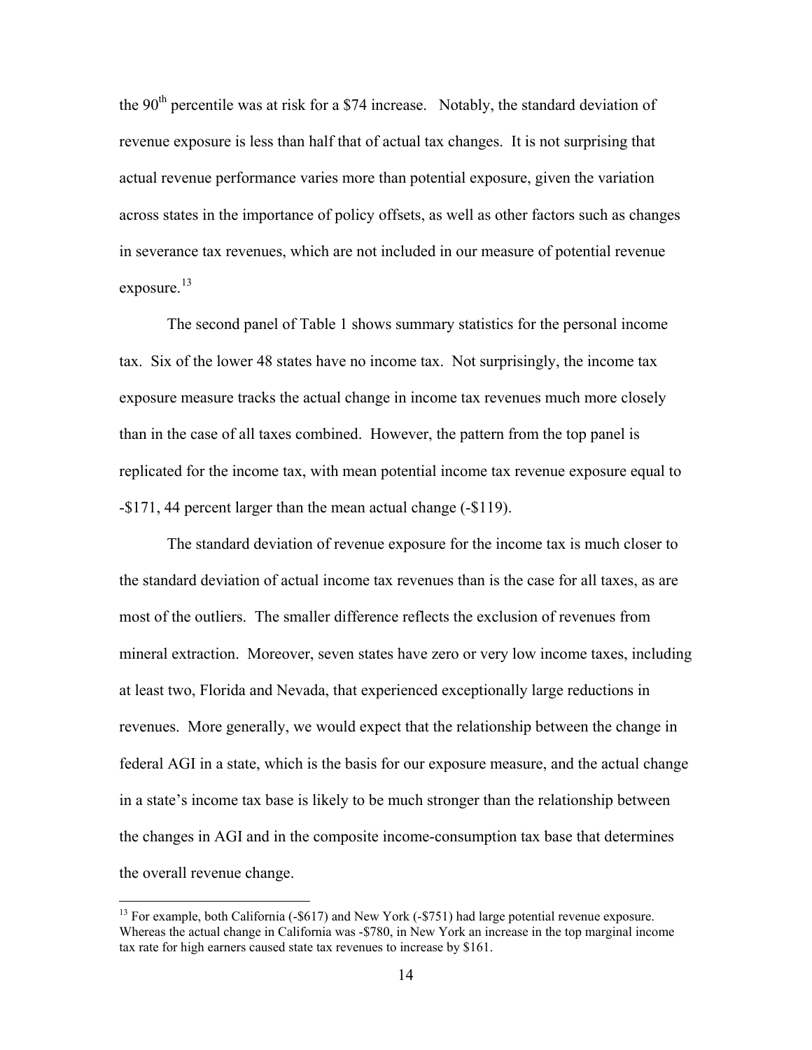the 90th percentile was at risk for a $74 increase. Notably, the standard deviation of revenue exposure is less than half that of actual tax changes. It is not surprising that actual revenue performance varies more than potential exposure, given the variation across states in the importance of policy offsets, as well as other factors such as changes in severance tax revenues, which are not included in our measure of potential revenue exposure.[13]

The second panel of Table 1 shows summary statistics for the personal income tax. Six of the lower 48 states have no income tax. Not surprisingly, the income tax exposure measure tracks the actual change in income tax revenues much more closely than in the case of all taxes combined. However, the pattern from the top panel is replicated for the income tax, with mean potential income tax revenue exposure equal to -$171, 44 percent larger than the mean actual change (-$119).

The standard deviation of revenue exposure for the income tax is much closer to the standard deviation of actual income tax revenues than is the case for all taxes, as are most of the outliers. The smaller difference reflects the exclusion of revenues from mineral extraction. Moreover, seven states have zero or very low income taxes, including at least two, Florida and Nevada, that experienced exceptionally large reductions in revenues. More generally, we would expect that the relationship between the change in federal AGI in a state, which is the basis for our exposure measure, and the actual change in a state's income tax base is likely to be much stronger than the relationship between the changes in AGI and in the composite income-consumption tax base that determines the overall revenue change.

[13] For example, both California (-$617) and New York (-$751) had large potential revenue exposure. Whereas the actual change in California was -$780, in New York an increase in the top marginal income tax rate for high earners caused state tax revenues to increase by $161.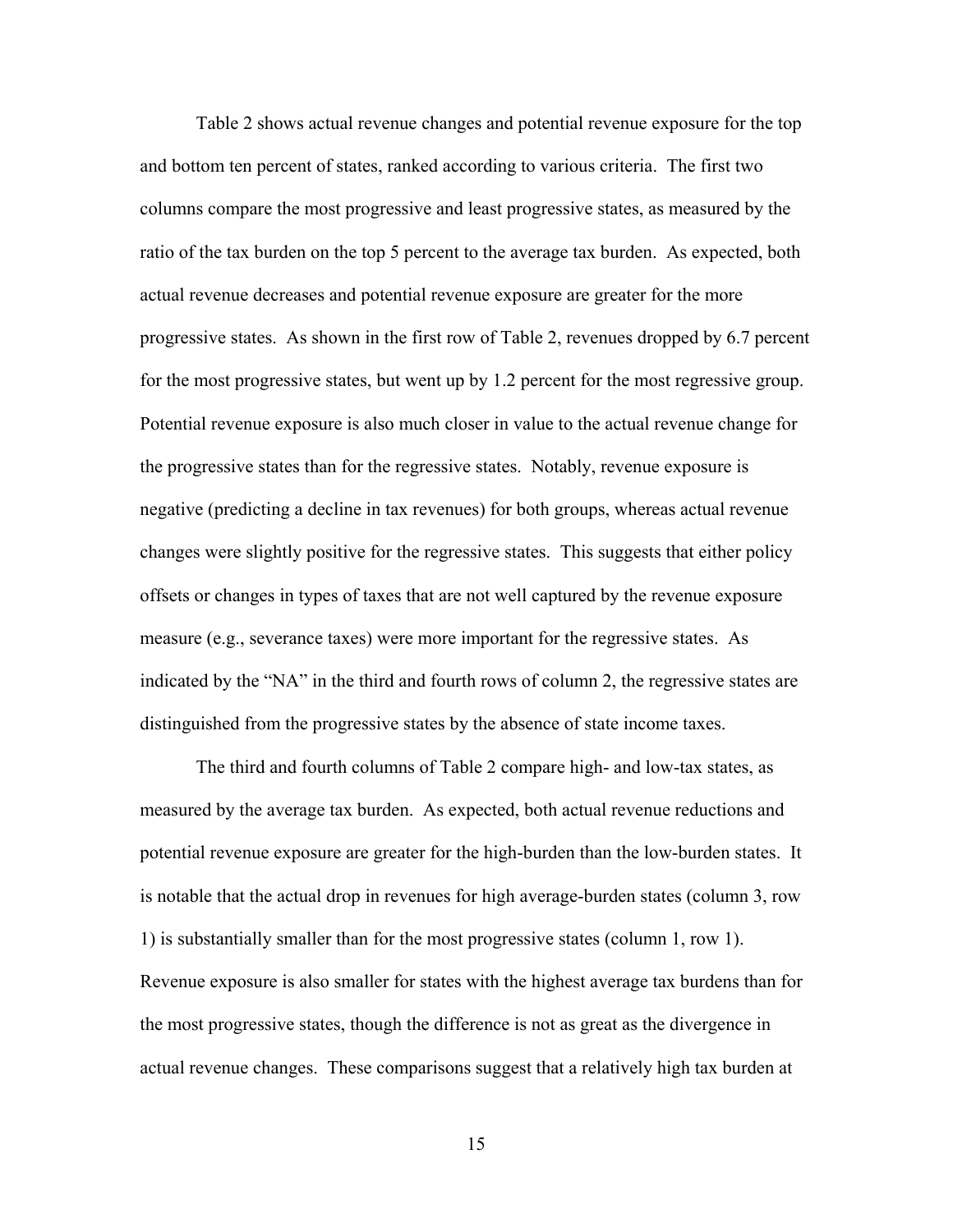Table 2 shows actual revenue changes and potential revenue exposure for the top and bottom ten percent of states, ranked according to various criteria. The first two columns compare the most progressive and least progressive states, as measured by the ratio of the tax burden on the top 5 percent to the average tax burden. As expected, both actual revenue decreases and potential revenue exposure are greater for the more progressive states. As shown in the first row of Table 2, revenues dropped by 6.7 percent for the most progressive states, but went up by 1.2 percent for the most regressive group. Potential revenue exposure is also much closer in value to the actual revenue change for the progressive states than for the regressive states. Notably, revenue exposure is negative (predicting a decline in tax revenues) for both groups, whereas actual revenue changes were slightly positive for the regressive states. This suggests that either policy offsets or changes in types of taxes that are not well captured by the revenue exposure measure (e.g., severance taxes) were more important for the regressive states. As indicated by the "NA" in the third and fourth rows of column 2, the regressive states are distinguished from the progressive states by the absence of state income taxes.

The third and fourth columns of Table 2 compare high- and low-tax states, as measured by the average tax burden. As expected, both actual revenue reductions and potential revenue exposure are greater for the high-burden than the low-burden states. It is notable that the actual drop in revenues for high average-burden states (column 3, row 1) is substantially smaller than for the most progressive states (column 1, row 1). Revenue exposure is also smaller for states with the highest average tax burdens than for the most progressive states, though the difference is not as great as the divergence in actual revenue changes. These comparisons suggest that a relatively high tax burden at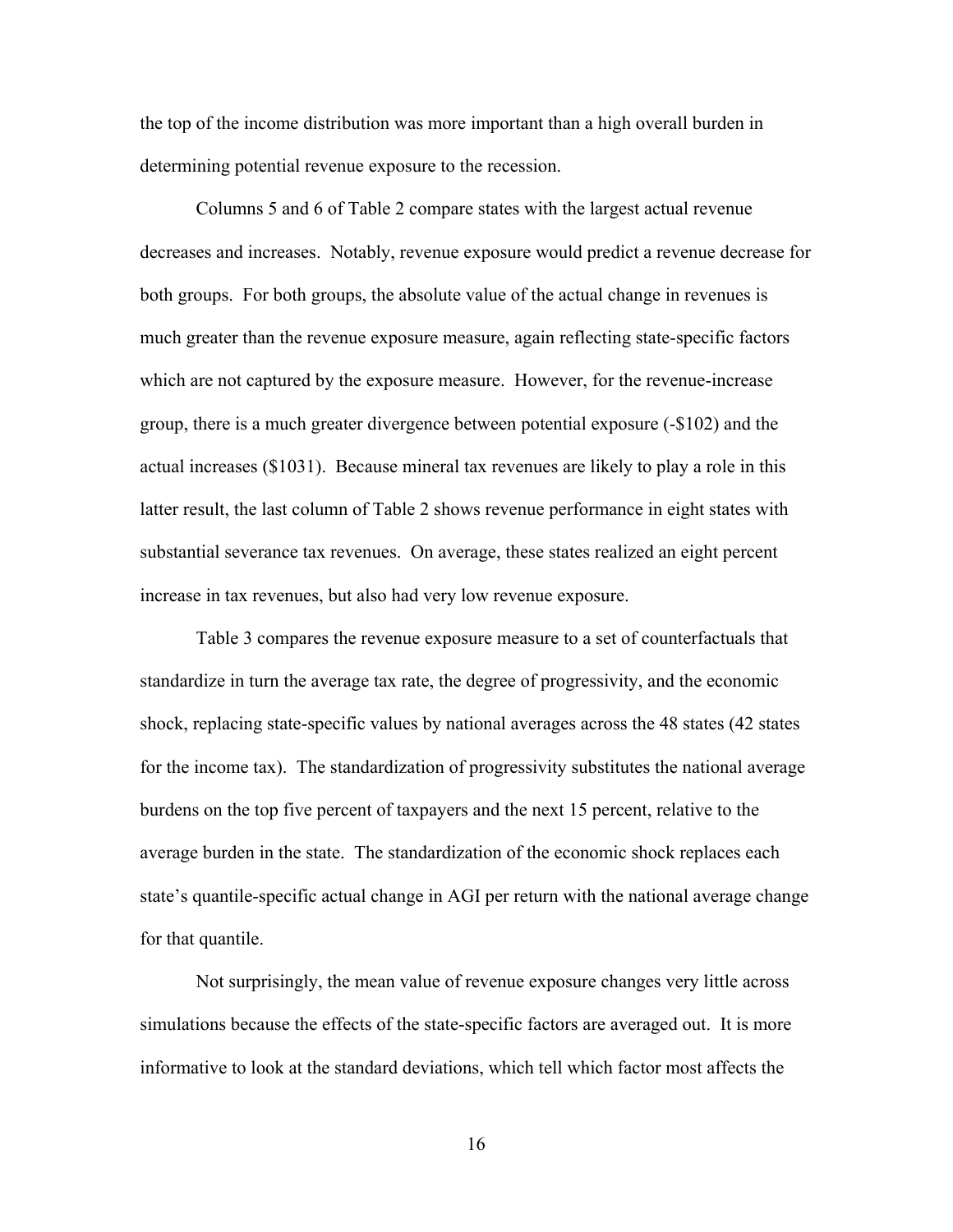the top of the income distribution was more important than a high overall burden in determining potential revenue exposure to the recession.

Columns 5 and 6 of Table 2 compare states with the largest actual revenue decreases and increases. Notably, revenue exposure would predict a revenue decrease for both groups. For both groups, the absolute value of the actual change in revenues is much greater than the revenue exposure measure, again reflecting state-specific factors which are not captured by the exposure measure. However, for the revenue-increase group, there is a much greater divergence between potential exposure (-$102) and the actual increases ($1031). Because mineral tax revenues are likely to play a role in this latter result, the last column of Table 2 shows revenue performance in eight states with substantial severance tax revenues. On average, these states realized an eight percent increase in tax revenues, but also had very low revenue exposure.

Table 3 compares the revenue exposure measure to a set of counterfactuals that standardize in turn the average tax rate, the degree of progressivity, and the economic shock, replacing state-specific values by national averages across the 48 states (42 states for the income tax). The standardization of progressivity substitutes the national average burdens on the top five percent of taxpayers and the next 15 percent, relative to the average burden in the state. The standardization of the economic shock replaces each state's quantile-specific actual change in AGI per return with the national average change for that quantile.

Not surprisingly, the mean value of revenue exposure changes very little across simulations because the effects of the state-specific factors are averaged out. It is more informative to look at the standard deviations, which tell which factor most affects the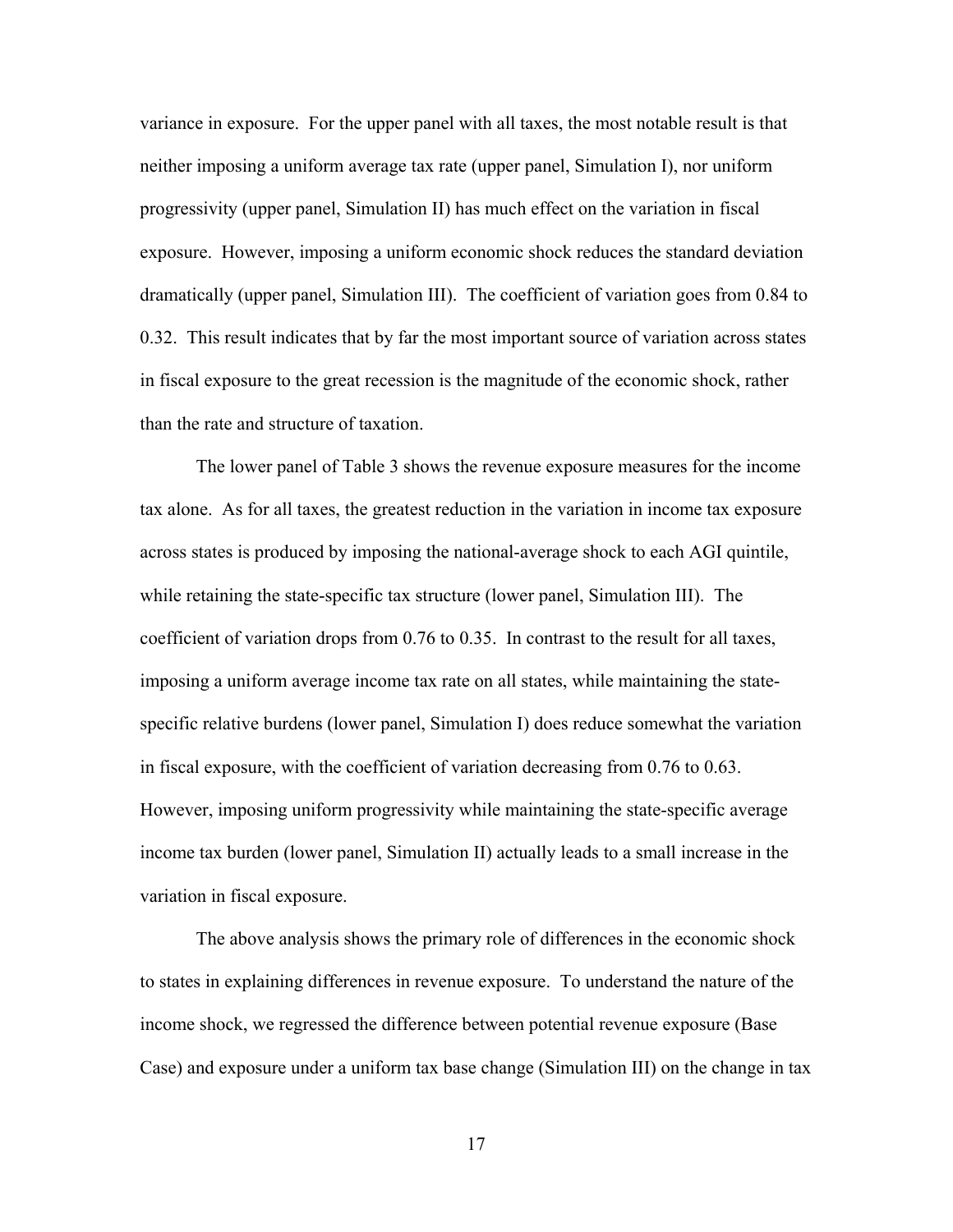variance in exposure. For the upper panel with all taxes, the most notable result is that neither imposing a uniform average tax rate (upper panel, Simulation I), nor uniform progressivity (upper panel, Simulation II) has much effect on the variation in fiscal exposure. However, imposing a uniform economic shock reduces the standard deviation dramatically (upper panel, Simulation III). The coefficient of variation goes from 0.84 to 0.32. This result indicates that by far the most important source of variation across states in fiscal exposure to the great recession is the magnitude of the economic shock, rather than the rate and structure of taxation.

The lower panel of Table 3 shows the revenue exposure measures for the income tax alone. As for all taxes, the greatest reduction in the variation in income tax exposure across states is produced by imposing the national-average shock to each AGI quintile, while retaining the state-specific tax structure (lower panel, Simulation III). The coefficient of variation drops from 0.76 to 0.35. In contrast to the result for all taxes, imposing a uniform average income tax rate on all states, while maintaining the state-specific relative burdens (lower panel, Simulation I) does reduce somewhat the variation in fiscal exposure, with the coefficient of variation decreasing from 0.76 to 0.63. However, imposing uniform progressivity while maintaining the state-specific average income tax burden (lower panel, Simulation II) actually leads to a small increase in the variation in fiscal exposure.

The above analysis shows the primary role of differences in the economic shock to states in explaining differences in revenue exposure. To understand the nature of the income shock, we regressed the difference between potential revenue exposure (Base Case) and exposure under a uniform tax base change (Simulation III) on the change in tax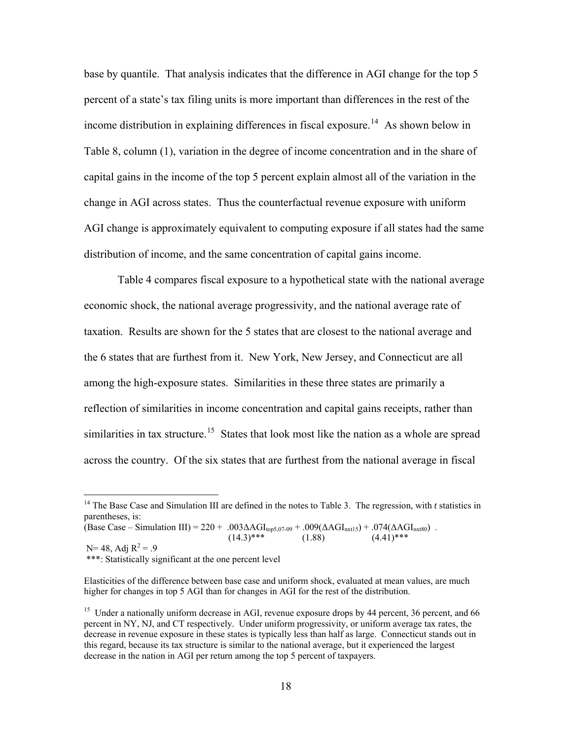base by quantile. That analysis indicates that the difference in AGI change for the top 5 percent of a state's tax filing units is more important than differences in the rest of the income distribution in explaining differences in fiscal exposure.[14] As shown below in Table 8, column (1), variation in the degree of income concentration and in the share of capital gains in the income of the top 5 percent explain almost all of the variation in the change in AGI across states. Thus the counterfactual revenue exposure with uniform AGI change is approximately equivalent to computing exposure if all states had the same distribution of income, and the same concentration of capital gains income.

Table 4 compares fiscal exposure to a hypothetical state with the national average economic shock, the national average progressivity, and the national average rate of taxation. Results are shown for the 5 states that are closest to the national average and the 6 states that are furthest from it. New York, New Jersey, and Connecticut are all among the high-exposure states. Similarities in these three states are primarily a reflection of similarities in income concentration and capital gains receipts, rather than similarities in tax structure.[15] States that look most like the nation as a whole are spread across the country. Of the six states that are furthest from the national average in fiscal

---

[14] The Base Case and Simulation III are defined in the notes to Table 3. The regression, with *t* statistics in parentheses, is:

$$\text{(Base Case – Simulation III)} = 220 + \underset{(14.3)^{***}}{.003\Delta AGI_{top5,07\text{-}09}} + \underset{(1.88)}{.009(\Delta AGI_{nxt15})} + \underset{(4.41)^{***}}{.074(\Delta AGI_{nxt80})}$$

N= 48, Adj $R^2$ = .9

***: Statistically significant at the one percent level

Elasticities of the difference between base case and uniform shock, evaluated at mean values, are much higher for changes in top 5 AGI than for changes in AGI for the rest of the distribution.

[15] Under a nationally uniform decrease in AGI, revenue exposure drops by 44 percent, 36 percent, and 66 percent in NY, NJ, and CT respectively. Under uniform progressivity, or uniform average tax rates, the decrease in revenue exposure in these states is typically less than half as large. Connecticut stands out in this regard, because its tax structure is similar to the national average, but it experienced the largest decrease in the nation in AGI per return among the top 5 percent of taxpayers.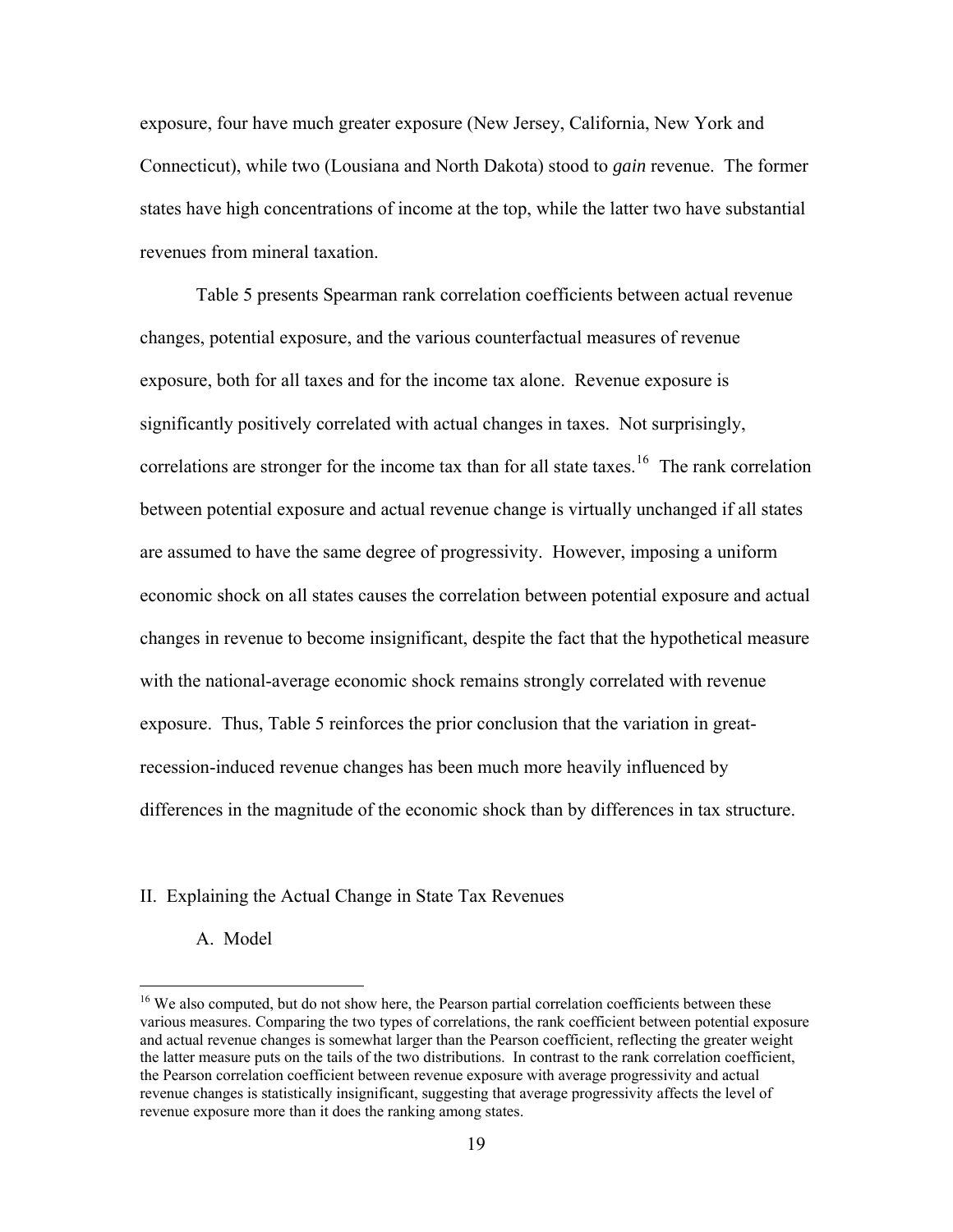exposure, four have much greater exposure (New Jersey, California, New York and Connecticut), while two (Lousiana and North Dakota) stood to *gain* revenue. The former states have high concentrations of income at the top, while the latter two have substantial revenues from mineral taxation.

Table 5 presents Spearman rank correlation coefficients between actual revenue changes, potential exposure, and the various counterfactual measures of revenue exposure, both for all taxes and for the income tax alone. Revenue exposure is significantly positively correlated with actual changes in taxes. Not surprisingly, correlations are stronger for the income tax than for all state taxes.[16] The rank correlation between potential exposure and actual revenue change is virtually unchanged if all states are assumed to have the same degree of progressivity. However, imposing a uniform economic shock on all states causes the correlation between potential exposure and actual changes in revenue to become insignificant, despite the fact that the hypothetical measure with the national-average economic shock remains strongly correlated with revenue exposure. Thus, Table 5 reinforces the prior conclusion that the variation in great-recession-induced revenue changes has been much more heavily influenced by differences in the magnitude of the economic shock than by differences in tax structure.

## II. Explaining the Actual Change in State Tax Revenues

### A. Model

[16] We also computed, but do not show here, the Pearson partial correlation coefficients between these various measures. Comparing the two types of correlations, the rank coefficient between potential exposure and actual revenue changes is somewhat larger than the Pearson coefficient, reflecting the greater weight the latter measure puts on the tails of the two distributions. In contrast to the rank correlation coefficient, the Pearson correlation coefficient between revenue exposure with average progressivity and actual revenue changes is statistically insignificant, suggesting that average progressivity affects the level of revenue exposure more than it does the ranking among states.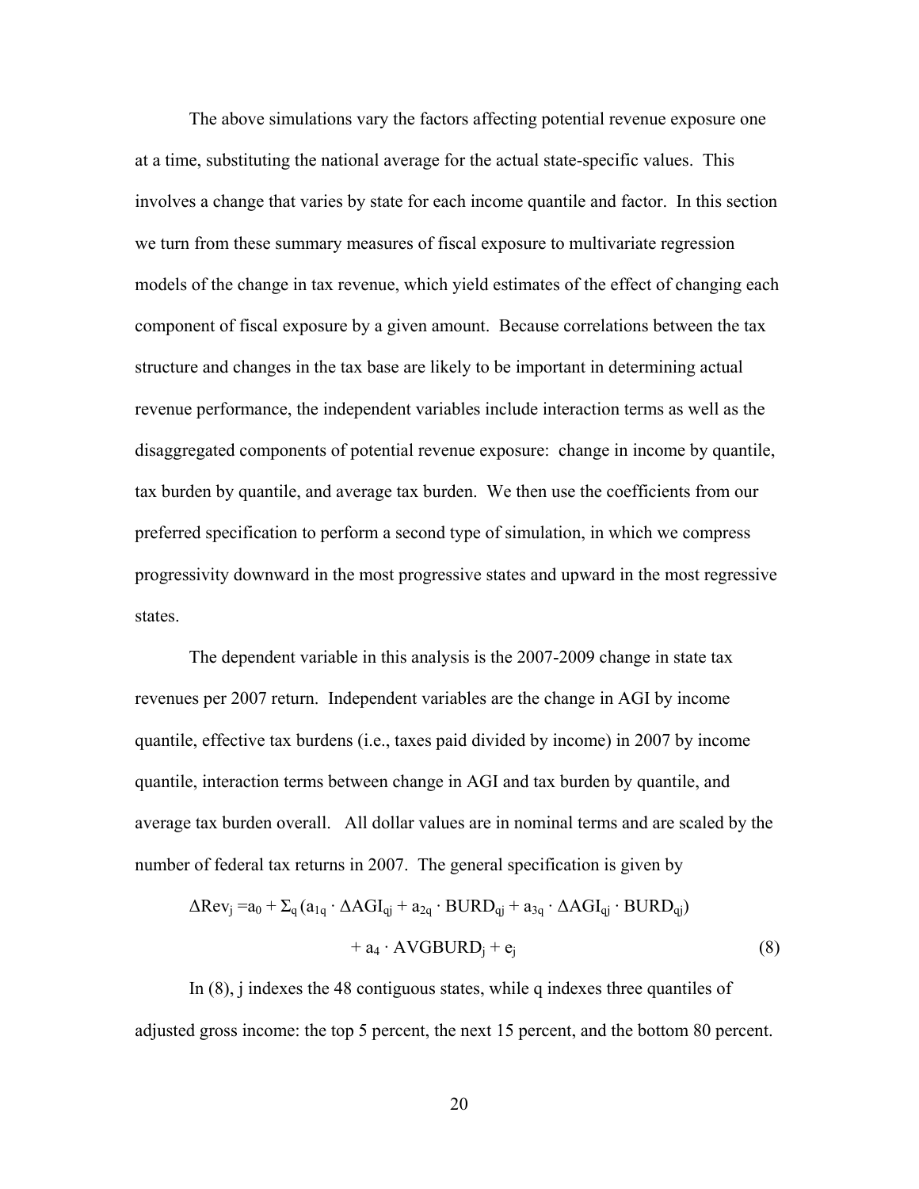The above simulations vary the factors affecting potential revenue exposure one at a time, substituting the national average for the actual state-specific values. This involves a change that varies by state for each income quantile and factor. In this section we turn from these summary measures of fiscal exposure to multivariate regression models of the change in tax revenue, which yield estimates of the effect of changing each component of fiscal exposure by a given amount. Because correlations between the tax structure and changes in the tax base are likely to be important in determining actual revenue performance, the independent variables include interaction terms as well as the disaggregated components of potential revenue exposure: change in income by quantile, tax burden by quantile, and average tax burden. We then use the coefficients from our preferred specification to perform a second type of simulation, in which we compress progressivity downward in the most progressive states and upward in the most regressive states.

The dependent variable in this analysis is the 2007-2009 change in state tax revenues per 2007 return. Independent variables are the change in AGI by income quantile, effective tax burdens (i.e., taxes paid divided by income) in 2007 by income quantile, interaction terms between change in AGI and tax burden by quantile, and average tax burden overall. All dollar values are in nominal terms and are scaled by the number of federal tax returns in 2007. The general specification is given by

$$\Delta Rev_j = a_0 + \Sigma_q (a_{1q} \cdot \Delta AGI_{qj} + a_{2q} \cdot BURD_{qj} + a_{3q} \cdot \Delta AGI_{qj} \cdot BURD_{qj}) + a_4 \cdot AVGBURD_j + e_j \quad (8)$$

In (8), j indexes the 48 contiguous states, while q indexes three quantiles of adjusted gross income: the top 5 percent, the next 15 percent, and the bottom 80 percent.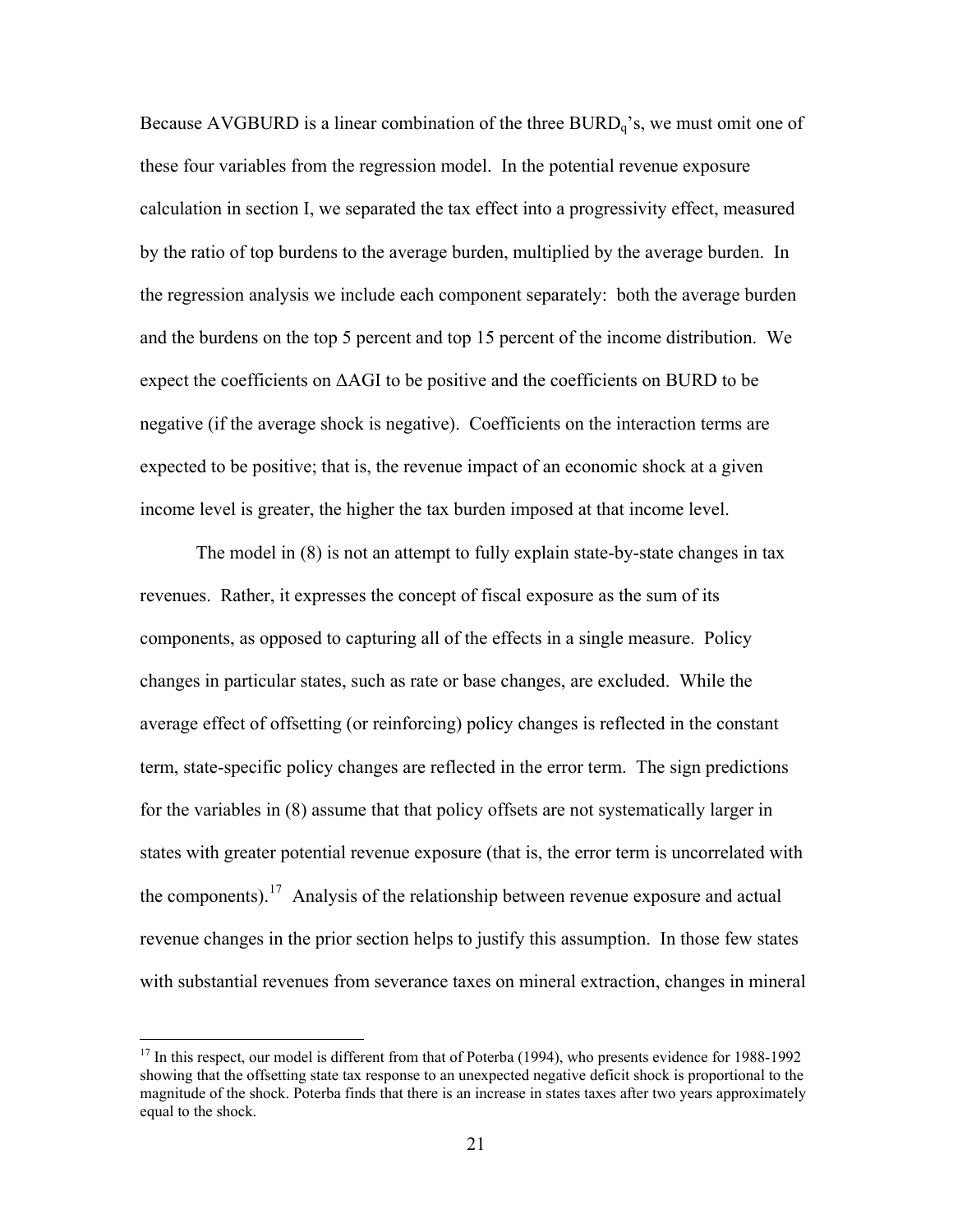Because AVGBURD is a linear combination of the three $BURD_q$'s, we must omit one of these four variables from the regression model. In the potential revenue exposure calculation in section I, we separated the tax effect into a progressivity effect, measured by the ratio of top burdens to the average burden, multiplied by the average burden. In the regression analysis we include each component separately: both the average burden and the burdens on the top 5 percent and top 15 percent of the income distribution. We expect the coefficients on $\Delta$AGI to be positive and the coefficients on BURD to be negative (if the average shock is negative). Coefficients on the interaction terms are expected to be positive; that is, the revenue impact of an economic shock at a given income level is greater, the higher the tax burden imposed at that income level.

The model in (8) is not an attempt to fully explain state-by-state changes in tax revenues. Rather, it expresses the concept of fiscal exposure as the sum of its components, as opposed to capturing all of the effects in a single measure. Policy changes in particular states, such as rate or base changes, are excluded. While the average effect of offsetting (or reinforcing) policy changes is reflected in the constant term, state-specific policy changes are reflected in the error term. The sign predictions for the variables in (8) assume that that policy offsets are not systematically larger in states with greater potential revenue exposure (that is, the error term is uncorrelated with the components).[17] Analysis of the relationship between revenue exposure and actual revenue changes in the prior section helps to justify this assumption. In those few states with substantial revenues from severance taxes on mineral extraction, changes in mineral

[17] In this respect, our model is different from that of Poterba (1994), who presents evidence for 1988-1992 showing that the offsetting state tax response to an unexpected negative deficit shock is proportional to the magnitude of the shock. Poterba finds that there is an increase in states taxes after two years approximately equal to the shock.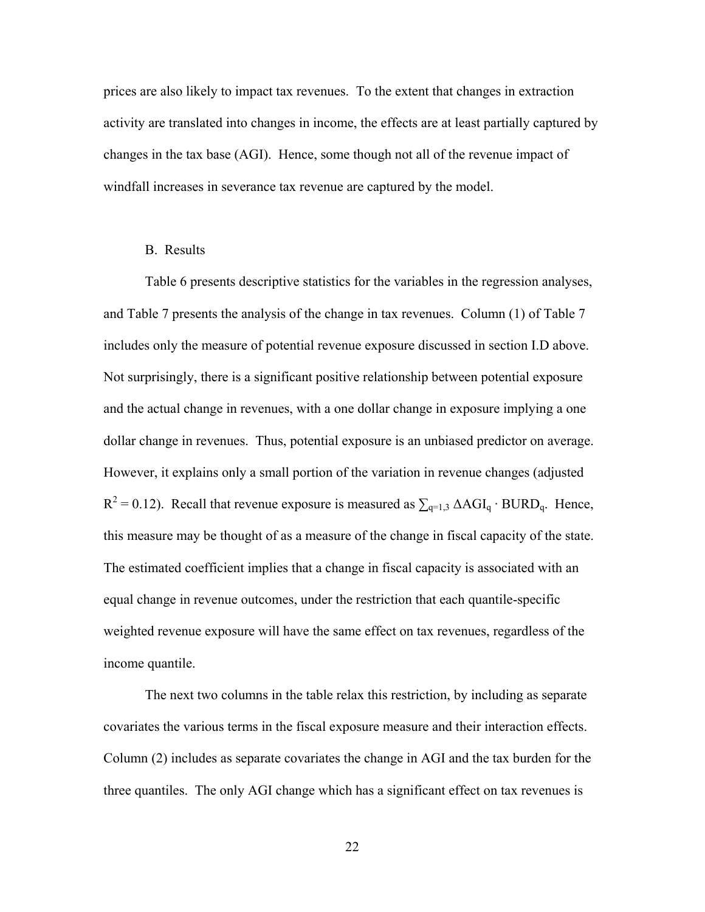prices are also likely to impact tax revenues. To the extent that changes in extraction activity are translated into changes in income, the effects are at least partially captured by changes in the tax base (AGI). Hence, some though not all of the revenue impact of windfall increases in severance tax revenue are captured by the model.

### B. Results

Table 6 presents descriptive statistics for the variables in the regression analyses, and Table 7 presents the analysis of the change in tax revenues. Column (1) of Table 7 includes only the measure of potential revenue exposure discussed in section I.D above. Not surprisingly, there is a significant positive relationship between potential exposure and the actual change in revenues, with a one dollar change in exposure implying a one dollar change in revenues. Thus, potential exposure is an unbiased predictor on average. However, it explains only a small portion of the variation in revenue changes (adjusted $R^2 = 0.12$). Recall that revenue exposure is measured as $\sum_{q=1,3} \Delta AGI_q \cdot BURD_q$. Hence, this measure may be thought of as a measure of the change in fiscal capacity of the state. The estimated coefficient implies that a change in fiscal capacity is associated with an equal change in revenue outcomes, under the restriction that each quantile-specific weighted revenue exposure will have the same effect on tax revenues, regardless of the income quantile.

The next two columns in the table relax this restriction, by including as separate covariates the various terms in the fiscal exposure measure and their interaction effects. Column (2) includes as separate covariates the change in AGI and the tax burden for the three quantiles. The only AGI change which has a significant effect on tax revenues is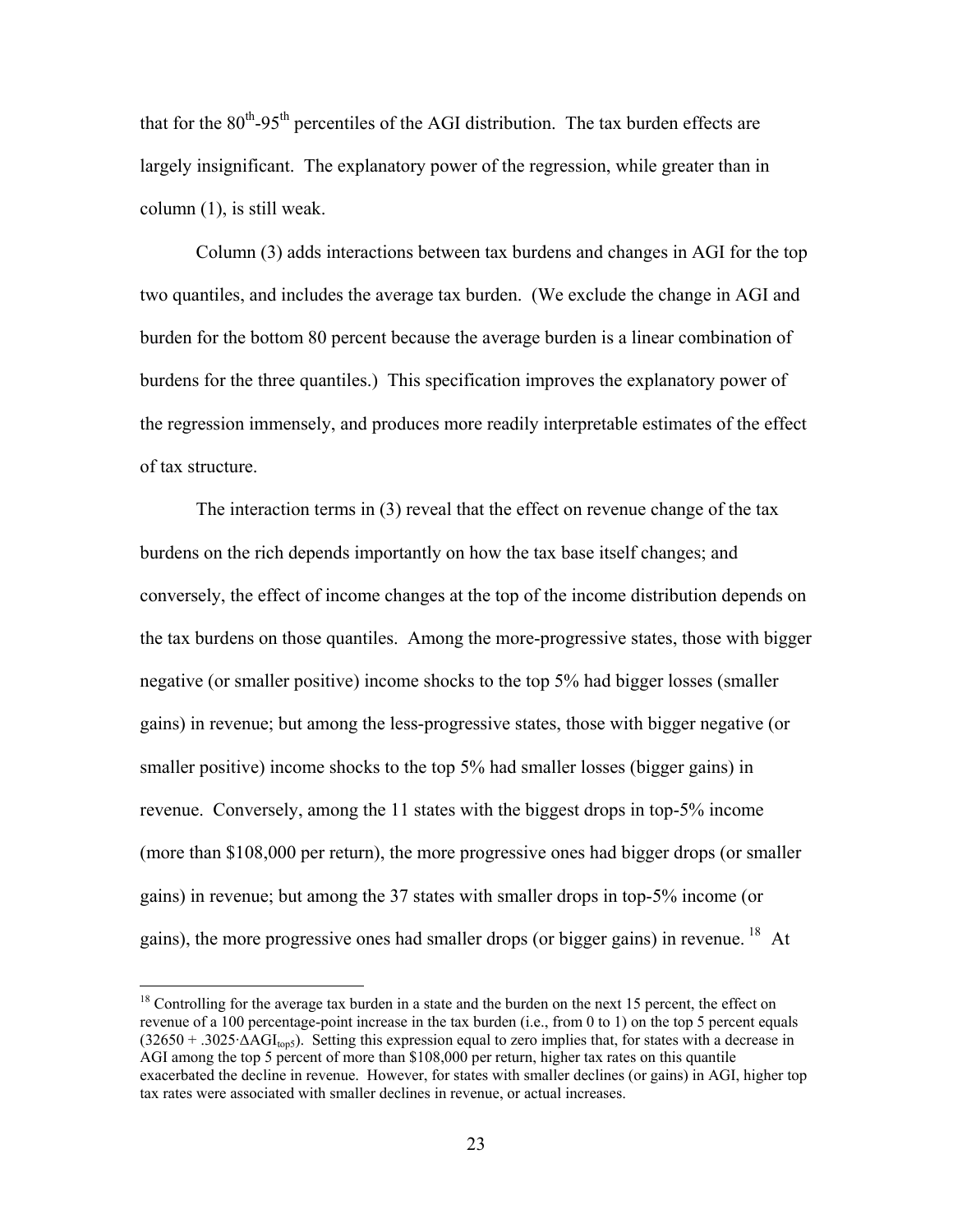that for the $80^{th}$-$95^{th}$ percentiles of the AGI distribution. The tax burden effects are largely insignificant. The explanatory power of the regression, while greater than in column (1), is still weak.

Column (3) adds interactions between tax burdens and changes in AGI for the top two quantiles, and includes the average tax burden. (We exclude the change in AGI and burden for the bottom 80 percent because the average burden is a linear combination of burdens for the three quantiles.) This specification improves the explanatory power of the regression immensely, and produces more readily interpretable estimates of the effect of tax structure.

The interaction terms in (3) reveal that the effect on revenue change of the tax burdens on the rich depends importantly on how the tax base itself changes; and conversely, the effect of income changes at the top of the income distribution depends on the tax burdens on those quantiles. Among the more-progressive states, those with bigger negative (or smaller positive) income shocks to the top 5% had bigger losses (smaller gains) in revenue; but among the less-progressive states, those with bigger negative (or smaller positive) income shocks to the top 5% had smaller losses (bigger gains) in revenue. Conversely, among the 11 states with the biggest drops in top-5% income (more than \$108,000 per return), the more progressive ones had bigger drops (or smaller gains) in revenue; but among the 37 states with smaller drops in top-5% income (or gains), the more progressive ones had smaller drops (or bigger gains) in revenue.[18] At

[18] Controlling for the average tax burden in a state and the burden on the next 15 percent, the effect on revenue of a 100 percentage-point increase in the tax burden (i.e., from 0 to 1) on the top 5 percent equals $(32650 + .3025 \cdot \Delta AGI_{top5})$. Setting this expression equal to zero implies that, for states with a decrease in AGI among the top 5 percent of more than \$108,000 per return, higher tax rates on this quantile exacerbated the decline in revenue. However, for states with smaller declines (or gains) in AGI, higher top tax rates were associated with smaller declines in revenue, or actual increases.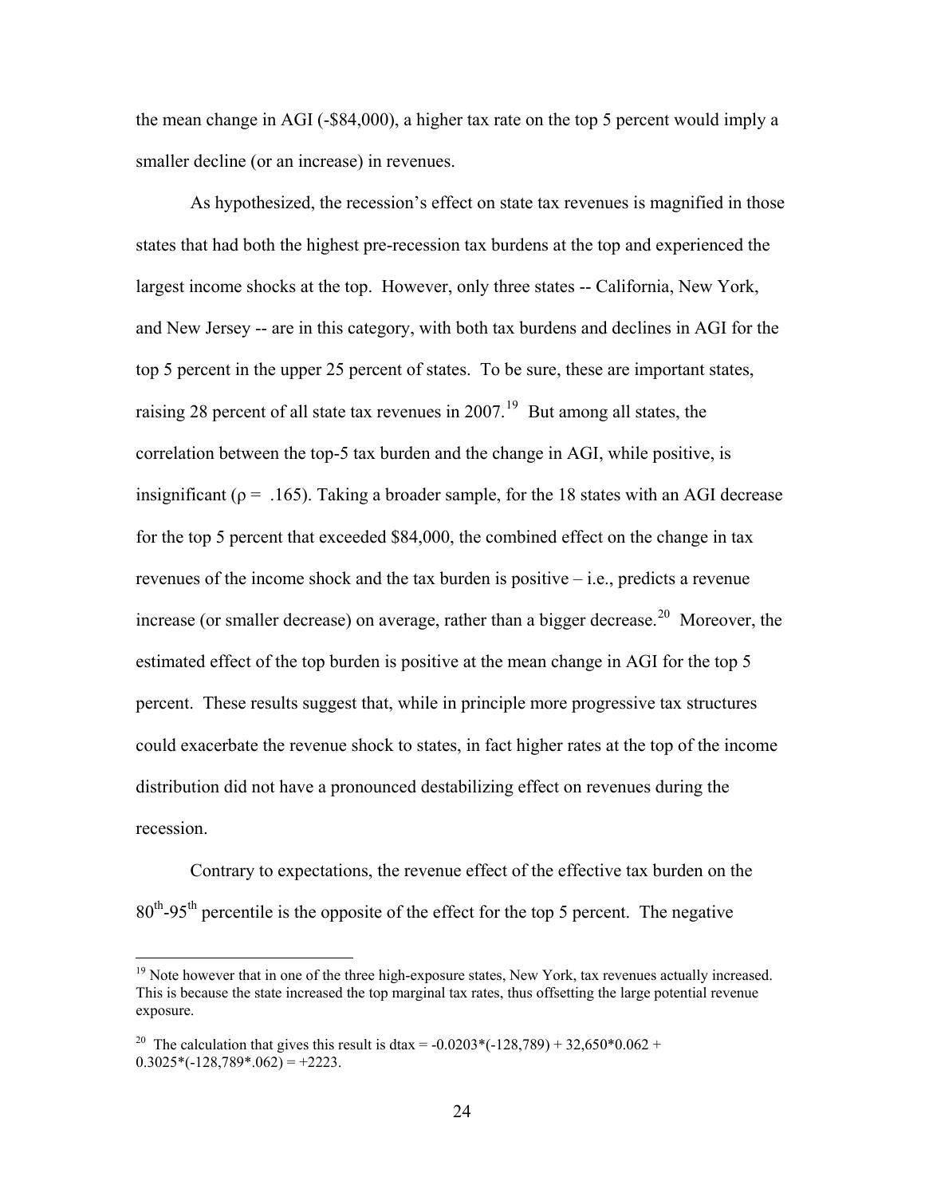the mean change in AGI (-$84,000), a higher tax rate on the top 5 percent would imply a smaller decline (or an increase) in revenues.

As hypothesized, the recession's effect on state tax revenues is magnified in those states that had both the highest pre-recession tax burdens at the top and experienced the largest income shocks at the top. However, only three states -- California, New York, and New Jersey -- are in this category, with both tax burdens and declines in AGI for the top 5 percent in the upper 25 percent of states. To be sure, these are important states, raising 28 percent of all state tax revenues in 2007.[19] But among all states, the correlation between the top-5 tax burden and the change in AGI, while positive, is insignificant ($\rho = .165$). Taking a broader sample, for the 18 states with an AGI decrease for the top 5 percent that exceeded $84,000, the combined effect on the change in tax revenues of the income shock and the tax burden is positive – i.e., predicts a revenue increase (or smaller decrease) on average, rather than a bigger decrease.[20] Moreover, the estimated effect of the top burden is positive at the mean change in AGI for the top 5 percent. These results suggest that, while in principle more progressive tax structures could exacerbate the revenue shock to states, in fact higher rates at the top of the income distribution did not have a pronounced destabilizing effect on revenues during the recession.

Contrary to expectations, the revenue effect of the effective tax burden on the 80[th]-95[th] percentile is the opposite of the effect for the top 5 percent. The negative

---

[19] Note however that in one of the three high-exposure states, New York, tax revenues actually increased. This is because the state increased the top marginal tax rates, thus offsetting the large potential revenue exposure.

[20] The calculation that gives this result is dtax = -0.0203*(-128,789) + 32,650*0.062 + 0.3025*(-128,789*.062) = +2223.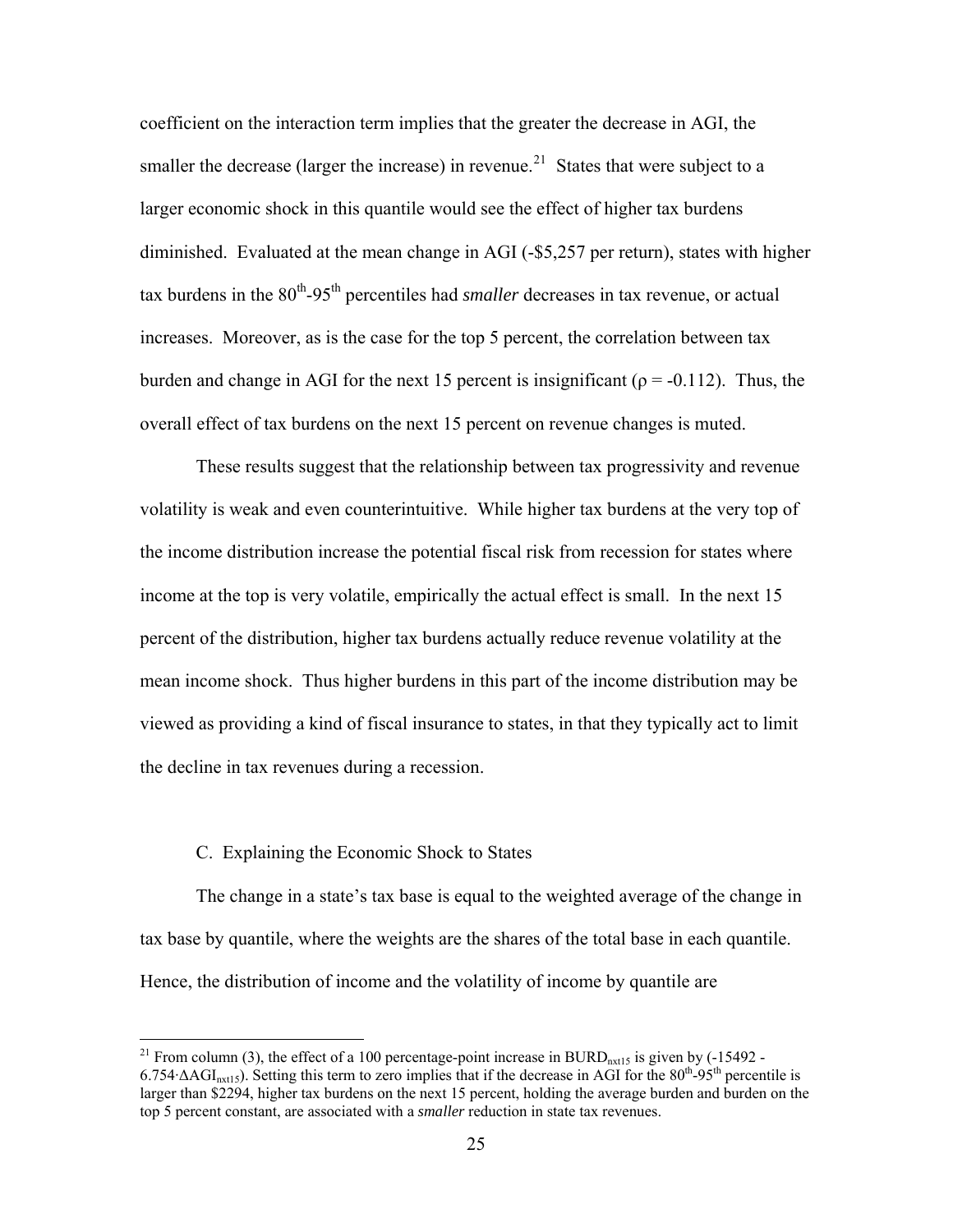coefficient on the interaction term implies that the greater the decrease in AGI, the smaller the decrease (larger the increase) in revenue.[21] States that were subject to a larger economic shock in this quantile would see the effect of higher tax burdens diminished. Evaluated at the mean change in AGI (-\$5,257 per return), states with higher tax burdens in the 80[th]-95[th] percentiles had *smaller* decreases in tax revenue, or actual increases. Moreover, as is the case for the top 5 percent, the correlation between tax burden and change in AGI for the next 15 percent is insignificant ($\rho = -0.112$). Thus, the overall effect of tax burdens on the next 15 percent on revenue changes is muted.

These results suggest that the relationship between tax progressivity and revenue volatility is weak and even counterintuitive. While higher tax burdens at the very top of the income distribution increase the potential fiscal risk from recession for states where income at the top is very volatile, empirically the actual effect is small. In the next 15 percent of the distribution, higher tax burdens actually reduce revenue volatility at the mean income shock. Thus higher burdens in this part of the income distribution may be viewed as providing a kind of fiscal insurance to states, in that they typically act to limit the decline in tax revenues during a recession.

### C. Explaining the Economic Shock to States

The change in a state's tax base is equal to the weighted average of the change in tax base by quantile, where the weights are the shares of the total base in each quantile. Hence, the distribution of income and the volatility of income by quantile are

---

[21] From column (3), the effect of a 100 percentage-point increase in $BURD_{nxt15}$ is given by ($-15492 - 6.754 \cdot \Delta AGI_{nxt15}$). Setting this term to zero implies that if the decrease in AGI for the 80[th]-95[th] percentile is larger than \$2294, higher tax burdens on the next 15 percent, holding the average burden and burden on the top 5 percent constant, are associated with a *smaller* reduction in state tax revenues.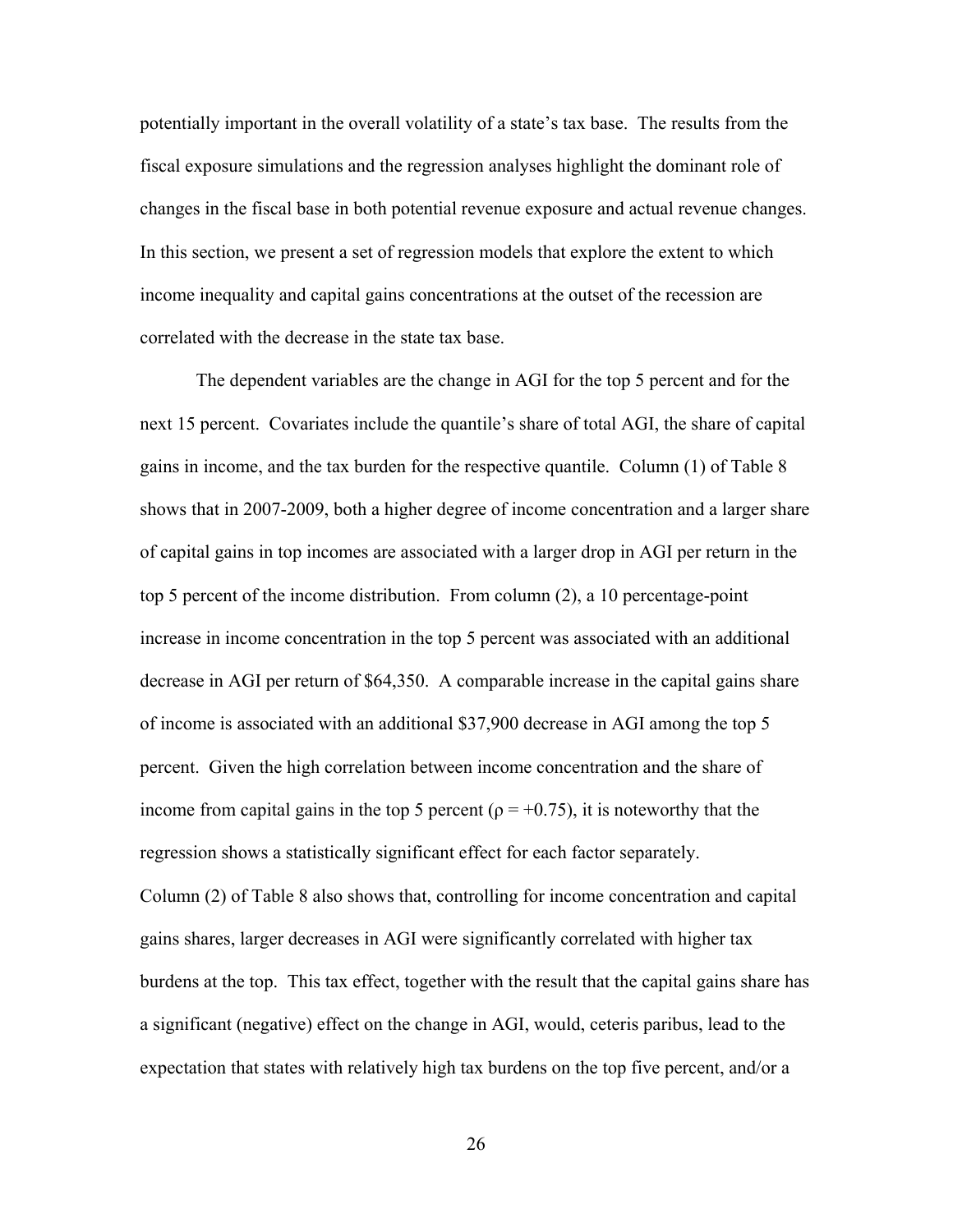potentially important in the overall volatility of a state's tax base. The results from the fiscal exposure simulations and the regression analyses highlight the dominant role of changes in the fiscal base in both potential revenue exposure and actual revenue changes. In this section, we present a set of regression models that explore the extent to which income inequality and capital gains concentrations at the outset of the recession are correlated with the decrease in the state tax base.

The dependent variables are the change in AGI for the top 5 percent and for the next 15 percent. Covariates include the quantile's share of total AGI, the share of capital gains in income, and the tax burden for the respective quantile. Column (1) of Table 8 shows that in 2007-2009, both a higher degree of income concentration and a larger share of capital gains in top incomes are associated with a larger drop in AGI per return in the top 5 percent of the income distribution. From column (2), a 10 percentage-point increase in income concentration in the top 5 percent was associated with an additional decrease in AGI per return of $64,350. A comparable increase in the capital gains share of income is associated with an additional $37,900 decrease in AGI among the top 5 percent. Given the high correlation between income concentration and the share of income from capital gains in the top 5 percent ($\rho = +0.75$), it is noteworthy that the regression shows a statistically significant effect for each factor separately.

Column (2) of Table 8 also shows that, controlling for income concentration and capital gains shares, larger decreases in AGI were significantly correlated with higher tax burdens at the top. This tax effect, together with the result that the capital gains share has a significant (negative) effect on the change in AGI, would, ceteris paribus, lead to the expectation that states with relatively high tax burdens on the top five percent, and/or a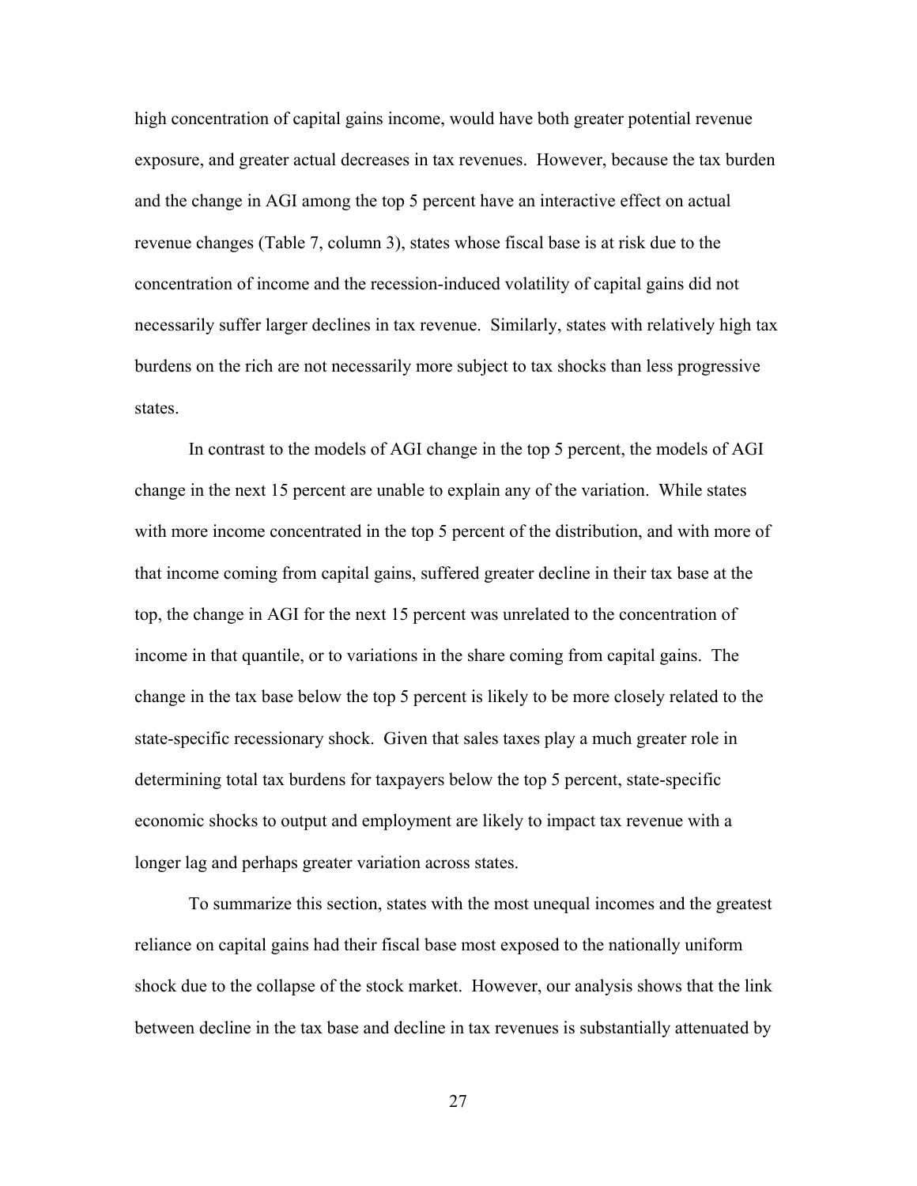high concentration of capital gains income, would have both greater potential revenue exposure, and greater actual decreases in tax revenues. However, because the tax burden and the change in AGI among the top 5 percent have an interactive effect on actual revenue changes (Table 7, column 3), states whose fiscal base is at risk due to the concentration of income and the recession-induced volatility of capital gains did not necessarily suffer larger declines in tax revenue. Similarly, states with relatively high tax burdens on the rich are not necessarily more subject to tax shocks than less progressive states.

In contrast to the models of AGI change in the top 5 percent, the models of AGI change in the next 15 percent are unable to explain any of the variation. While states with more income concentrated in the top 5 percent of the distribution, and with more of that income coming from capital gains, suffered greater decline in their tax base at the top, the change in AGI for the next 15 percent was unrelated to the concentration of income in that quantile, or to variations in the share coming from capital gains. The change in the tax base below the top 5 percent is likely to be more closely related to the state-specific recessionary shock. Given that sales taxes play a much greater role in determining total tax burdens for taxpayers below the top 5 percent, state-specific economic shocks to output and employment are likely to impact tax revenue with a longer lag and perhaps greater variation across states.

To summarize this section, states with the most unequal incomes and the greatest reliance on capital gains had their fiscal base most exposed to the nationally uniform shock due to the collapse of the stock market. However, our analysis shows that the link between decline in the tax base and decline in tax revenues is substantially attenuated by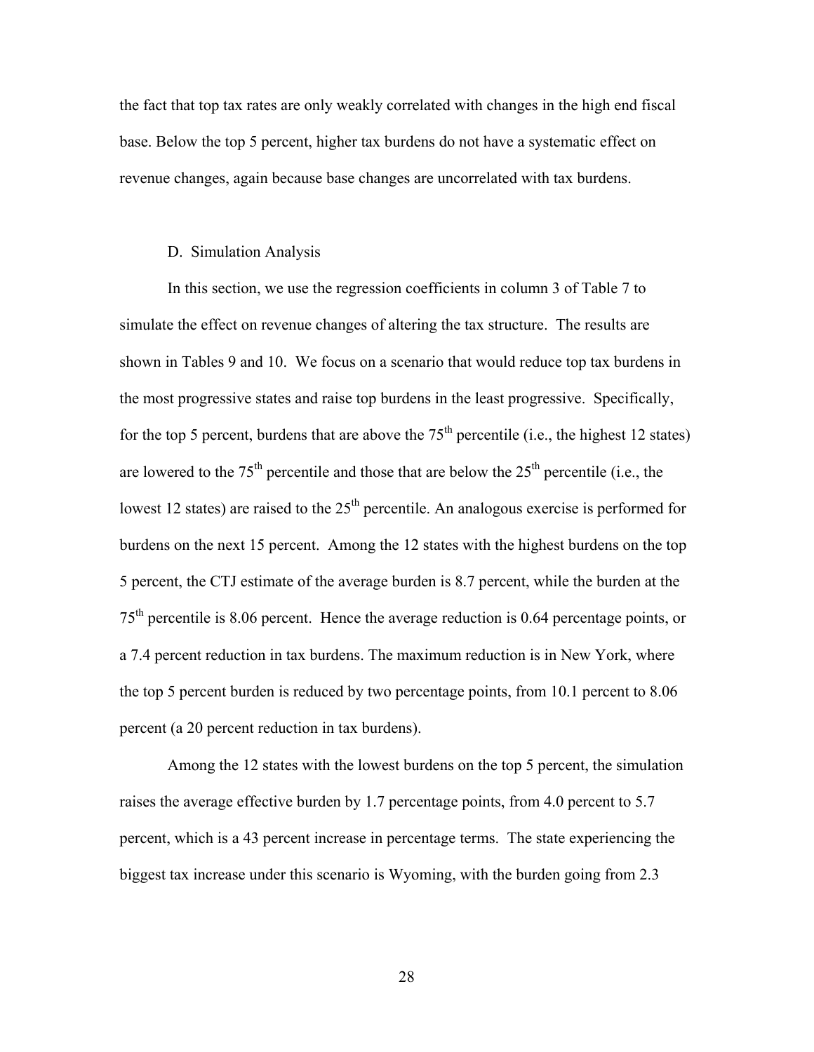the fact that top tax rates are only weakly correlated with changes in the high end fiscal base. Below the top 5 percent, higher tax burdens do not have a systematic effect on revenue changes, again because base changes are uncorrelated with tax burdens.

### D. Simulation Analysis

In this section, we use the regression coefficients in column 3 of Table 7 to simulate the effect on revenue changes of altering the tax structure. The results are shown in Tables 9 and 10. We focus on a scenario that would reduce top tax burdens in the most progressive states and raise top burdens in the least progressive. Specifically, for the top 5 percent, burdens that are above the 75$^{th}$ percentile (i.e., the highest 12 states) are lowered to the 75$^{th}$ percentile and those that are below the 25$^{th}$ percentile (i.e., the lowest 12 states) are raised to the 25$^{th}$ percentile. An analogous exercise is performed for burdens on the next 15 percent. Among the 12 states with the highest burdens on the top 5 percent, the CTJ estimate of the average burden is 8.7 percent, while the burden at the 75$^{th}$ percentile is 8.06 percent. Hence the average reduction is 0.64 percentage points, or a 7.4 percent reduction in tax burdens. The maximum reduction is in New York, where the top 5 percent burden is reduced by two percentage points, from 10.1 percent to 8.06 percent (a 20 percent reduction in tax burdens).

Among the 12 states with the lowest burdens on the top 5 percent, the simulation raises the average effective burden by 1.7 percentage points, from 4.0 percent to 5.7 percent, which is a 43 percent increase in percentage terms. The state experiencing the biggest tax increase under this scenario is Wyoming, with the burden going from 2.3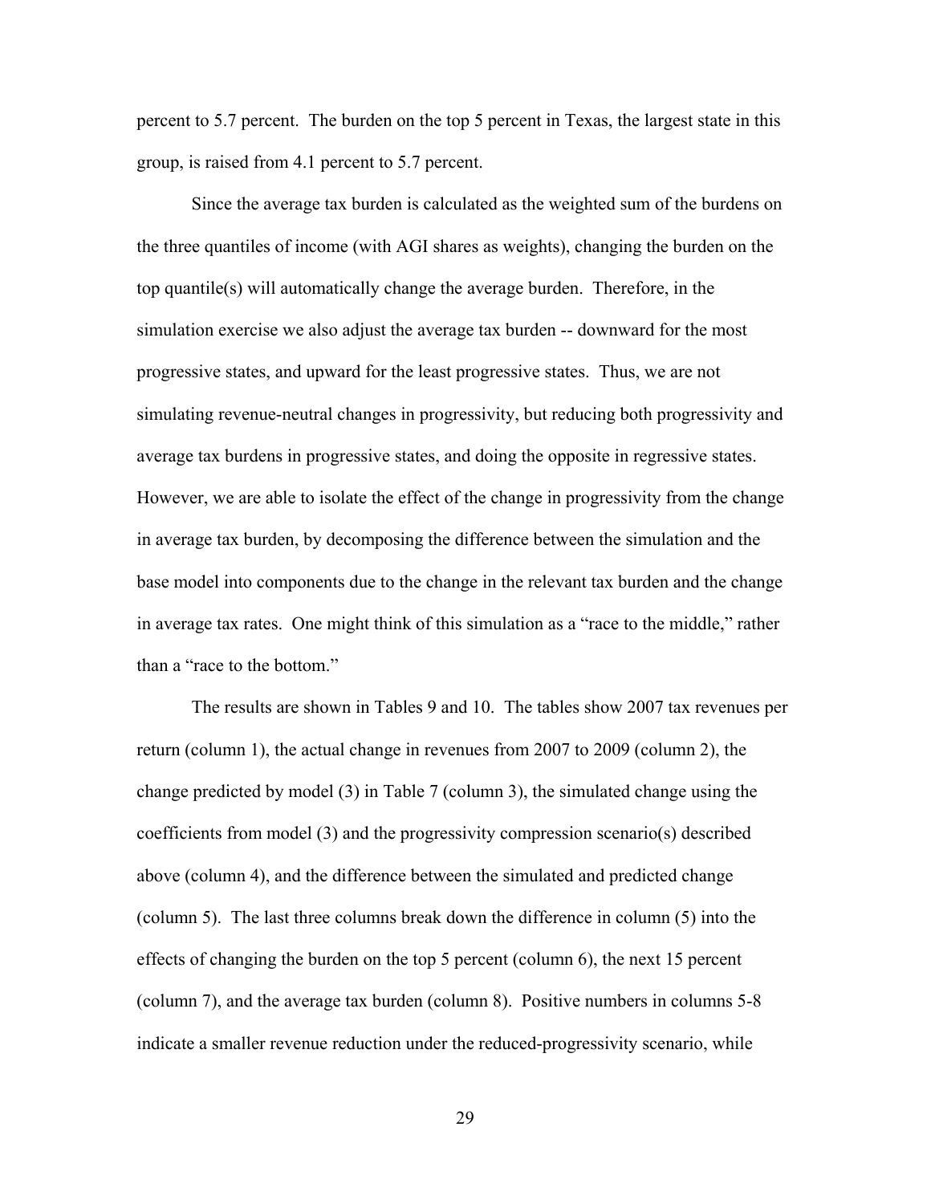percent to 5.7 percent. The burden on the top 5 percent in Texas, the largest state in this group, is raised from 4.1 percent to 5.7 percent.

Since the average tax burden is calculated as the weighted sum of the burdens on the three quantiles of income (with AGI shares as weights), changing the burden on the top quantile(s) will automatically change the average burden. Therefore, in the simulation exercise we also adjust the average tax burden -- downward for the most progressive states, and upward for the least progressive states. Thus, we are not simulating revenue-neutral changes in progressivity, but reducing both progressivity and average tax burdens in progressive states, and doing the opposite in regressive states. However, we are able to isolate the effect of the change in progressivity from the change in average tax burden, by decomposing the difference between the simulation and the base model into components due to the change in the relevant tax burden and the change in average tax rates. One might think of this simulation as a "race to the middle," rather than a "race to the bottom."

The results are shown in Tables 9 and 10. The tables show 2007 tax revenues per return (column 1), the actual change in revenues from 2007 to 2009 (column 2), the change predicted by model (3) in Table 7 (column 3), the simulated change using the coefficients from model (3) and the progressivity compression scenario(s) described above (column 4), and the difference between the simulated and predicted change (column 5). The last three columns break down the difference in column (5) into the effects of changing the burden on the top 5 percent (column 6), the next 15 percent (column 7), and the average tax burden (column 8). Positive numbers in columns 5-8 indicate a smaller revenue reduction under the reduced-progressivity scenario, while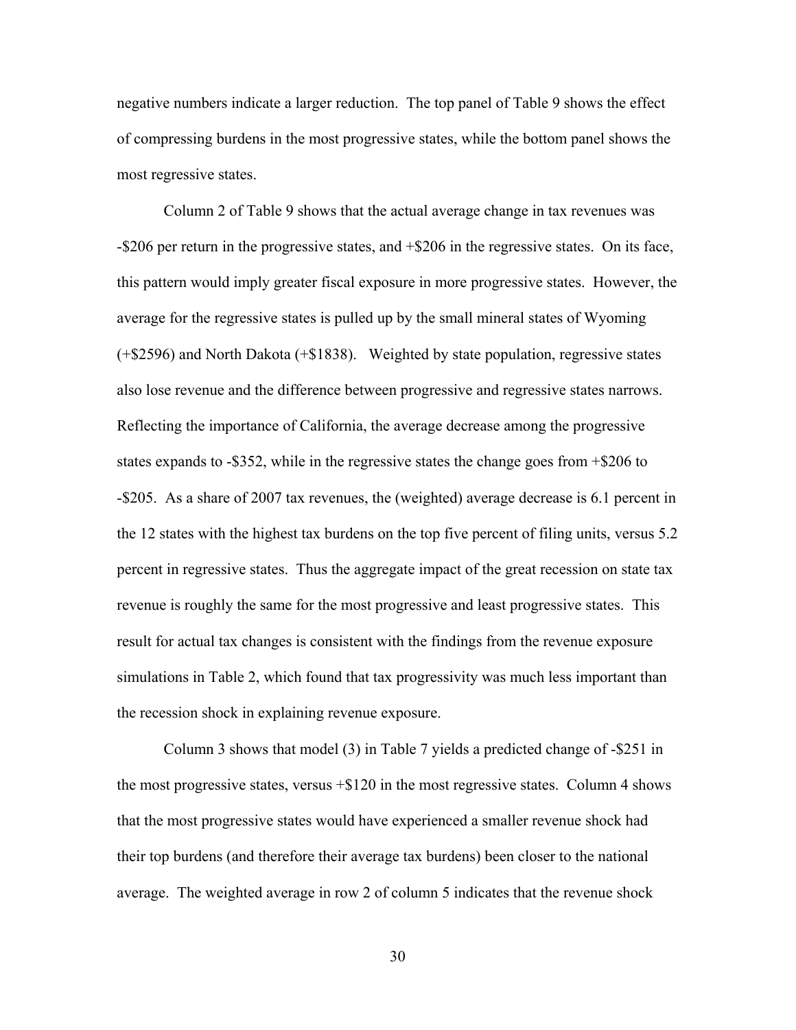negative numbers indicate a larger reduction. The top panel of Table 9 shows the effect of compressing burdens in the most progressive states, while the bottom panel shows the most regressive states.

Column 2 of Table 9 shows that the actual average change in tax revenues was -$206 per return in the progressive states, and +$206 in the regressive states. On its face, this pattern would imply greater fiscal exposure in more progressive states. However, the average for the regressive states is pulled up by the small mineral states of Wyoming (+$2596) and North Dakota (+$1838). Weighted by state population, regressive states also lose revenue and the difference between progressive and regressive states narrows. Reflecting the importance of California, the average decrease among the progressive states expands to -$352, while in the regressive states the change goes from +$206 to -$205. As a share of 2007 tax revenues, the (weighted) average decrease is 6.1 percent in the 12 states with the highest tax burdens on the top five percent of filing units, versus 5.2 percent in regressive states. Thus the aggregate impact of the great recession on state tax revenue is roughly the same for the most progressive and least progressive states. This result for actual tax changes is consistent with the findings from the revenue exposure simulations in Table 2, which found that tax progressivity was much less important than the recession shock in explaining revenue exposure.

Column 3 shows that model (3) in Table 7 yields a predicted change of -$251 in the most progressive states, versus +$120 in the most regressive states. Column 4 shows that the most progressive states would have experienced a smaller revenue shock had their top burdens (and therefore their average tax burdens) been closer to the national average. The weighted average in row 2 of column 5 indicates that the revenue shock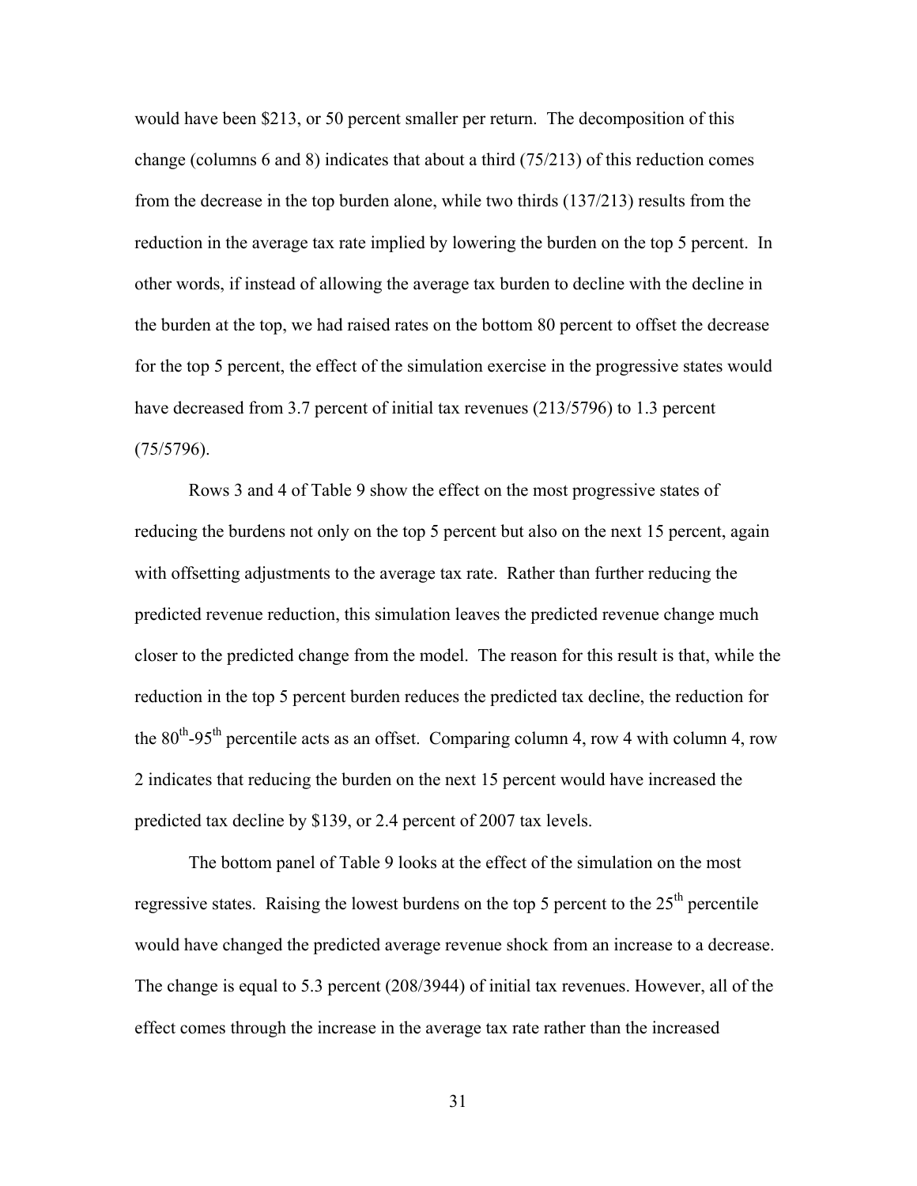would have been \$213, or 50 percent smaller per return. The decomposition of this change (columns 6 and 8) indicates that about a third (75/213) of this reduction comes from the decrease in the top burden alone, while two thirds (137/213) results from the reduction in the average tax rate implied by lowering the burden on the top 5 percent. In other words, if instead of allowing the average tax burden to decline with the decline in the burden at the top, we had raised rates on the bottom 80 percent to offset the decrease for the top 5 percent, the effect of the simulation exercise in the progressive states would have decreased from 3.7 percent of initial tax revenues (213/5796) to 1.3 percent (75/5796).

Rows 3 and 4 of Table 9 show the effect on the most progressive states of reducing the burdens not only on the top 5 percent but also on the next 15 percent, again with offsetting adjustments to the average tax rate. Rather than further reducing the predicted revenue reduction, this simulation leaves the predicted revenue change much closer to the predicted change from the model. The reason for this result is that, while the reduction in the top 5 percent burden reduces the predicted tax decline, the reduction for the 80$^{th}$-95$^{th}$ percentile acts as an offset. Comparing column 4, row 4 with column 4, row 2 indicates that reducing the burden on the next 15 percent would have increased the predicted tax decline by \$139, or 2.4 percent of 2007 tax levels.

The bottom panel of Table 9 looks at the effect of the simulation on the most regressive states. Raising the lowest burdens on the top 5 percent to the 25$^{th}$ percentile would have changed the predicted average revenue shock from an increase to a decrease. The change is equal to 5.3 percent (208/3944) of initial tax revenues. However, all of the effect comes through the increase in the average tax rate rather than the increased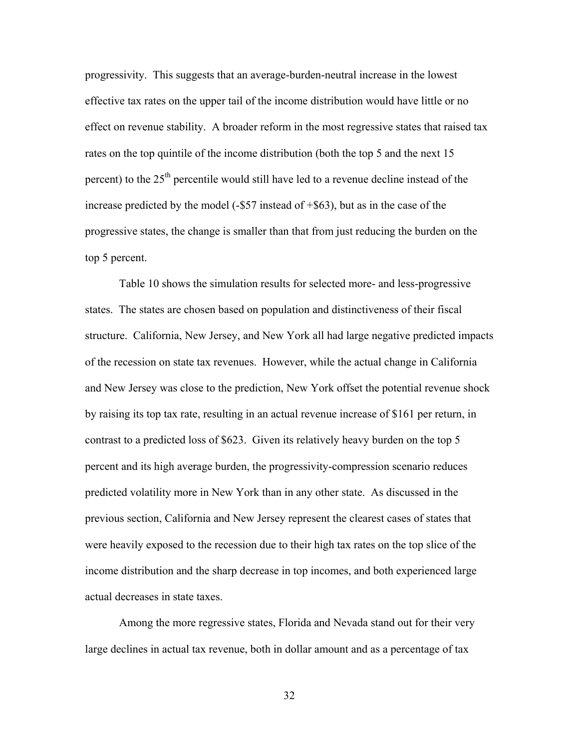progressivity. This suggests that an average-burden-neutral increase in the lowest effective tax rates on the upper tail of the income distribution would have little or no effect on revenue stability. A broader reform in the most regressive states that raised tax rates on the top quintile of the income distribution (both the top 5 and the next 15 percent) to the 25th percentile would still have led to a revenue decline instead of the increase predicted by the model (-$57 instead of +$63), but as in the case of the progressive states, the change is smaller than that from just reducing the burden on the top 5 percent.

Table 10 shows the simulation results for selected more- and less-progressive states. The states are chosen based on population and distinctiveness of their fiscal structure. California, New Jersey, and New York all had large negative predicted impacts of the recession on state tax revenues. However, while the actual change in California and New Jersey was close to the prediction, New York offset the potential revenue shock by raising its top tax rate, resulting in an actual revenue increase of $161 per return, in contrast to a predicted loss of $623. Given its relatively heavy burden on the top 5 percent and its high average burden, the progressivity-compression scenario reduces predicted volatility more in New York than in any other state. As discussed in the previous section, California and New Jersey represent the clearest cases of states that were heavily exposed to the recession due to their high tax rates on the top slice of the income distribution and the sharp decrease in top incomes, and both experienced large actual decreases in state taxes.

Among the more regressive states, Florida and Nevada stand out for their very large declines in actual tax revenue, both in dollar amount and as a percentage of tax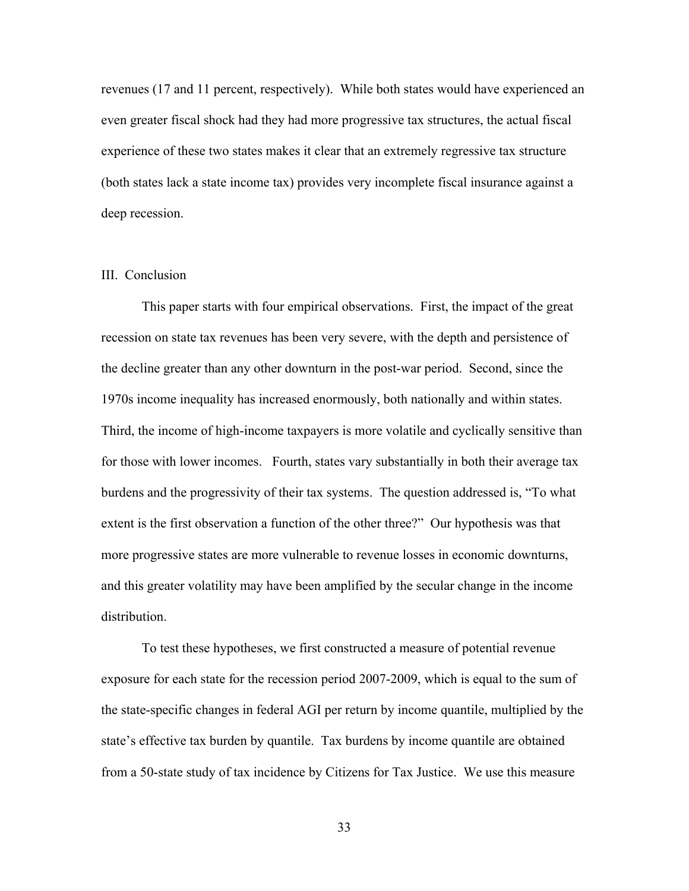revenues (17 and 11 percent, respectively). While both states would have experienced an even greater fiscal shock had they had more progressive tax structures, the actual fiscal experience of these two states makes it clear that an extremely regressive tax structure (both states lack a state income tax) provides very incomplete fiscal insurance against a deep recession.

## III. Conclusion

This paper starts with four empirical observations. First, the impact of the great recession on state tax revenues has been very severe, with the depth and persistence of the decline greater than any other downturn in the post-war period. Second, since the 1970s income inequality has increased enormously, both nationally and within states. Third, the income of high-income taxpayers is more volatile and cyclically sensitive than for those with lower incomes. Fourth, states vary substantially in both their average tax burdens and the progressivity of their tax systems. The question addressed is, "To what extent is the first observation a function of the other three?" Our hypothesis was that more progressive states are more vulnerable to revenue losses in economic downturns, and this greater volatility may have been amplified by the secular change in the income distribution.

To test these hypotheses, we first constructed a measure of potential revenue exposure for each state for the recession period 2007-2009, which is equal to the sum of the state-specific changes in federal AGI per return by income quantile, multiplied by the state's effective tax burden by quantile. Tax burdens by income quantile are obtained from a 50-state study of tax incidence by Citizens for Tax Justice. We use this measure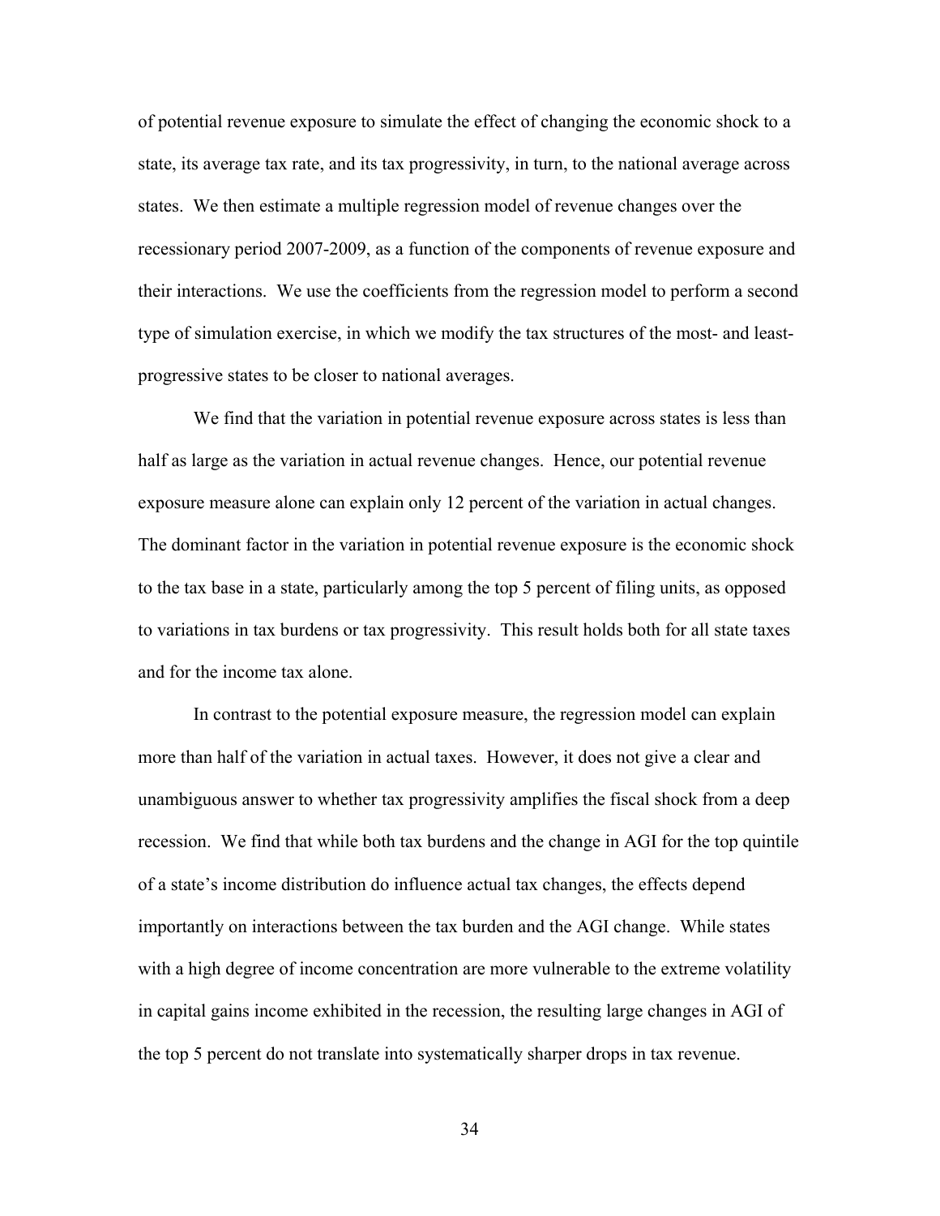of potential revenue exposure to simulate the effect of changing the economic shock to a state, its average tax rate, and its tax progressivity, in turn, to the national average across states. We then estimate a multiple regression model of revenue changes over the recessionary period 2007-2009, as a function of the components of revenue exposure and their interactions. We use the coefficients from the regression model to perform a second type of simulation exercise, in which we modify the tax structures of the most- and least-progressive states to be closer to national averages.

We find that the variation in potential revenue exposure across states is less than half as large as the variation in actual revenue changes. Hence, our potential revenue exposure measure alone can explain only 12 percent of the variation in actual changes. The dominant factor in the variation in potential revenue exposure is the economic shock to the tax base in a state, particularly among the top 5 percent of filing units, as opposed to variations in tax burdens or tax progressivity. This result holds both for all state taxes and for the income tax alone.

In contrast to the potential exposure measure, the regression model can explain more than half of the variation in actual taxes. However, it does not give a clear and unambiguous answer to whether tax progressivity amplifies the fiscal shock from a deep recession. We find that while both tax burdens and the change in AGI for the top quintile of a state's income distribution do influence actual tax changes, the effects depend importantly on interactions between the tax burden and the AGI change. While states with a high degree of income concentration are more vulnerable to the extreme volatility in capital gains income exhibited in the recession, the resulting large changes in AGI of the top 5 percent do not translate into systematically sharper drops in tax revenue.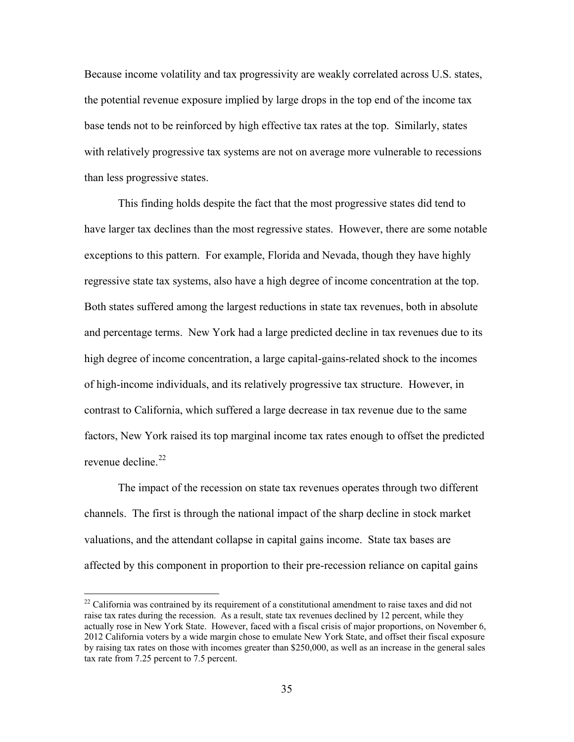Because income volatility and tax progressivity are weakly correlated across U.S. states, the potential revenue exposure implied by large drops in the top end of the income tax base tends not to be reinforced by high effective tax rates at the top. Similarly, states with relatively progressive tax systems are not on average more vulnerable to recessions than less progressive states.

This finding holds despite the fact that the most progressive states did tend to have larger tax declines than the most regressive states. However, there are some notable exceptions to this pattern. For example, Florida and Nevada, though they have highly regressive state tax systems, also have a high degree of income concentration at the top. Both states suffered among the largest reductions in state tax revenues, both in absolute and percentage terms. New York had a large predicted decline in tax revenues due to its high degree of income concentration, a large capital-gains-related shock to the incomes of high-income individuals, and its relatively progressive tax structure. However, in contrast to California, which suffered a large decrease in tax revenue due to the same factors, New York raised its top marginal income tax rates enough to offset the predicted revenue decline.[22]

The impact of the recession on state tax revenues operates through two different channels. The first is through the national impact of the sharp decline in stock market valuations, and the attendant collapse in capital gains income. State tax bases are affected by this component in proportion to their pre-recession reliance on capital gains

---

[22] California was contrained by its requirement of a constitutional amendment to raise taxes and did not raise tax rates during the recession. As a result, state tax revenues declined by 12 percent, while they actually rose in New York State. However, faced with a fiscal crisis of major proportions, on November 6, 2012 California voters by a wide margin chose to emulate New York State, and offset their fiscal exposure by raising tax rates on those with incomes greater than $250,000, as well as an increase in the general sales tax rate from 7.25 percent to 7.5 percent.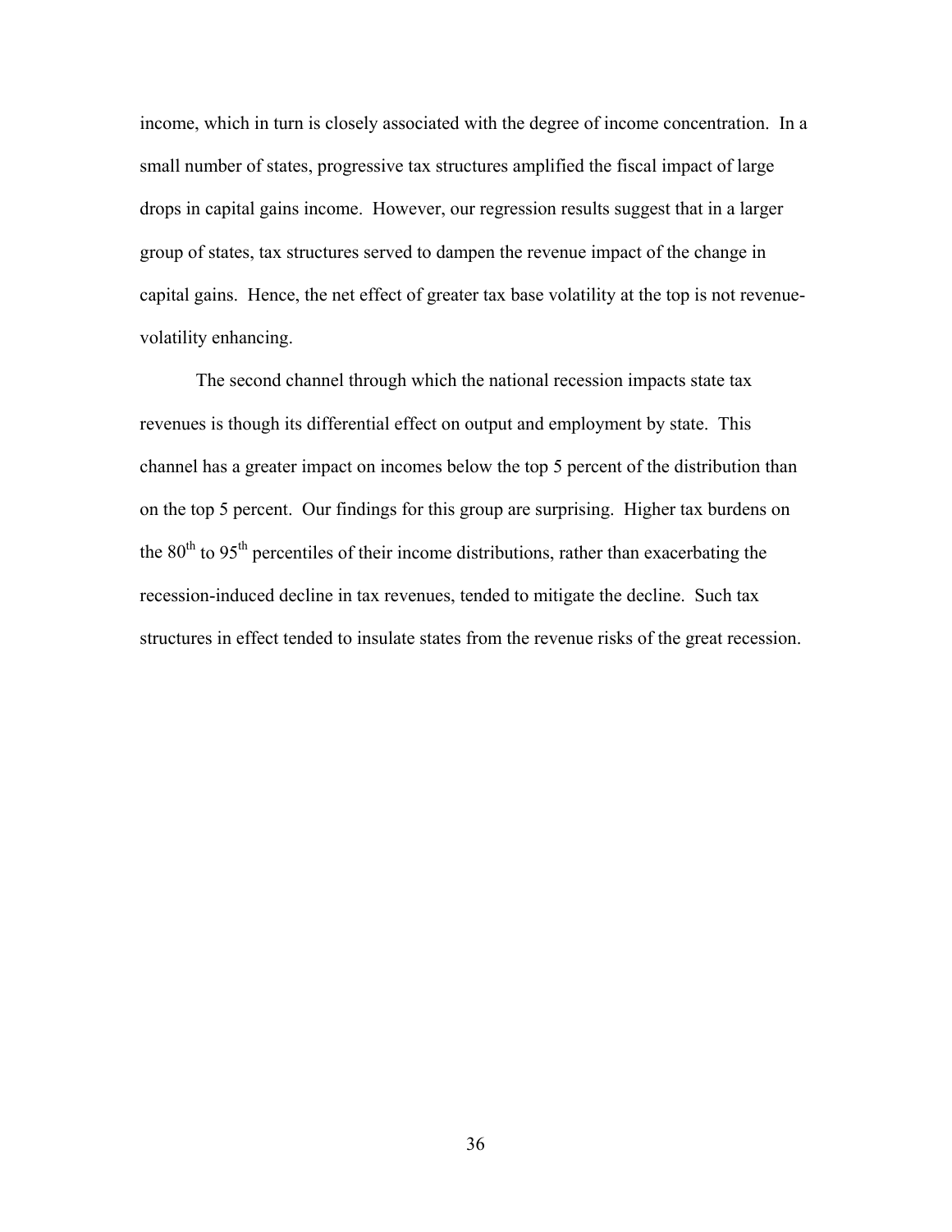income, which in turn is closely associated with the degree of income concentration. In a small number of states, progressive tax structures amplified the fiscal impact of large drops in capital gains income. However, our regression results suggest that in a larger group of states, tax structures served to dampen the revenue impact of the change in capital gains. Hence, the net effect of greater tax base volatility at the top is not revenue-volatility enhancing.

The second channel through which the national recession impacts state tax revenues is though its differential effect on output and employment by state. This channel has a greater impact on incomes below the top 5 percent of the distribution than on the top 5 percent. Our findings for this group are surprising. Higher tax burdens on the $80^{th}$ to $95^{th}$ percentiles of their income distributions, rather than exacerbating the recession-induced decline in tax revenues, tended to mitigate the decline. Such tax structures in effect tended to insulate states from the revenue risks of the great recession.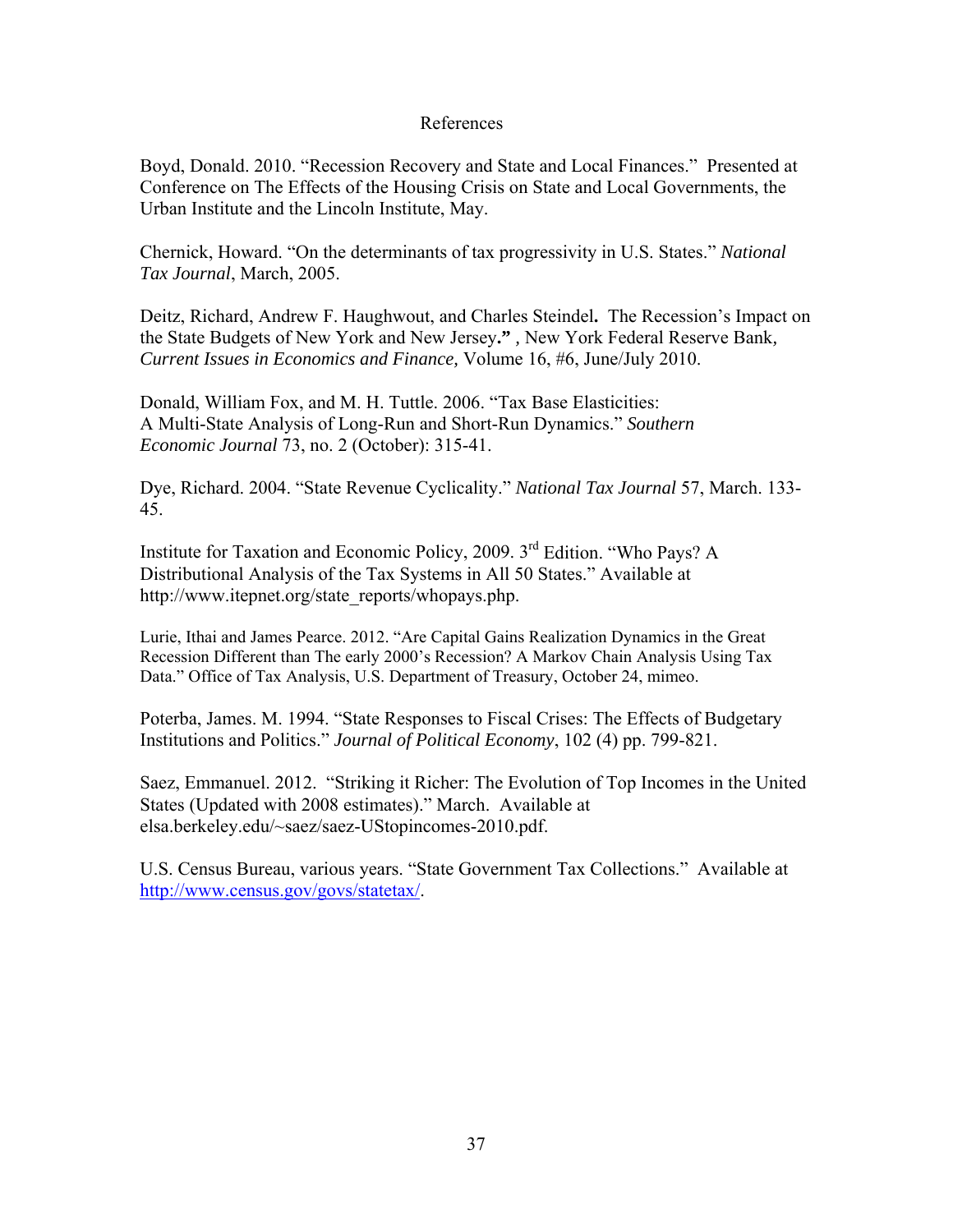# References

Boyd, Donald. 2010. "Recession Recovery and State and Local Finances." Presented at Conference on The Effects of the Housing Crisis on State and Local Governments, the Urban Institute and the Lincoln Institute, May.

Chernick, Howard. "On the determinants of tax progressivity in U.S. States." *National Tax Journal*, March, 2005.

Deitz, Richard, Andrew F. Haughwout, and Charles Steindel**.** The Recession's Impact on the State Budgets of New York and New Jersey**."** , New York Federal Reserve Bank, *Current Issues in Economics and Finance,* Volume 16, #6, June/July 2010.

Donald, William Fox, and M. H. Tuttle. 2006. "Tax Base Elasticities: A Multi-State Analysis of Long-Run and Short-Run Dynamics." *Southern Economic Journal* 73, no. 2 (October): 315-41.

Dye, Richard. 2004. "State Revenue Cyclicality." *National Tax Journal* 57, March. 133-45.

Institute for Taxation and Economic Policy, 2009. 3rd Edition. "Who Pays? A Distributional Analysis of the Tax Systems in All 50 States." Available at http://www.itepnet.org/state_reports/whopays.php.

Lurie, Ithai and James Pearce. 2012. "Are Capital Gains Realization Dynamics in the Great Recession Different than The early 2000's Recession? A Markov Chain Analysis Using Tax Data." Office of Tax Analysis, U.S. Department of Treasury, October 24, mimeo.

Poterba, James. M. 1994. "State Responses to Fiscal Crises: The Effects of Budgetary Institutions and Politics." *Journal of Political Economy*, 102 (4) pp. 799-821.

Saez, Emmanuel. 2012. "Striking it Richer: The Evolution of Top Incomes in the United States (Updated with 2008 estimates)." March. Available at elsa.berkeley.edu/~saez/saez-UStopincomes-2010.pdf.

U.S. Census Bureau, various years. "State Government Tax Collections." Available at http://www.census.gov/govs/statetax/.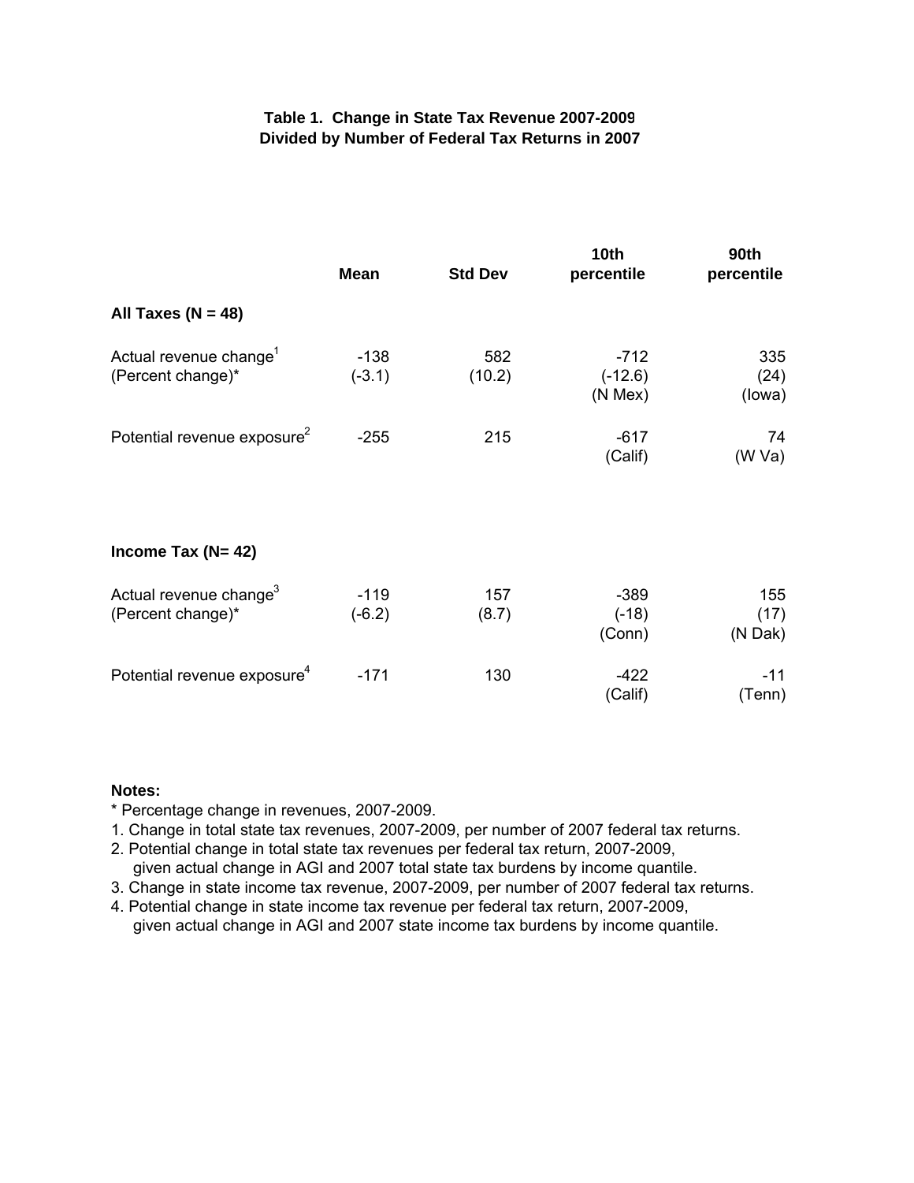**Table 1. Change in State Tax Revenue 2007-2009**
**Divided by Number of Federal Tax Returns in 2007**

| | Mean | Std Dev | 10th percentile | 90th percentile |
|---|---|---|---|---|
| **All Taxes (N = 48)** | | | | |
| Actual revenue change[1] | -138 | 582 | -712 | 335 |
| (Percent change)* | (-3.1) | (10.2) | (-12.6) | (24) |
| | | | (N Mex) | (Iowa) |
| Potential revenue exposure[2] | -255 | 215 | -617 | 74 |
| | | | (Calif) | (W Va) |
| **Income Tax (N= 42)** | | | | |
| Actual revenue change[3] | -119 | 157 | -389 | 155 |
| (Percent change)* | (-6.2) | (8.7) | (-18) | (17) |
| | | | (Conn) | (N Dak) |
| Potential revenue exposure[4] | -171 | 130 | -422 | -11 |
| | | | (Calif) | (Tenn) |

**Notes:**

* Percentage change in revenues, 2007-2009.

1. Change in total state tax revenues, 2007-2009, per number of 2007 federal tax returns.
2. Potential change in total state tax revenues per federal tax return, 2007-2009, given actual change in AGI and 2007 total state tax burdens by income quantile.
3. Change in state income tax revenue, 2007-2009, per number of 2007 federal tax returns.
4. Potential change in state income tax revenue per federal tax return, 2007-2009, given actual change in AGI and 2007 state income tax burdens by income quantile.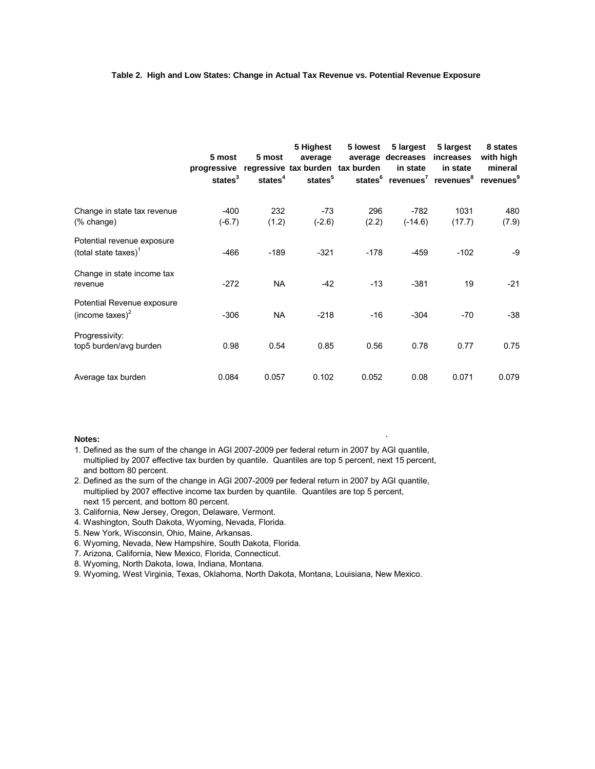**Table 2. High and Low States: Change in Actual Tax Revenue vs. Potential Revenue Exposure**

| | 5 most progressive states[3] | 5 most regressive states[4] | 5 Highest average tax burden states[5] | 5 lowest average tax burden states[6] | 5 largest decreases in state revenues[7] | 5 largest increases in state revenues[8] | 8 states with high mineral revenues[9] |
|---|---|---|---|---|---|---|---|
| Change in state tax revenue (% change) | -400 (-6.7) | 232 (1.2) | -73 (-2.6) | 296 (2.2) | -782 (-14.6) | 1031 (17.7) | 480 (7.9) |
| Potential revenue exposure (total state taxes)[1] | -466 | -189 | -321 | -178 | -459 | -102 | -9 |
| Change in state income tax revenue | -272 | NA | -42 | -13 | -381 | 19 | -21 |
| Potential Revenue exposure (income taxes)[2] | -306 | NA | -218 | -16 | -304 | -70 | -38 |
| Progressivity: top5 burden/avg burden | 0.98 | 0.54 | 0.85 | 0.56 | 0.78 | 0.77 | 0.75 |
| Average tax burden | 0.084 | 0.057 | 0.102 | 0.052 | 0.08 | 0.071 | 0.079 |

**Notes:**

1. Defined as the sum of the change in AGI 2007-2009 per federal return in 2007 by AGI quantile, multiplied by 2007 effective tax burden by quantile. Quantiles are top 5 percent, next 15 percent, and bottom 80 percent.
2. Defined as the sum of the change in AGI 2007-2009 per federal return in 2007 by AGI quantile, multiplied by 2007 effective income tax burden by quantile. Quantiles are top 5 percent, next 15 percent, and bottom 80 percent.
3. California, New Jersey, Oregon, Delaware, Vermont.
4. Washington, South Dakota, Wyoming, Nevada, Florida.
5. New York, Wisconsin, Ohio, Maine, Arkansas.
6. Wyoming, Nevada, New Hampshire, South Dakota, Florida.
7. Arizona, California, New Mexico, Florida, Connecticut.
8. Wyoming, North Dakota, Iowa, Indiana, Montana.
9. Wyoming, West Virginia, Texas, Oklahoma, North Dakota, Montana, Louisiana, New Mexico.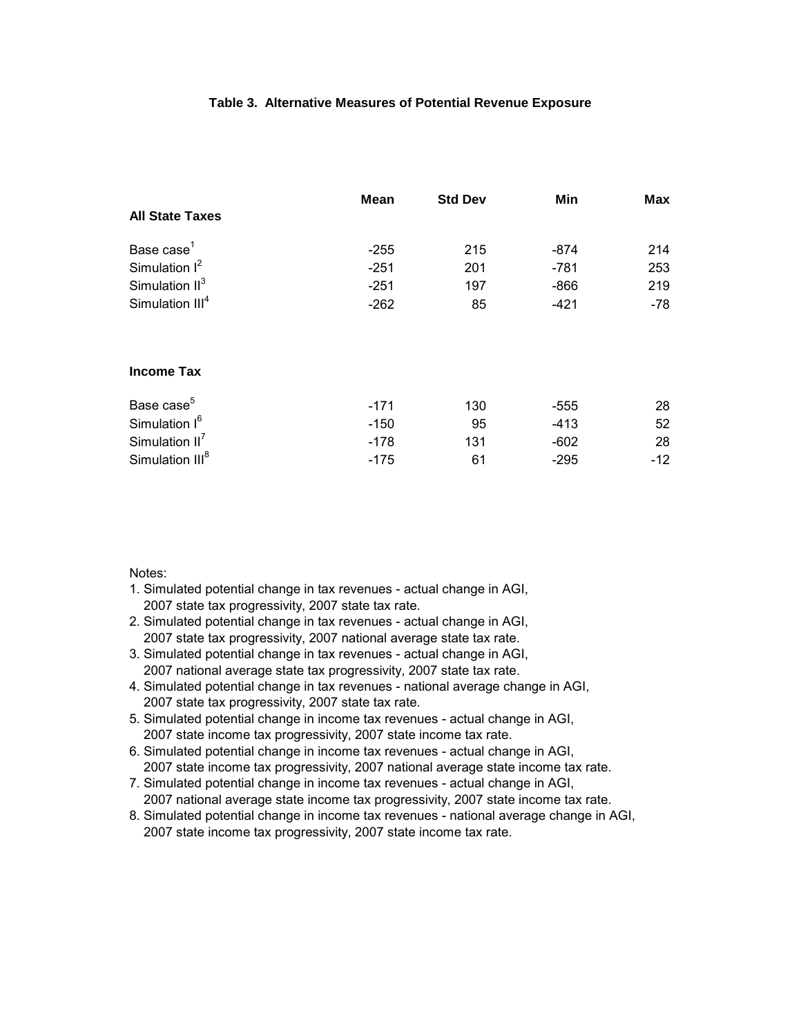**Table 3. Alternative Measures of Potential Revenue Exposure**

| | Mean | Std Dev | Min | Max |
|---|---|---|---|---|
| **All State Taxes** | | | | |
| Base case[1] | -255 | 215 | -874 | 214 |
| Simulation I[2] | -251 | 201 | -781 | 253 |
| Simulation II[3] | -251 | 197 | -866 | 219 |
| Simulation III[4] | -262 | 85 | -421 | -78 |
| **Income Tax** | | | | |
| Base case[5] | -171 | 130 | -555 | 28 |
| Simulation I[6] | -150 | 95 | -413 | 52 |
| Simulation II[7] | -178 | 131 | -602 | 28 |
| Simulation III[8] | -175 | 61 | -295 | -12 |

Notes:

1. Simulated potential change in tax revenues - actual change in AGI, 2007 state tax progressivity, 2007 state tax rate.
2. Simulated potential change in tax revenues - actual change in AGI, 2007 state tax progressivity, 2007 national average state tax rate.
3. Simulated potential change in tax revenues - actual change in AGI, 2007 national average state tax progressivity, 2007 state tax rate.
4. Simulated potential change in tax revenues - national average change in AGI, 2007 state tax progressivity, 2007 state tax rate.
5. Simulated potential change in income tax revenues - actual change in AGI, 2007 state income tax progressivity, 2007 state income tax rate.
6. Simulated potential change in income tax revenues - actual change in AGI, 2007 state income tax progressivity, 2007 national average state income tax rate.
7. Simulated potential change in income tax revenues - actual change in AGI, 2007 national average state income tax progressivity, 2007 state income tax rate.
8. Simulated potential change in income tax revenues - national average change in AGI, 2007 state income tax progressivity, 2007 state income tax rate.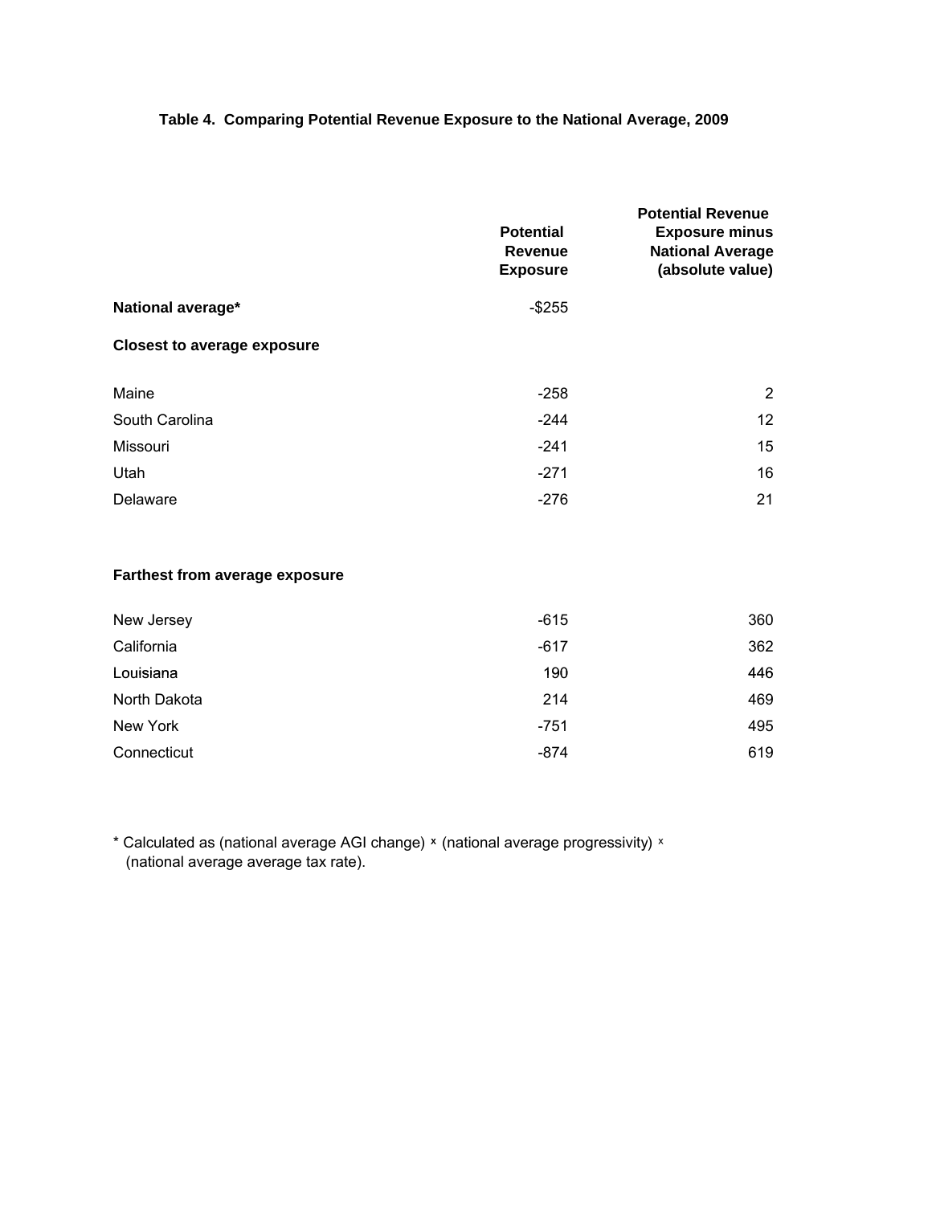**Table 4. Comparing Potential Revenue Exposure to the National Average, 2009**

| | Potential Revenue Exposure | Potential Revenue Exposure minus National Average (absolute value) |
|---|---|---|
| **National average*** | -$255 | |
| **Closest to average exposure** | | |
| Maine | -258 | 2 |
| South Carolina | -244 | 12 |
| Missouri | -241 | 15 |
| Utah | -271 | 16 |
| Delaware | -276 | 21 |
| **Farthest from average exposure** | | |
| New Jersey | -615 | 360 |
| California | -617 | 362 |
| Louisiana | 190 | 446 |
| North Dakota | 214 | 469 |
| New York | -751 | 495 |
| Connecticut | -874 | 619 |

* Calculated as (national average AGI change) x (national average progressivity) x (national average average tax rate).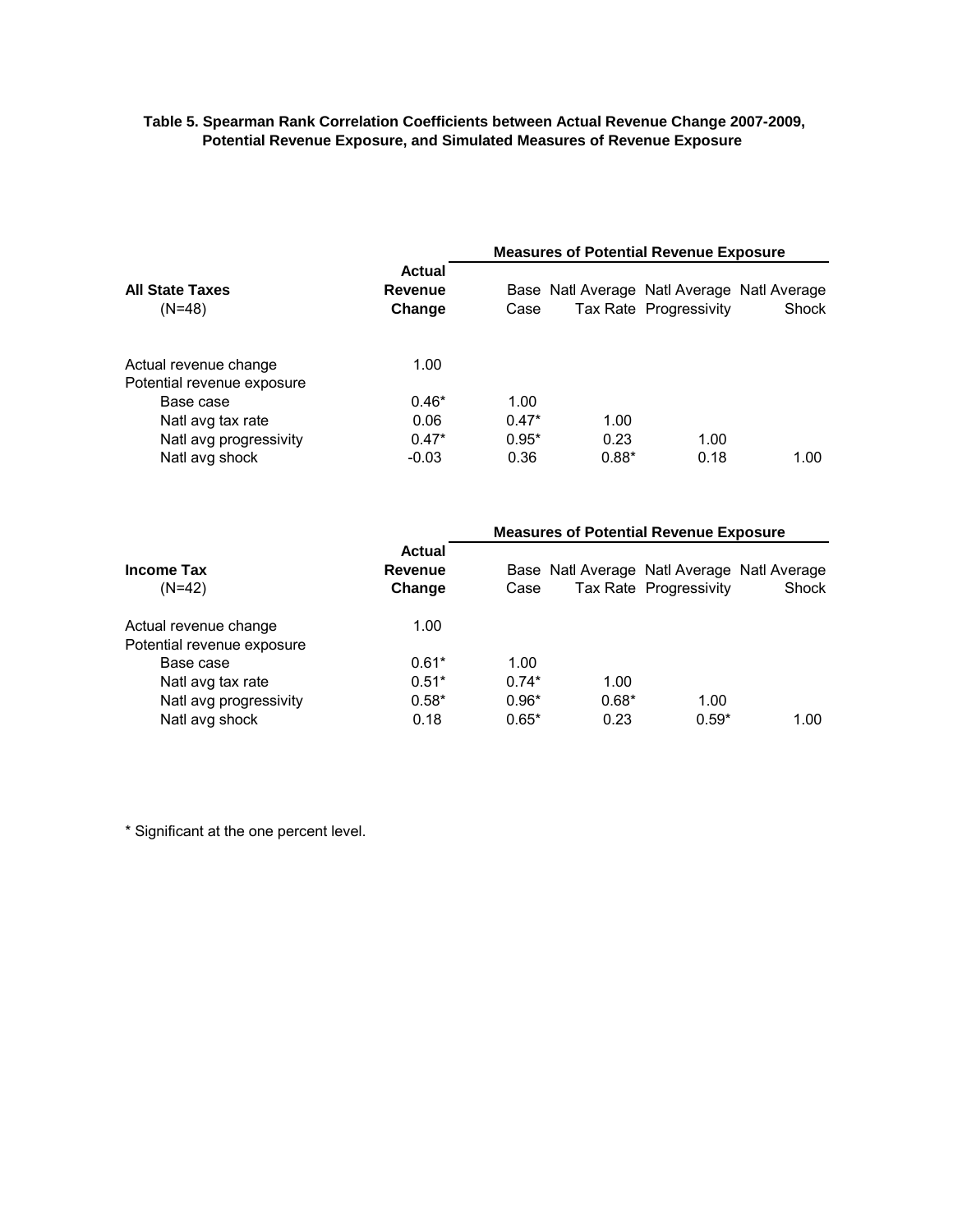**Table 5. Spearman Rank Correlation Coefficients between Actual Revenue Change 2007-2009, Potential Revenue Exposure, and Simulated Measures of Revenue Exposure**

| **All State Taxes** (N=48) | **Actual Revenue Change** | **Measures of Potential Revenue Exposure** Base Case | Natl Average Tax Rate | Natl Average Progressivity | Natl Average Shock |
|---|---|---|---|---|---|
| Actual revenue change | 1.00 | | | | |
| Potential revenue exposure | | | | | |
| Base case | 0.46* | 1.00 | | | |
| Natl avg tax rate | 0.06 | 0.47* | 1.00 | | |
| Natl avg progressivity | 0.47* | 0.95* | 0.23 | 1.00 | |
| Natl avg shock | -0.03 | 0.36 | 0.88* | 0.18 | 1.00 |

| **Income Tax** (N=42) | **Actual Revenue Change** | **Measures of Potential Revenue Exposure** Base Case | Natl Average Tax Rate | Natl Average Progressivity | Natl Average Shock |
|---|---|---|---|---|---|
| Actual revenue change | 1.00 | | | | |
| Potential revenue exposure | | | | | |
| Base case | 0.61* | 1.00 | | | |
| Natl avg tax rate | 0.51* | 0.74* | 1.00 | | |
| Natl avg progressivity | 0.58* | 0.96* | 0.68* | 1.00 | |
| Natl avg shock | 0.18 | 0.65* | 0.23 | 0.59* | 1.00 |

* Significant at the one percent level.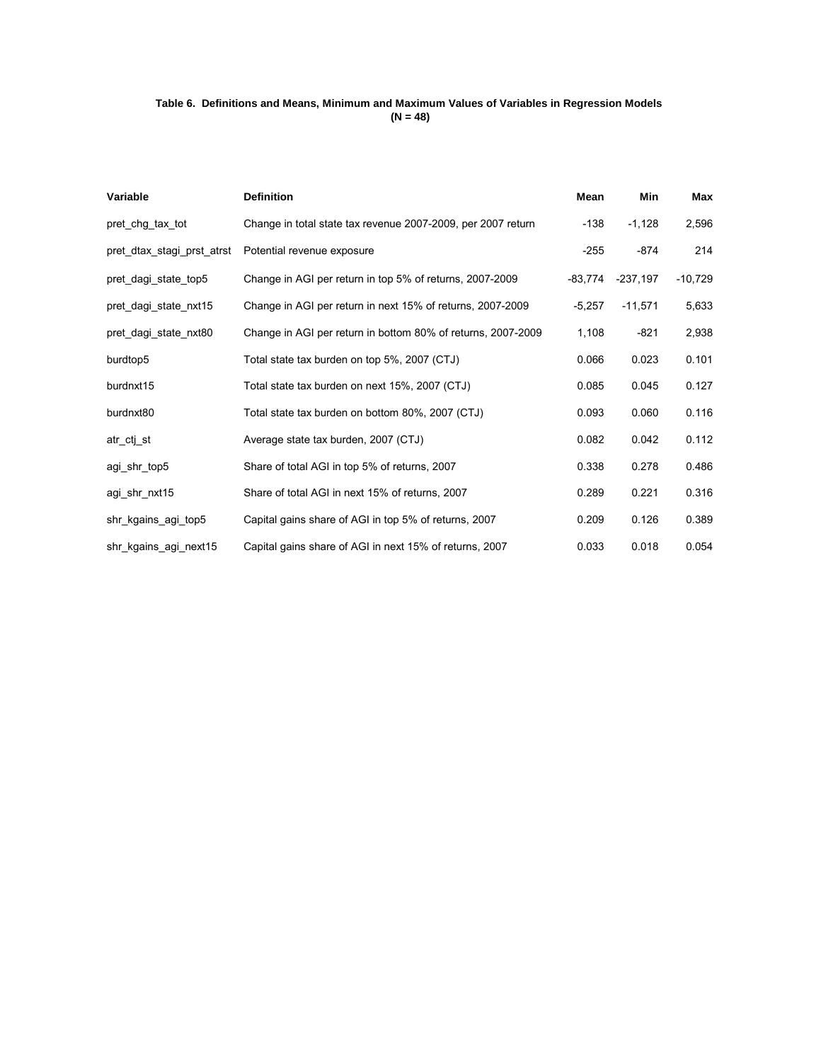**Table 6. Definitions and Means, Minimum and Maximum Values of Variables in Regression Models (N = 48)**

| Variable | Definition | Mean | Min | Max |
|---|---|---|---|---|
| pret_chg_tax_tot | Change in total state tax revenue 2007-2009, per 2007 return | -138 | -1,128 | 2,596 |
| pret_dtax_stagi_prst_atrst | Potential revenue exposure | -255 | -874 | 214 |
| pret_dagi_state_top5 | Change in AGI per return in top 5% of returns, 2007-2009 | -83,774 | -237,197 | -10,729 |
| pret_dagi_state_nxt15 | Change in AGI per return in next 15% of returns, 2007-2009 | -5,257 | -11,571 | 5,633 |
| pret_dagi_state_nxt80 | Change in AGI per return in bottom 80% of returns, 2007-2009 | 1,108 | -821 | 2,938 |
| burdtop5 | Total state tax burden on top 5%, 2007 (CTJ) | 0.066 | 0.023 | 0.101 |
| burdnxt15 | Total state tax burden on next 15%, 2007 (CTJ) | 0.085 | 0.045 | 0.127 |
| burdnxt80 | Total state tax burden on bottom 80%, 2007 (CTJ) | 0.093 | 0.060 | 0.116 |
| atr_ctj_st | Average state tax burden, 2007 (CTJ) | 0.082 | 0.042 | 0.112 |
| agi_shr_top5 | Share of total AGI in top 5% of returns, 2007 | 0.338 | 0.278 | 0.486 |
| agi_shr_nxt15 | Share of total AGI in next 15% of returns, 2007 | 0.289 | 0.221 | 0.316 |
| shr_kgains_agi_top5 | Capital gains share of AGI in top 5% of returns, 2007 | 0.209 | 0.126 | 0.389 |
| shr_kgains_agi_next15 | Capital gains share of AGI in next 15% of returns, 2007 | 0.033 | 0.018 | 0.054 |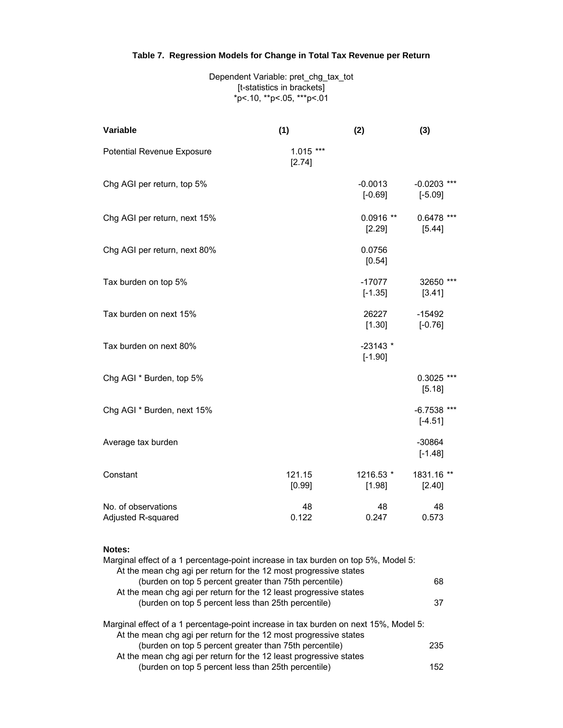### Table 7. Regression Models for Change in Total Tax Revenue per Return

Dependent Variable: pret_chg_tax_tot
[t-statistics in brackets]
*p<.10, **p<.05, ***p<.01

| Variable | (1) | (2) | (3) |
|---|---|---|---|
| Potential Revenue Exposure | 1.015 *** | | |
| | [2.74] | | |
| Chg AGI per return, top 5% | | -0.0013 | -0.0203 *** |
| | | [-0.69] | [-5.09] |
| Chg AGI per return, next 15% | | 0.0916 ** | 0.6478 *** |
| | | [2.29] | [5.44] |
| Chg AGI per return, next 80% | | 0.0756 | |
| | | [0.54] | |
| Tax burden on top 5% | | -17077 | 32650 *** |
| | | [-1.35] | [3.41] |
| Tax burden on next 15% | | 26227 | -15492 |
| | | [1.30] | [-0.76] |
| Tax burden on next 80% | | -23143 * | |
| | | [-1.90] | |
| Chg AGI * Burden, top 5% | | | 0.3025 *** |
| | | | [5.18] |
| Chg AGI * Burden, next 15% | | | -6.7538 *** |
| | | | [-4.51] |
| Average tax burden | | | -30864 |
| | | | [-1.48] |
| Constant | 121.15 | 1216.53 * | 1831.16 ** |
| | [0.99] | [1.98] | [2.40] |
| No. of observations | 48 | 48 | 48 |
| Adjusted R-squared | 0.122 | 0.247 | 0.573 |

**Notes:**

Marginal effect of a 1 percentage-point increase in tax burden on top 5%, Model 5:

| | |
|---|---|
| At the mean chg agi per return for the 12 most progressive states (burden on top 5 percent greater than 75th percentile) | 68 |
| At the mean chg agi per return for the 12 least progressive states (burden on top 5 percent less than 25th percentile) | 37 |

Marginal effect of a 1 percentage-point increase in tax burden on next 15%, Model 5:

| | |
|---|---|
| At the mean chg agi per return for the 12 most progressive states (burden on top 5 percent greater than 75th percentile) | 235 |
| At the mean chg agi per return for the 12 least progressive states (burden on top 5 percent less than 25th percentile) | 152 |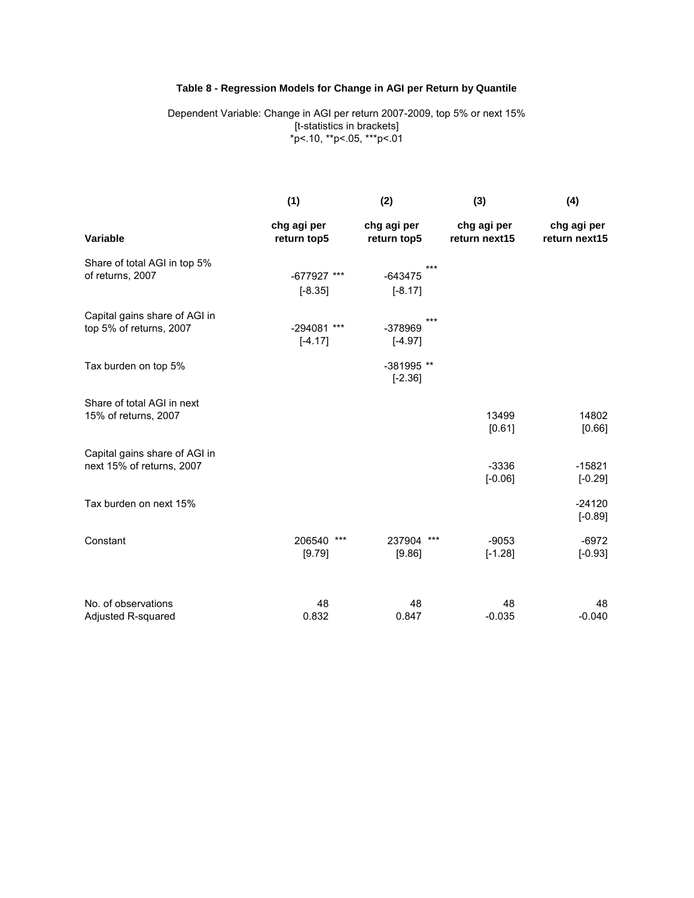**Table 8 - Regression Models for Change in AGI per Return by Quantile**

Dependent Variable: Change in AGI per return 2007-2009, top 5% or next 15%
[t-statistics in brackets]
*p<.10, **p<.05, ***p<.01

| Variable | (1) chg agi per return top5 | (2) chg agi per return top5 | (3) chg agi per return next15 | (4) chg agi per return next15 |
|---|---|---|---|---|
| Share of total AGI in top 5% of returns, 2007 | -677927 *** | -643475 *** | | |
| | [-8.35] | [-8.17] | | |
| Capital gains share of AGI in top 5% of returns, 2007 | -294081 *** | -378969 *** | | |
| | [-4.17] | [-4.97] | | |
| Tax burden on top 5% | | -381995 ** | | |
| | | [-2.36] | | |
| Share of total AGI in next 15% of returns, 2007 | | | 13499 | 14802 |
| | | | [0.61] | [0.66] |
| Capital gains share of AGI in next 15% of returns, 2007 | | | -3336 | -15821 |
| | | | [-0.06] | [-0.29] |
| Tax burden on next 15% | | | | -24120 |
| | | | | [-0.89] |
| Constant | 206540 *** | 237904 *** | -9053 | -6972 |
| | [9.79] | [9.86] | [-1.28] | [-0.93] |
| No. of observations | 48 | 48 | 48 | 48 |
| Adjusted R-squared | 0.832 | 0.847 | -0.035 | -0.040 |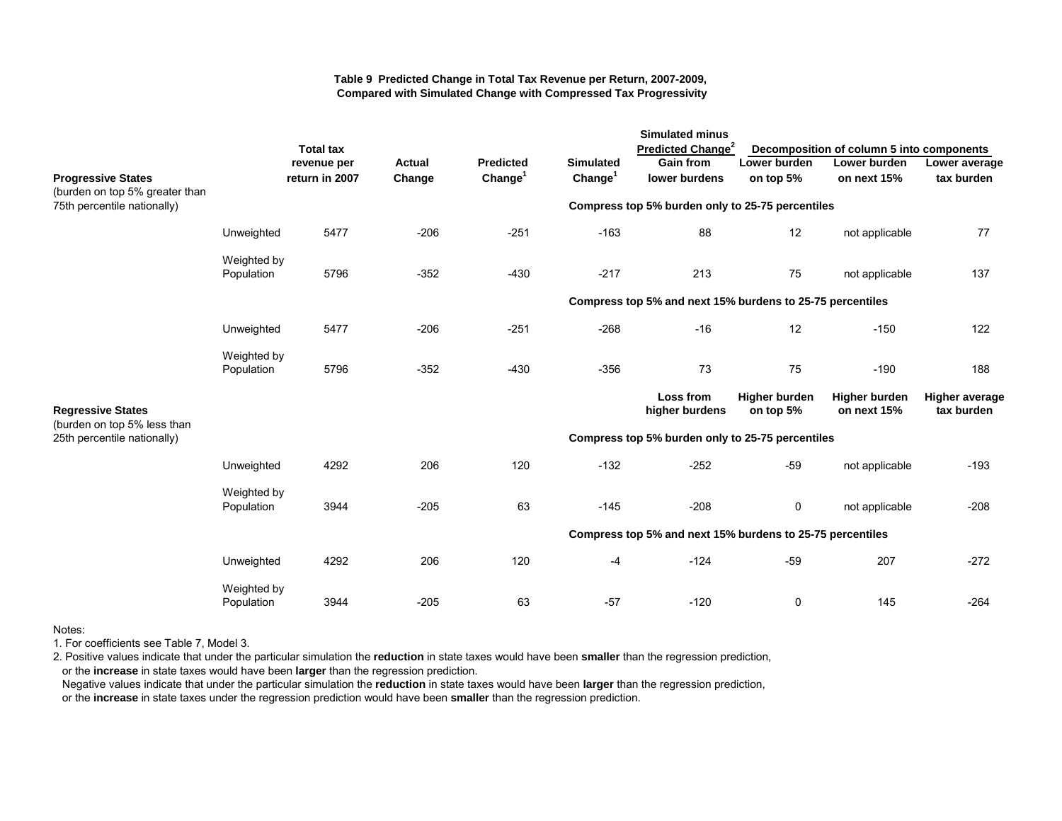**Table 9 Predicted Change in Total Tax Revenue per Return, 2007-2009, Compared with Simulated Change with Compressed Tax Progressivity**

| | | Total tax revenue per return in 2007 | Actual Change | Predicted Change[1] | Simulated Change[1] | Simulated minus Predicted Change[2] | Decomposition of column 5 into components | | |
|---|---|---|---|---|---|---|---|---|---|
| **Progressive States** (burden on top 5% greater than 75th percentile nationally) | | | | | | **Gain from lower burdens** | **Lower burden on top 5%** | **Lower burden on next 15%** | **Lower average tax burden** |
| | | | | | **Compress top 5% burden only to 25-75 percentiles** | | | | |
| | Unweighted | 5477 | -206 | -251 | -163 | 88 | 12 | not applicable | 77 |
| | Weighted by Population | 5796 | -352 | -430 | -217 | 213 | 75 | not applicable | 137 |
| | | | | | **Compress top 5% and next 15% burdens to 25-75 percentiles** | | | | |
| | Unweighted | 5477 | -206 | -251 | -268 | -16 | 12 | -150 | 122 |
| | Weighted by Population | 5796 | -352 | -430 | -356 | 73 | 75 | -190 | 188 |
| **Regressive States** (burden on top 5% less than 25th percentile nationally) | | | | | | **Loss from higher burdens** | **Higher burden on top 5%** | **Higher burden on next 15%** | **Higher average tax burden** |
| | | | | | **Compress top 5% burden only to 25-75 percentiles** | | | | |
| | Unweighted | 4292 | 206 | 120 | -132 | -252 | -59 | not applicable | -193 |
| | Weighted by Population | 3944 | -205 | 63 | -145 | -208 | 0 | not applicable | -208 |
| | | | | | **Compress top 5% and next 15% burdens to 25-75 percentiles** | | | | |
| | Unweighted | 4292 | 206 | 120 | -4 | -124 | -59 | 207 | -272 |
| | Weighted by Population | 3944 | -205 | 63 | -57 | -120 | 0 | 145 | -264 |

Notes:

1. For coefficients see Table 7, Model 3.
2. Positive values indicate that under the particular simulation the **reduction** in state taxes would have been **smaller** than the regression prediction, or the **increase** in state taxes would have been **larger** than the regression prediction.
   Negative values indicate that under the particular simulation the **reduction** in state taxes would have been **larger** than the regression prediction, or the **increase** in state taxes under the regression prediction would have been **smaller** than the regression prediction.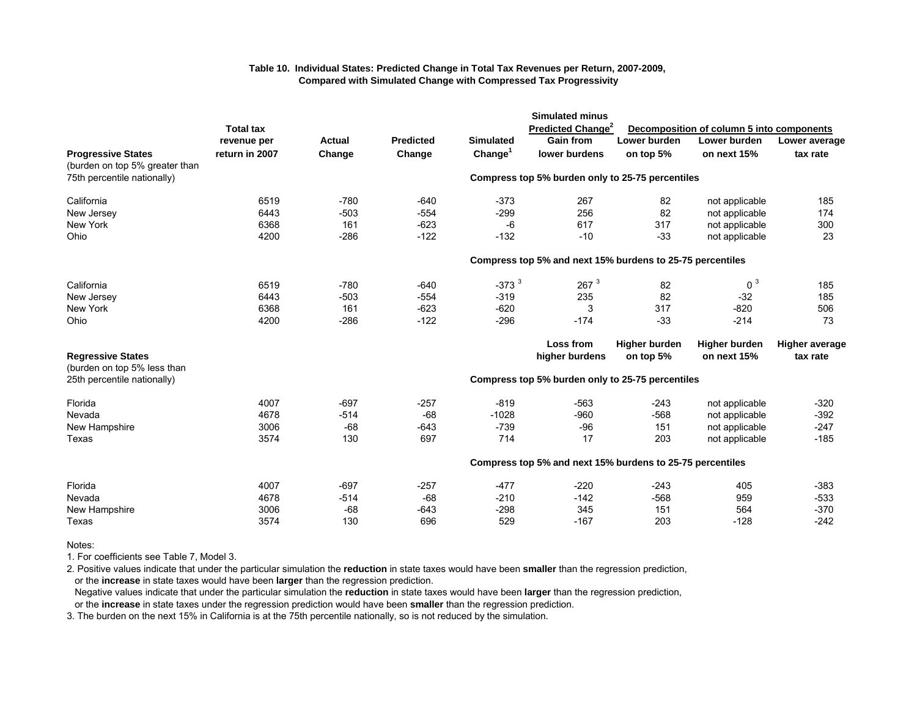**Table 10. Individual States: Predicted Change in Total Tax Revenues per Return, 2007-2009, Compared with Simulated Change with Compressed Tax Progressivity**

| | Total tax revenue per return in 2007 | Actual Change | Predicted Change | Simulated Change[1] | Simulated minus Predicted Change[2] | Decomposition of column 5 into components | | |
|---|---|---|---|---|---|---|---|---|
| **Progressive States** (burden on top 5% greater than 75th percentile nationally) | | | | | Gain from lower burdens | Lower burden on top 5% | Lower burden on next 15% | Lower average tax rate |
| | | | | **Compress top 5% burden only to 25-75 percentiles** | | | | |
| California | 6519 | -780 | -640 | -373 | 267 | 82 | not applicable | 185 |
| New Jersey | 6443 | -503 | -554 | -299 | 256 | 82 | not applicable | 174 |
| New York | 6368 | 161 | -623 | -6 | 617 | 317 | not applicable | 300 |
| Ohio | 4200 | -286 | -122 | -132 | -10 | -33 | not applicable | 23 |
| | | | | **Compress top 5% and next 15% burdens to 25-75 percentiles** | | | | |
| California | 6519 | -780 | -640 | -373 [3] | 267 [3] | 82 | 0 [3] | 185 |
| New Jersey | 6443 | -503 | -554 | -319 | 235 | 82 | -32 | 185 |
| New York | 6368 | 161 | -623 | -620 | 3 | 317 | -820 | 506 |
| Ohio | 4200 | -286 | -122 | -296 | -174 | -33 | -214 | 73 |
| **Regressive States** (burden on top 5% less than 25th percentile nationally) | | | | | Loss from higher burdens | Higher burden on top 5% | Higher burden on next 15% | Higher average tax rate |
| | | | | **Compress top 5% burden only to 25-75 percentiles** | | | | |
| Florida | 4007 | -697 | -257 | -819 | -563 | -243 | not applicable | -320 |
| Nevada | 4678 | -514 | -68 | -1028 | -960 | -568 | not applicable | -392 |
| New Hampshire | 3006 | -68 | -643 | -739 | -96 | 151 | not applicable | -247 |
| Texas | 3574 | 130 | 697 | 714 | 17 | 203 | not applicable | -185 |
| | | | | **Compress top 5% and next 15% burdens to 25-75 percentiles** | | | | |
| Florida | 4007 | -697 | -257 | -477 | -220 | -243 | 405 | -383 |
| Nevada | 4678 | -514 | -68 | -210 | -142 | -568 | 959 | -533 |
| New Hampshire | 3006 | -68 | -643 | -298 | 345 | 151 | 564 | -370 |
| Texas | 3574 | 130 | 696 | 529 | -167 | 203 | -128 | -242 |

Notes:

1. For coefficients see Table 7, Model 3.
2. Positive values indicate that under the particular simulation the **reduction** in state taxes would have been **smaller** than the regression prediction, or the **increase** in state taxes would have been **larger** than the regression prediction.
   Negative values indicate that under the particular simulation the **reduction** in state taxes would have been **larger** than the regression prediction, or the **increase** in state taxes under the regression prediction would have been **smaller** than the regression prediction.
3. The burden on the next 15% in California is at the 75th percentile nationally, so is not reduced by the simulation.